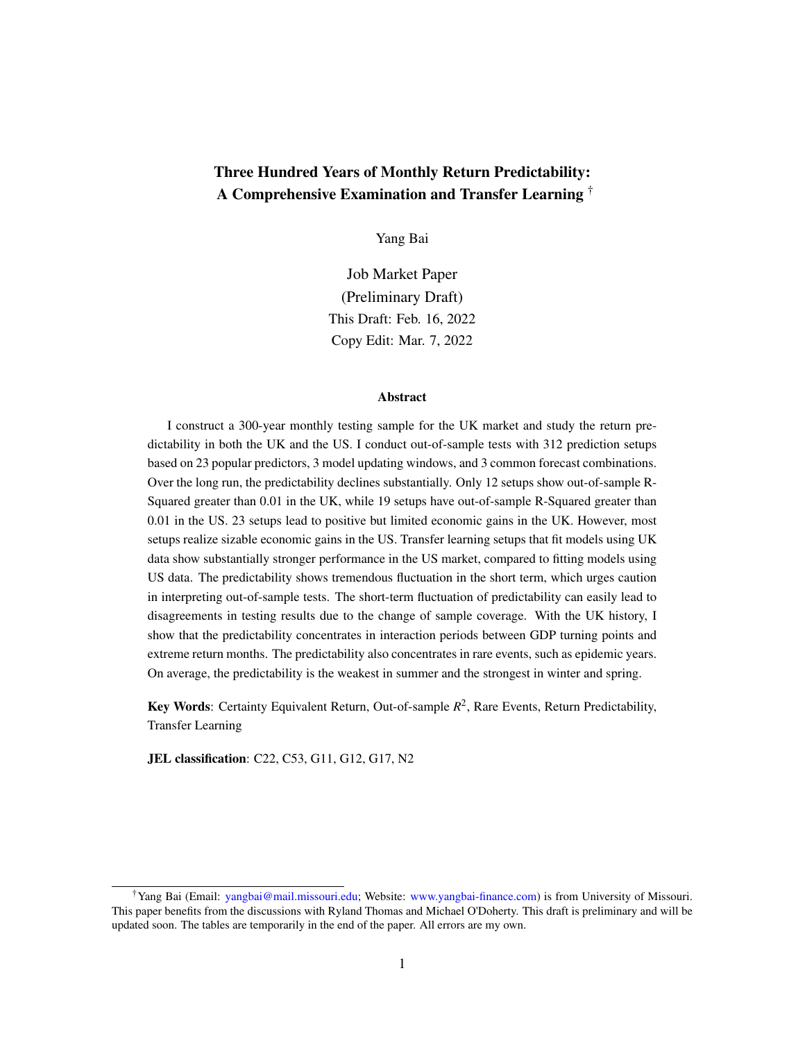# Three Hundred Years of Monthly Return Predictability: A Comprehensive Examination and Transfer Learning [†]

Yang Bai

Job Market Paper

(Preliminary Draft)

This Draft: Feb. 16, 2022

Copy Edit: Mar. 7, 2022

## Abstract

I construct a 300-year monthly testing sample for the UK market and study the return predictability in both the UK and the US. I conduct out-of-sample tests with 312 prediction setups based on 23 popular predictors, 3 model updating windows, and 3 common forecast combinations. Over the long run, the predictability declines substantially. Only 12 setups show out-of-sample R-Squared greater than 0.01 in the UK, while 19 setups have out-of-sample R-Squared greater than 0.01 in the US. 23 setups lead to positive but limited economic gains in the UK. However, most setups realize sizable economic gains in the US. Transfer learning setups that fit models using UK data show substantially stronger performance in the US market, compared to fitting models using US data. The predictability shows tremendous fluctuation in the short term, which urges caution in interpreting out-of-sample tests. The short-term fluctuation of predictability can easily lead to disagreements in testing results due to the change of sample coverage. With the UK history, I show that the predictability concentrates in interaction periods between GDP turning points and extreme return months. The predictability also concentrates in rare events, such as epidemic years. On average, the predictability is the weakest in summer and the strongest in winter and spring.

**Key Words**: Certainty Equivalent Return, Out-of-sample $R^2$, Rare Events, Return Predictability, Transfer Learning

**JEL classification**: C22, C53, G11, G12, G17, N2

---

[†] Yang Bai (Email: yangbai@mail.missouri.edu; Website: www.yangbai-finance.com) is from University of Missouri. This paper benefits from the discussions with Ryland Thomas and Michael O'Doherty. This draft is preliminary and will be updated soon. The tables are temporarily in the end of the paper. All errors are my own.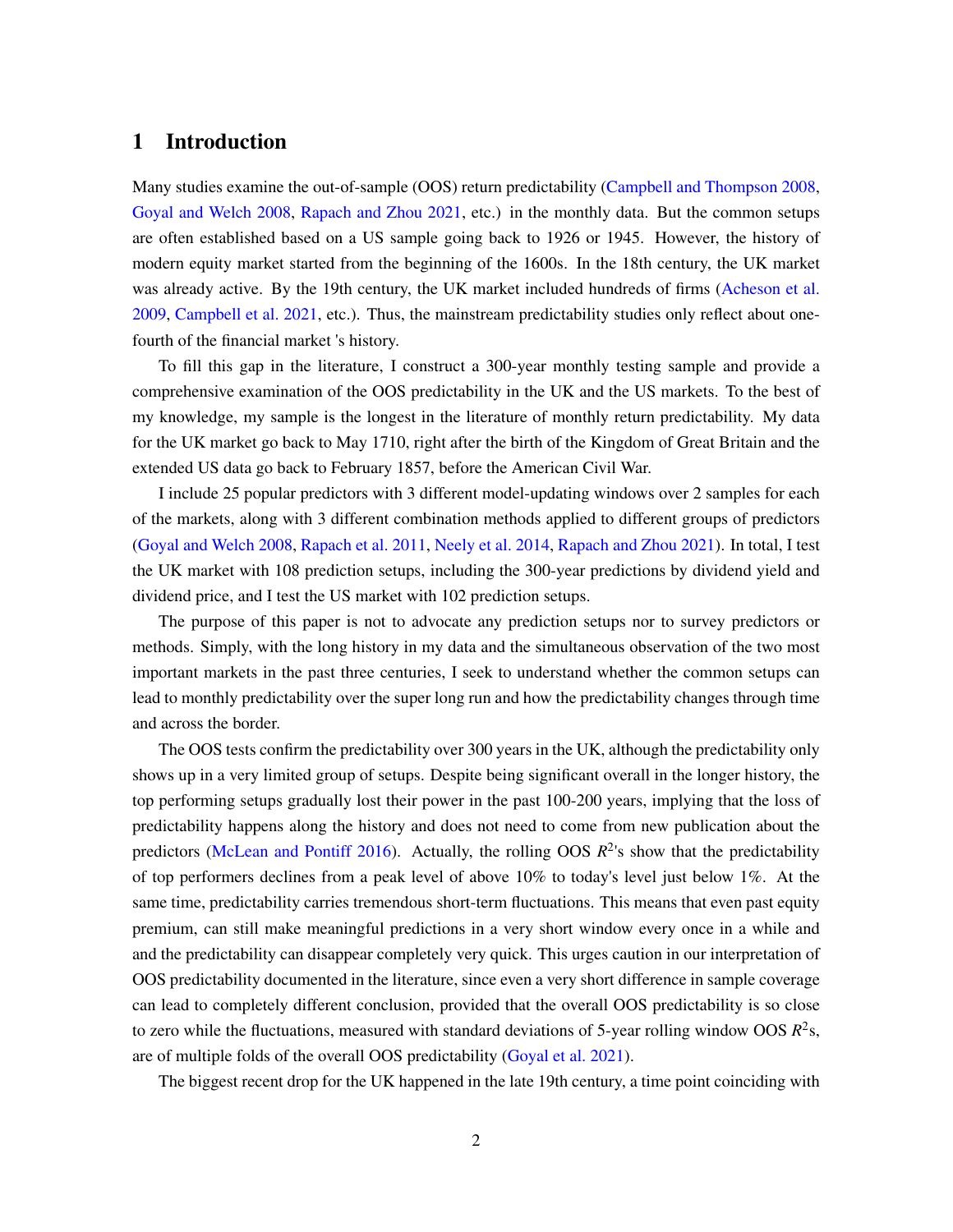# 1 Introduction

Many studies examine the out-of-sample (OOS) return predictability (Campbell and Thompson 2008, Goyal and Welch 2008, Rapach and Zhou 2021, etc.) in the monthly data. But the common setups are often established based on a US sample going back to 1926 or 1945. However, the history of modern equity market started from the beginning of the 1600s. In the 18th century, the UK market was already active. By the 19th century, the UK market included hundreds of firms (Acheson et al. 2009, Campbell et al. 2021, etc.). Thus, the mainstream predictability studies only reflect about one-fourth of the financial market 's history.

To fill this gap in the literature, I construct a 300-year monthly testing sample and provide a comprehensive examination of the OOS predictability in the UK and the US markets. To the best of my knowledge, my sample is the longest in the literature of monthly return predictability. My data for the UK market go back to May 1710, right after the birth of the Kingdom of Great Britain and the extended US data go back to February 1857, before the American Civil War.

I include 25 popular predictors with 3 different model-updating windows over 2 samples for each of the markets, along with 3 different combination methods applied to different groups of predictors (Goyal and Welch 2008, Rapach et al. 2011, Neely et al. 2014, Rapach and Zhou 2021). In total, I test the UK market with 108 prediction setups, including the 300-year predictions by dividend yield and dividend price, and I test the US market with 102 prediction setups.

The purpose of this paper is not to advocate any prediction setups nor to survey predictors or methods. Simply, with the long history in my data and the simultaneous observation of the two most important markets in the past three centuries, I seek to understand whether the common setups can lead to monthly predictability over the super long run and how the predictability changes through time and across the border.

The OOS tests confirm the predictability over 300 years in the UK, although the predictability only shows up in a very limited group of setups. Despite being significant overall in the longer history, the top performing setups gradually lost their power in the past 100-200 years, implying that the loss of predictability happens along the history and does not need to come from new publication about the predictors (McLean and Pontiff 2016). Actually, the rolling OOS $R^2$'s show that the predictability of top performers declines from a peak level of above 10% to today's level just below 1%. At the same time, predictability carries tremendous short-term fluctuations. This means that even past equity premium, can still make meaningful predictions in a very short window every once in a while and and the predictability can disappear completely very quick. This urges caution in our interpretation of OOS predictability documented in the literature, since even a very short difference in sample coverage can lead to completely different conclusion, provided that the overall OOS predictability is so close to zero while the fluctuations, measured with standard deviations of 5-year rolling window OOS $R^2$s, are of multiple folds of the overall OOS predictability (Goyal et al. 2021).

The biggest recent drop for the UK happened in the late 19th century, a time point coinciding with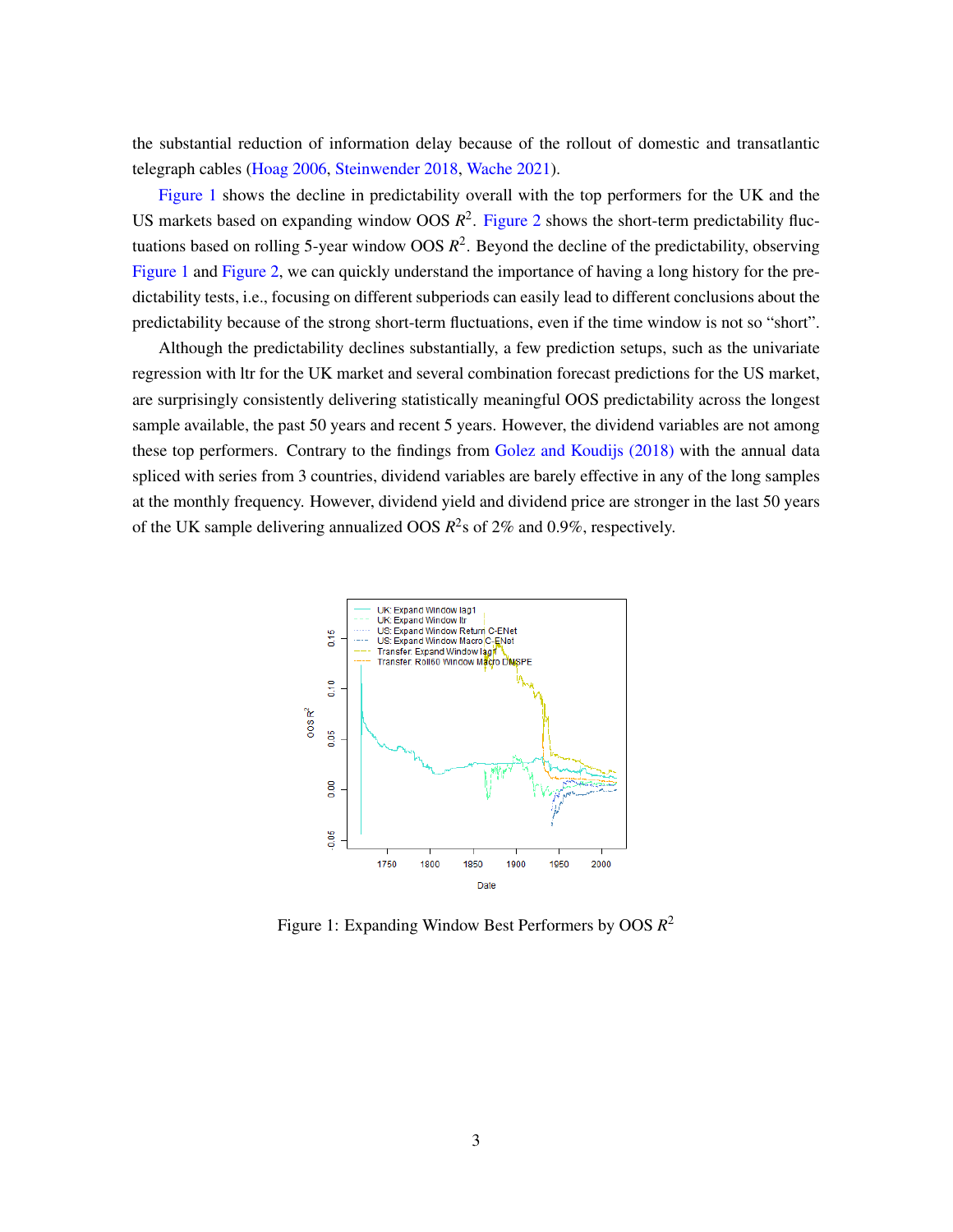the substantial reduction of information delay because of the rollout of domestic and transatlantic telegraph cables (Hoag 2006, Steinwender 2018, Wache 2021).

Figure 1 shows the decline in predictability overall with the top performers for the UK and the US markets based on expanding window OOS $R^2$. Figure 2 shows the short-term predictability fluctuations based on rolling 5-year window OOS $R^2$. Beyond the decline of the predictability, observing Figure 1 and Figure 2, we can quickly understand the importance of having a long history for the predictability tests, i.e., focusing on different subperiods can easily lead to different conclusions about the predictability because of the strong short-term fluctuations, even if the time window is not so "short".

Although the predictability declines substantially, a few prediction setups, such as the univariate regression with ltr for the UK market and several combination forecast predictions for the US market, are surprisingly consistently delivering statistically meaningful OOS predictability across the longest sample available, the past 50 years and recent 5 years. However, the dividend variables are not among these top performers. Contrary to the findings from Golez and Koudijs (2018) with the annual data spliced with series from 3 countries, dividend variables are barely effective in any of the long samples at the monthly frequency. However, dividend yield and dividend price are stronger in the last 50 years of the UK sample delivering annualized OOS $R^2$s of 2% and 0.9%, respectively.

Figure 1: Expanding Window Best Performers by OOS $R^2$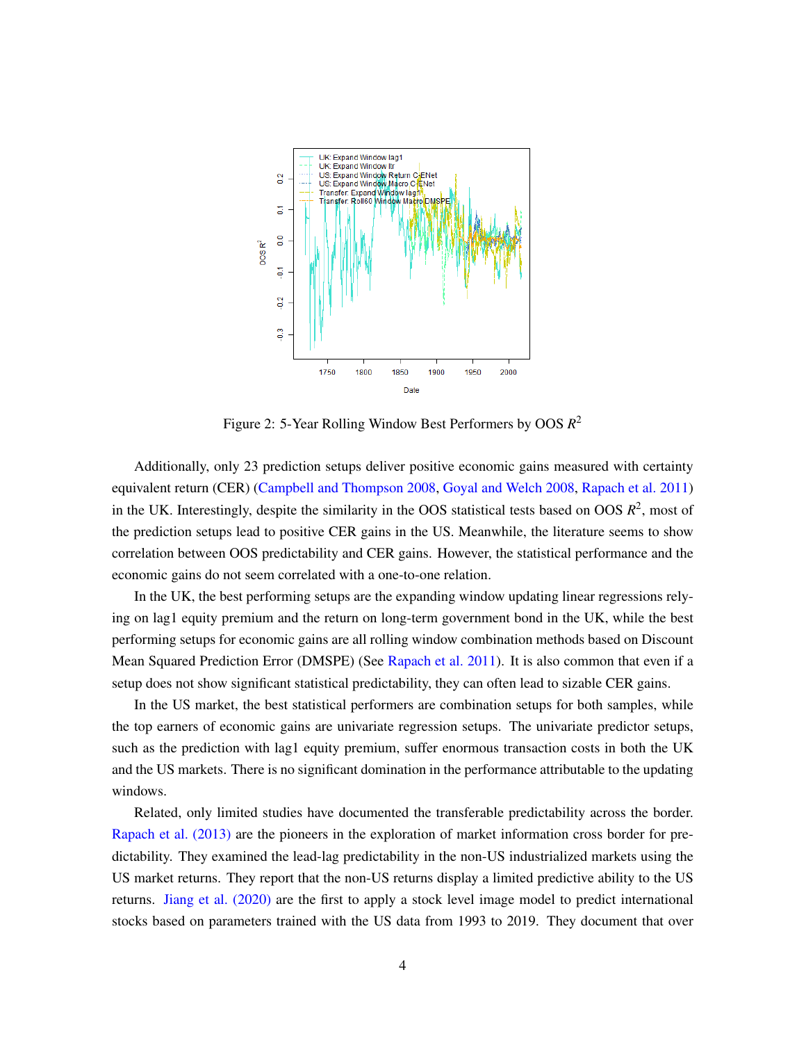Figure 2: 5-Year Rolling Window Best Performers by OOS $R^2$

Additionally, only 23 prediction setups deliver positive economic gains measured with certainty equivalent return (CER) (Campbell and Thompson 2008, Goyal and Welch 2008, Rapach et al. 2011) in the UK. Interestingly, despite the similarity in the OOS statistical tests based on OOS $R^2$, most of the prediction setups lead to positive CER gains in the US. Meanwhile, the literature seems to show correlation between OOS predictability and CER gains. However, the statistical performance and the economic gains do not seem correlated with a one-to-one relation.

In the UK, the best performing setups are the expanding window updating linear regressions relying on lag1 equity premium and the return on long-term government bond in the UK, while the best performing setups for economic gains are all rolling window combination methods based on Discount Mean Squared Prediction Error (DMSPE) (See Rapach et al. 2011). It is also common that even if a setup does not show significant statistical predictability, they can often lead to sizable CER gains.

In the US market, the best statistical performers are combination setups for both samples, while the top earners of economic gains are univariate regression setups. The univariate predictor setups, such as the prediction with lag1 equity premium, suffer enormous transaction costs in both the UK and the US markets. There is no significant domination in the performance attributable to the updating windows.

Related, only limited studies have documented the transferable predictability across the border. Rapach et al. (2013) are the pioneers in the exploration of market information cross border for predictability. They examined the lead-lag predictability in the non-US industrialized markets using the US market returns. They report that the non-US returns display a limited predictive ability to the US returns. Jiang et al. (2020) are the first to apply a stock level image model to predict international stocks based on parameters trained with the US data from 1993 to 2019. They document that over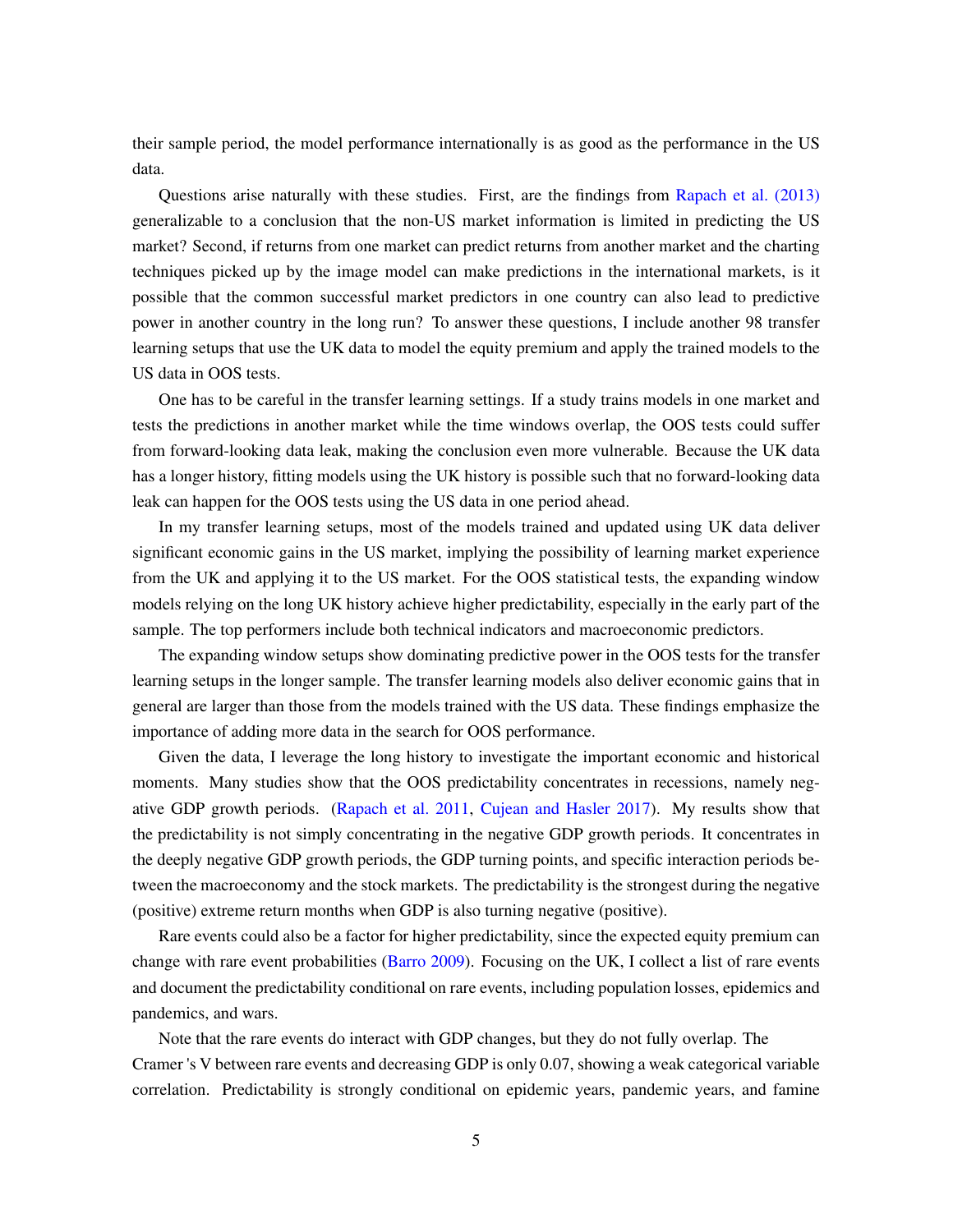their sample period, the model performance internationally is as good as the performance in the US data.

Questions arise naturally with these studies. First, are the findings from Rapach et al. (2013) generalizable to a conclusion that the non-US market information is limited in predicting the US market? Second, if returns from one market can predict returns from another market and the charting techniques picked up by the image model can make predictions in the international markets, is it possible that the common successful market predictors in one country can also lead to predictive power in another country in the long run? To answer these questions, I include another 98 transfer learning setups that use the UK data to model the equity premium and apply the trained models to the US data in OOS tests.

One has to be careful in the transfer learning settings. If a study trains models in one market and tests the predictions in another market while the time windows overlap, the OOS tests could suffer from forward-looking data leak, making the conclusion even more vulnerable. Because the UK data has a longer history, fitting models using the UK history is possible such that no forward-looking data leak can happen for the OOS tests using the US data in one period ahead.

In my transfer learning setups, most of the models trained and updated using UK data deliver significant economic gains in the US market, implying the possibility of learning market experience from the UK and applying it to the US market. For the OOS statistical tests, the expanding window models relying on the long UK history achieve higher predictability, especially in the early part of the sample. The top performers include both technical indicators and macroeconomic predictors.

The expanding window setups show dominating predictive power in the OOS tests for the transfer learning setups in the longer sample. The transfer learning models also deliver economic gains that in general are larger than those from the models trained with the US data. These findings emphasize the importance of adding more data in the search for OOS performance.

Given the data, I leverage the long history to investigate the important economic and historical moments. Many studies show that the OOS predictability concentrates in recessions, namely negative GDP growth periods. (Rapach et al. 2011, Cujean and Hasler 2017). My results show that the predictability is not simply concentrating in the negative GDP growth periods. It concentrates in the deeply negative GDP growth periods, the GDP turning points, and specific interaction periods between the macroeconomy and the stock markets. The predictability is the strongest during the negative (positive) extreme return months when GDP is also turning negative (positive).

Rare events could also be a factor for higher predictability, since the expected equity premium can change with rare event probabilities (Barro 2009). Focusing on the UK, I collect a list of rare events and document the predictability conditional on rare events, including population losses, epidemics and pandemics, and wars.

Note that the rare events do interact with GDP changes, but they do not fully overlap. The Cramer's V between rare events and decreasing GDP is only 0.07, showing a weak categorical variable correlation. Predictability is strongly conditional on epidemic years, pandemic years, and famine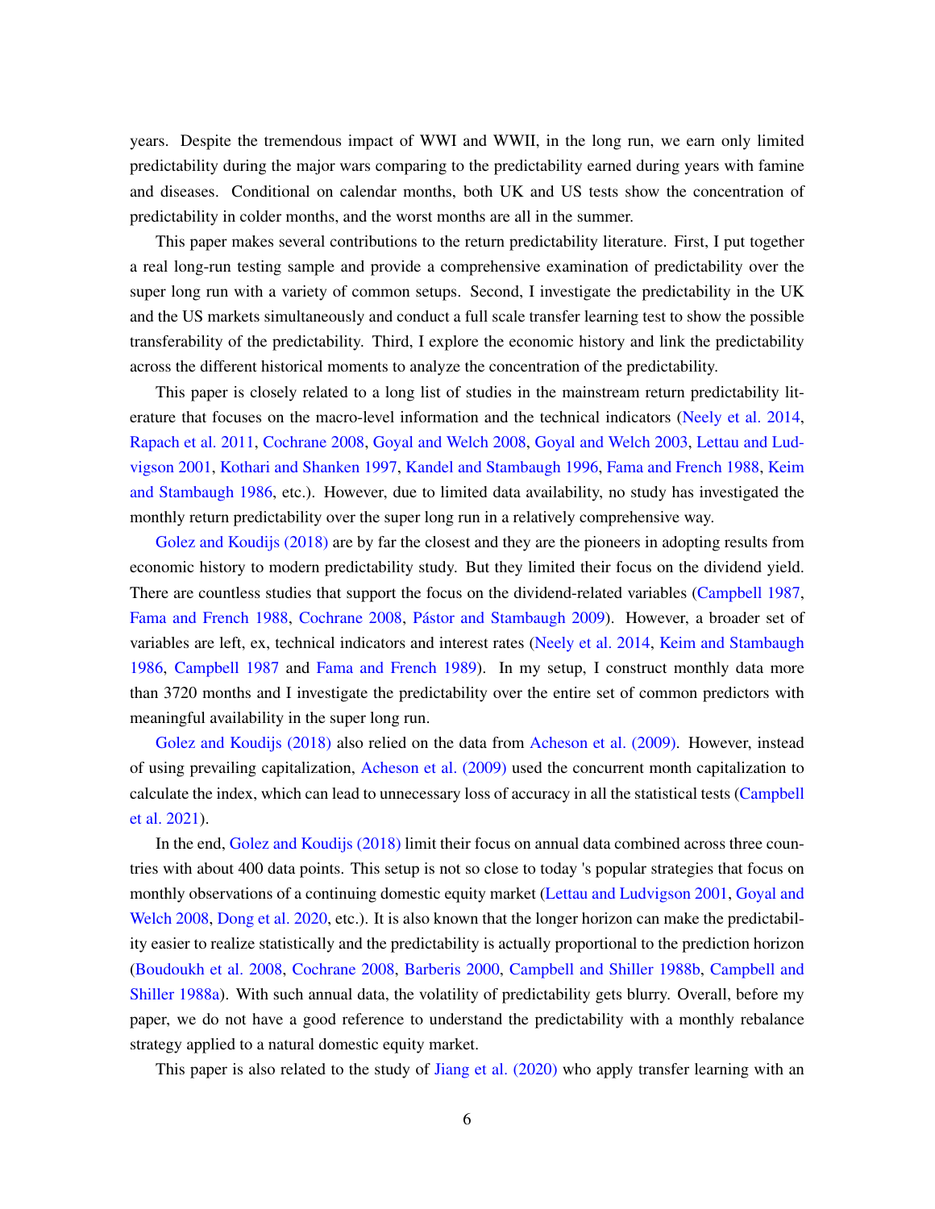years. Despite the tremendous impact of WWI and WWII, in the long run, we earn only limited predictability during the major wars comparing to the predictability earned during years with famine and diseases. Conditional on calendar months, both UK and US tests show the concentration of predictability in colder months, and the worst months are all in the summer.

This paper makes several contributions to the return predictability literature. First, I put together a real long-run testing sample and provide a comprehensive examination of predictability over the super long run with a variety of common setups. Second, I investigate the predictability in the UK and the US markets simultaneously and conduct a full scale transfer learning test to show the possible transferability of the predictability. Third, I explore the economic history and link the predictability across the different historical moments to analyze the concentration of the predictability.

This paper is closely related to a long list of studies in the mainstream return predictability literature that focuses on the macro-level information and the technical indicators (Neely et al. 2014, Rapach et al. 2011, Cochrane 2008, Goyal and Welch 2008, Goyal and Welch 2003, Lettau and Ludvigson 2001, Kothari and Shanken 1997, Kandel and Stambaugh 1996, Fama and French 1988, Keim and Stambaugh 1986, etc.). However, due to limited data availability, no study has investigated the monthly return predictability over the super long run in a relatively comprehensive way.

Golez and Koudijs (2018) are by far the closest and they are the pioneers in adopting results from economic history to modern predictability study. But they limited their focus on the dividend yield. There are countless studies that support the focus on the dividend-related variables (Campbell 1987, Fama and French 1988, Cochrane 2008, Pástor and Stambaugh 2009). However, a broader set of variables are left, ex, technical indicators and interest rates (Neely et al. 2014, Keim and Stambaugh 1986, Campbell 1987 and Fama and French 1989). In my setup, I construct monthly data more than 3720 months and I investigate the predictability over the entire set of common predictors with meaningful availability in the super long run.

Golez and Koudijs (2018) also relied on the data from Acheson et al. (2009). However, instead of using prevailing capitalization, Acheson et al. (2009) used the concurrent month capitalization to calculate the index, which can lead to unnecessary loss of accuracy in all the statistical tests (Campbell et al. 2021).

In the end, Golez and Koudijs (2018) limit their focus on annual data combined across three countries with about 400 data points. This setup is not so close to today 's popular strategies that focus on monthly observations of a continuing domestic equity market (Lettau and Ludvigson 2001, Goyal and Welch 2008, Dong et al. 2020, etc.). It is also known that the longer horizon can make the predictability easier to realize statistically and the predictability is actually proportional to the prediction horizon (Boudoukh et al. 2008, Cochrane 2008, Barberis 2000, Campbell and Shiller 1988b, Campbell and Shiller 1988a). With such annual data, the volatility of predictability gets blurry. Overall, before my paper, we do not have a good reference to understand the predictability with a monthly rebalance strategy applied to a natural domestic equity market.

This paper is also related to the study of Jiang et al. (2020) who apply transfer learning with an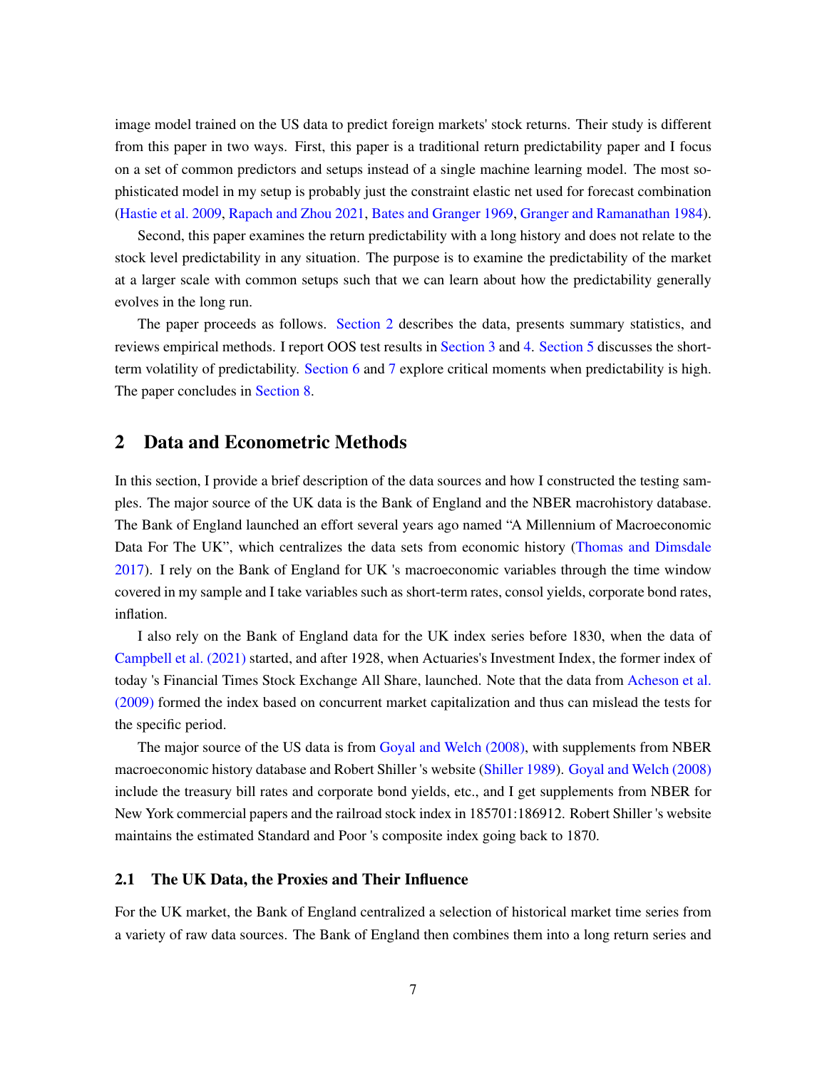image model trained on the US data to predict foreign markets' stock returns. Their study is different from this paper in two ways. First, this paper is a traditional return predictability paper and I focus on a set of common predictors and setups instead of a single machine learning model. The most sophisticated model in my setup is probably just the constraint elastic net used for forecast combination (Hastie et al. 2009, Rapach and Zhou 2021, Bates and Granger 1969, Granger and Ramanathan 1984).

Second, this paper examines the return predictability with a long history and does not relate to the stock level predictability in any situation. The purpose is to examine the predictability of the market at a larger scale with common setups such that we can learn about how the predictability generally evolves in the long run.

The paper proceeds as follows. Section 2 describes the data, presents summary statistics, and reviews empirical methods. I report OOS test results in Section 3 and 4. Section 5 discusses the short-term volatility of predictability. Section 6 and 7 explore critical moments when predictability is high. The paper concludes in Section 8.

## 2 Data and Econometric Methods

In this section, I provide a brief description of the data sources and how I constructed the testing samples. The major source of the UK data is the Bank of England and the NBER macrohistory database. The Bank of England launched an effort several years ago named "A Millennium of Macroeconomic Data For The UK", which centralizes the data sets from economic history (Thomas and Dimsdale 2017). I rely on the Bank of England for UK 's macroeconomic variables through the time window covered in my sample and I take variables such as short-term rates, consol yields, corporate bond rates, inflation.

I also rely on the Bank of England data for the UK index series before 1830, when the data of Campbell et al. (2021) started, and after 1928, when Actuaries's Investment Index, the former index of today 's Financial Times Stock Exchange All Share, launched. Note that the data from Acheson et al. (2009) formed the index based on concurrent market capitalization and thus can mislead the tests for the specific period.

The major source of the US data is from Goyal and Welch (2008), with supplements from NBER macroeconomic history database and Robert Shiller 's website (Shiller 1989). Goyal and Welch (2008) include the treasury bill rates and corporate bond yields, etc., and I get supplements from NBER for New York commercial papers and the railroad stock index in 185701:186912. Robert Shiller 's website maintains the estimated Standard and Poor 's composite index going back to 1870.

### 2.1 The UK Data, the Proxies and Their Influence

For the UK market, the Bank of England centralized a selection of historical market time series from a variety of raw data sources. The Bank of England then combines them into a long return series and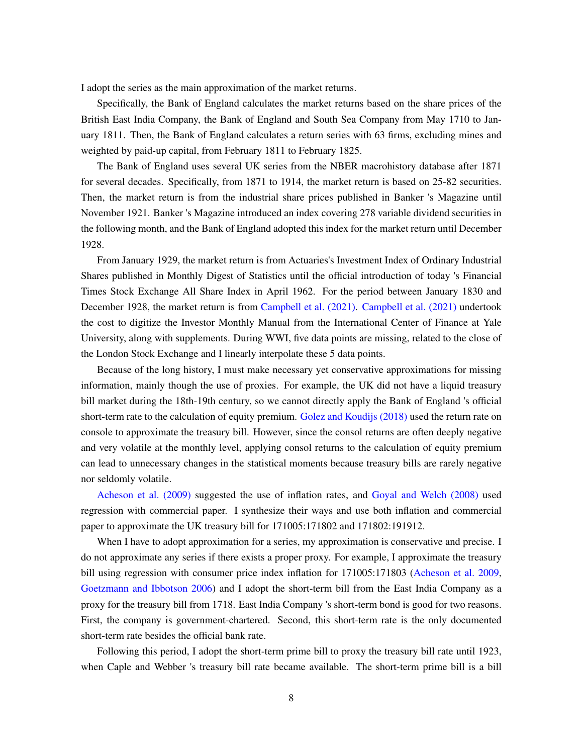I adopt the series as the main approximation of the market returns.

Specifically, the Bank of England calculates the market returns based on the share prices of the British East India Company, the Bank of England and South Sea Company from May 1710 to January 1811. Then, the Bank of England calculates a return series with 63 firms, excluding mines and weighted by paid-up capital, from February 1811 to February 1825.

The Bank of England uses several UK series from the NBER macrohistory database after 1871 for several decades. Specifically, from 1871 to 1914, the market return is based on 25-82 securities. Then, the market return is from the industrial share prices published in Banker 's Magazine until November 1921. Banker 's Magazine introduced an index covering 278 variable dividend securities in the following month, and the Bank of England adopted this index for the market return until December 1928.

From January 1929, the market return is from Actuaries's Investment Index of Ordinary Industrial Shares published in Monthly Digest of Statistics until the official introduction of today 's Financial Times Stock Exchange All Share Index in April 1962. For the period between January 1830 and December 1928, the market return is from Campbell et al. (2021). Campbell et al. (2021) undertook the cost to digitize the Investor Monthly Manual from the International Center of Finance at Yale University, along with supplements. During WWI, five data points are missing, related to the close of the London Stock Exchange and I linearly interpolate these 5 data points.

Because of the long history, I must make necessary yet conservative approximations for missing information, mainly though the use of proxies. For example, the UK did not have a liquid treasury bill market during the 18th-19th century, so we cannot directly apply the Bank of England 's official short-term rate to the calculation of equity premium. Golez and Koudijs (2018) used the return rate on console to approximate the treasury bill. However, since the consol returns are often deeply negative and very volatile at the monthly level, applying consol returns to the calculation of equity premium can lead to unnecessary changes in the statistical moments because treasury bills are rarely negative nor seldomly volatile.

Acheson et al. (2009) suggested the use of inflation rates, and Goyal and Welch (2008) used regression with commercial paper. I synthesize their ways and use both inflation and commercial paper to approximate the UK treasury bill for 171005:171802 and 171802:191912.

When I have to adopt approximation for a series, my approximation is conservative and precise. I do not approximate any series if there exists a proper proxy. For example, I approximate the treasury bill using regression with consumer price index inflation for 171005:171803 (Acheson et al. 2009, Goetzmann and Ibbotson 2006) and I adopt the short-term bill from the East India Company as a proxy for the treasury bill from 1718. East India Company 's short-term bond is good for two reasons. First, the company is government-chartered. Second, this short-term rate is the only documented short-term rate besides the official bank rate.

Following this period, I adopt the short-term prime bill to proxy the treasury bill rate until 1923, when Caple and Webber 's treasury bill rate became available. The short-term prime bill is a bill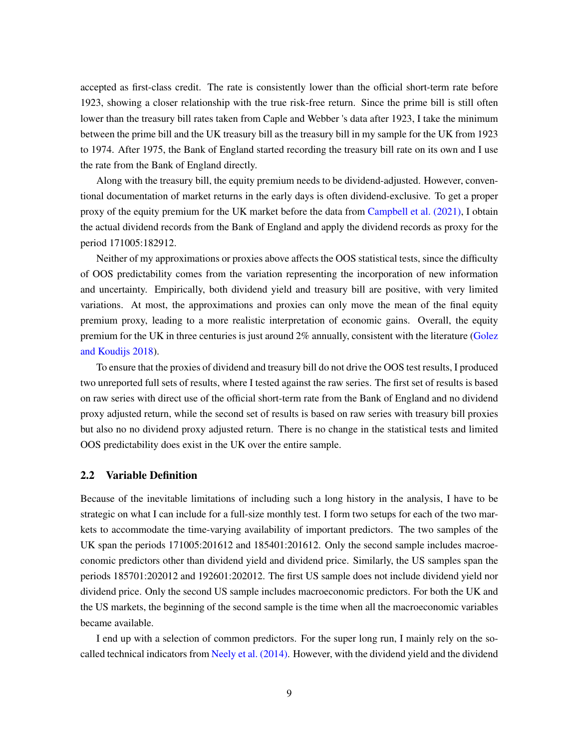accepted as first-class credit. The rate is consistently lower than the official short-term rate before 1923, showing a closer relationship with the true risk-free return. Since the prime bill is still often lower than the treasury bill rates taken from Caple and Webber 's data after 1923, I take the minimum between the prime bill and the UK treasury bill as the treasury bill in my sample for the UK from 1923 to 1974. After 1975, the Bank of England started recording the treasury bill rate on its own and I use the rate from the Bank of England directly.

Along with the treasury bill, the equity premium needs to be dividend-adjusted. However, conventional documentation of market returns in the early days is often dividend-exclusive. To get a proper proxy of the equity premium for the UK market before the data from Campbell et al. (2021), I obtain the actual dividend records from the Bank of England and apply the dividend records as proxy for the period 171005:182912.

Neither of my approximations or proxies above affects the OOS statistical tests, since the difficulty of OOS predictability comes from the variation representing the incorporation of new information and uncertainty. Empirically, both dividend yield and treasury bill are positive, with very limited variations. At most, the approximations and proxies can only move the mean of the final equity premium proxy, leading to a more realistic interpretation of economic gains. Overall, the equity premium for the UK in three centuries is just around 2% annually, consistent with the literature (Golez and Koudijs 2018).

To ensure that the proxies of dividend and treasury bill do not drive the OOS test results, I produced two unreported full sets of results, where I tested against the raw series. The first set of results is based on raw series with direct use of the official short-term rate from the Bank of England and no dividend proxy adjusted return, while the second set of results is based on raw series with treasury bill proxies but also no no dividend proxy adjusted return. There is no change in the statistical tests and limited OOS predictability does exist in the UK over the entire sample.

## 2.2 Variable Definition

Because of the inevitable limitations of including such a long history in the analysis, I have to be strategic on what I can include for a full-size monthly test. I form two setups for each of the two markets to accommodate the time-varying availability of important predictors. The two samples of the UK span the periods 171005:201612 and 185401:201612. Only the second sample includes macroeconomic predictors other than dividend yield and dividend price. Similarly, the US samples span the periods 185701:202012 and 192601:202012. The first US sample does not include dividend yield nor dividend price. Only the second US sample includes macroeconomic predictors. For both the UK and the US markets, the beginning of the second sample is the time when all the macroeconomic variables became available.

I end up with a selection of common predictors. For the super long run, I mainly rely on the so-called technical indicators from Neely et al. (2014). However, with the dividend yield and the dividend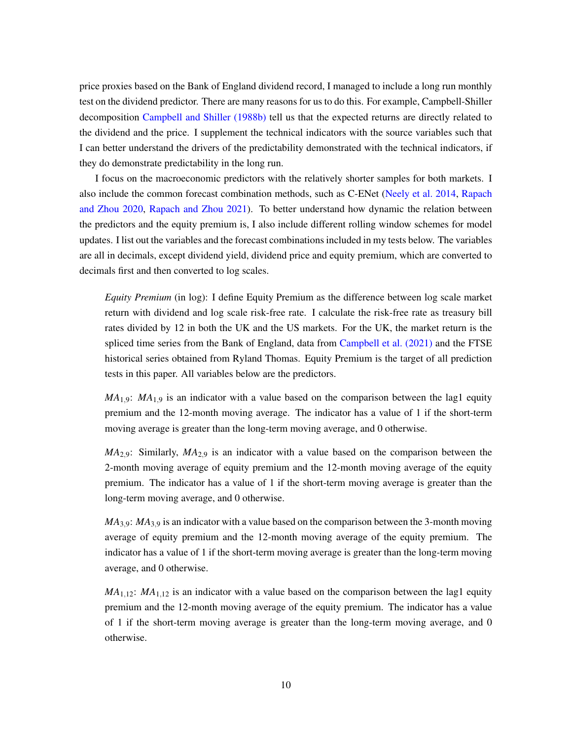price proxies based on the Bank of England dividend record, I managed to include a long run monthly test on the dividend predictor. There are many reasons for us to do this. For example, Campbell-Shiller decomposition Campbell and Shiller (1988b) tell us that the expected returns are directly related to the dividend and the price. I supplement the technical indicators with the source variables such that I can better understand the drivers of the predictability demonstrated with the technical indicators, if they do demonstrate predictability in the long run.

I focus on the macroeconomic predictors with the relatively shorter samples for both markets. I also include the common forecast combination methods, such as C-ENet (Neely et al. 2014, Rapach and Zhou 2020, Rapach and Zhou 2021). To better understand how dynamic the relation between the predictors and the equity premium is, I also include different rolling window schemes for model updates. I list out the variables and the forecast combinations included in my tests below. The variables are all in decimals, except dividend yield, dividend price and equity premium, which are converted to decimals first and then converted to log scales.

> *Equity Premium* (in log): I define Equity Premium as the difference between log scale market return with dividend and log scale risk-free rate. I calculate the risk-free rate as treasury bill rates divided by 12 in both the UK and the US markets. For the UK, the market return is the spliced time series from the Bank of England, data from Campbell et al. (2021) and the FTSE historical series obtained from Ryland Thomas. Equity Premium is the target of all prediction tests in this paper. All variables below are the predictors.
>
> $MA_{1,9}$: $MA_{1,9}$ is an indicator with a value based on the comparison between the lag1 equity premium and the 12-month moving average. The indicator has a value of 1 if the short-term moving average is greater than the long-term moving average, and 0 otherwise.
>
> $MA_{2,9}$: Similarly, $MA_{2,9}$ is an indicator with a value based on the comparison between the 2-month moving average of equity premium and the 12-month moving average of the equity premium. The indicator has a value of 1 if the short-term moving average is greater than the long-term moving average, and 0 otherwise.
>
> $MA_{3,9}$: $MA_{3,9}$ is an indicator with a value based on the comparison between the 3-month moving average of equity premium and the 12-month moving average of the equity premium. The indicator has a value of 1 if the short-term moving average is greater than the long-term moving average, and 0 otherwise.
>
> $MA_{1,12}$: $MA_{1,12}$ is an indicator with a value based on the comparison between the lag1 equity premium and the 12-month moving average of the equity premium. The indicator has a value of 1 if the short-term moving average is greater than the long-term moving average, and 0 otherwise.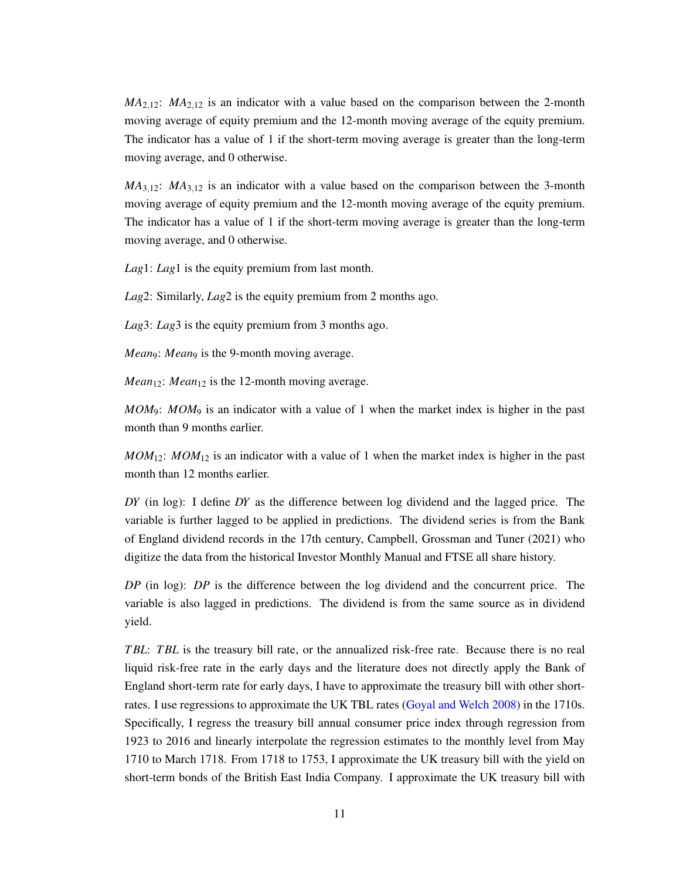$MA_{2,12}$: $MA_{2,12}$ is an indicator with a value based on the comparison between the 2-month moving average of equity premium and the 12-month moving average of the equity premium. The indicator has a value of 1 if the short-term moving average is greater than the long-term moving average, and 0 otherwise.

$MA_{3,12}$: $MA_{3,12}$ is an indicator with a value based on the comparison between the 3-month moving average of equity premium and the 12-month moving average of the equity premium. The indicator has a value of 1 if the short-term moving average is greater than the long-term moving average, and 0 otherwise.

$Lag1$: $Lag1$ is the equity premium from last month.

$Lag2$: Similarly, $Lag2$ is the equity premium from 2 months ago.

$Lag3$: $Lag3$ is the equity premium from 3 months ago.

$Mean_9$: $Mean_9$ is the 9-month moving average.

$Mean_{12}$: $Mean_{12}$ is the 12-month moving average.

$MOM_9$: $MOM_9$ is an indicator with a value of 1 when the market index is higher in the past month than 9 months earlier.

$MOM_{12}$: $MOM_{12}$ is an indicator with a value of 1 when the market index is higher in the past month than 12 months earlier.

$DY$ (in log): I define $DY$ as the difference between log dividend and the lagged price. The variable is further lagged to be applied in predictions. The dividend series is from the Bank of England dividend records in the 17th century, Campbell, Grossman and Tuner (2021) who digitize the data from the historical Investor Monthly Manual and FTSE all share history.

$DP$ (in log): $DP$ is the difference between the log dividend and the concurrent price. The variable is also lagged in predictions. The dividend is from the same source as in dividend yield.

$TBL$: $TBL$ is the treasury bill rate, or the annualized risk-free rate. Because there is no real liquid risk-free rate in the early days and the literature does not directly apply the Bank of England short-term rate for early days, I have to approximate the treasury bill with other short-rates. I use regressions to approximate the UK TBL rates (Goyal and Welch 2008) in the 1710s. Specifically, I regress the treasury bill annual consumer price index through regression from 1923 to 2016 and linearly interpolate the regression estimates to the monthly level from May 1710 to March 1718. From 1718 to 1753, I approximate the UK treasury bill with the yield on short-term bonds of the British East India Company. I approximate the UK treasury bill with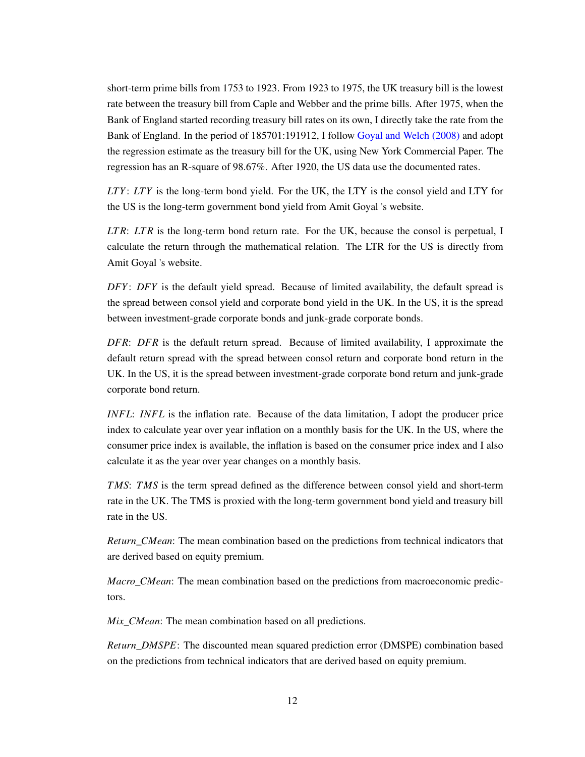short-term prime bills from 1753 to 1923. From 1923 to 1975, the UK treasury bill is the lowest rate between the treasury bill from Caple and Webber and the prime bills. After 1975, when the Bank of England started recording treasury bill rates on its own, I directly take the rate from the Bank of England. In the period of 185701:191912, I follow Goyal and Welch (2008) and adopt the regression estimate as the treasury bill for the UK, using New York Commercial Paper. The regression has an R-square of 98.67%. After 1920, the US data use the documented rates.

*LTY*: *LTY* is the long-term bond yield. For the UK, the LTY is the consol yield and LTY for the US is the long-term government bond yield from Amit Goyal 's website.

*LTR*: *LTR* is the long-term bond return rate. For the UK, because the consol is perpetual, I calculate the return through the mathematical relation. The LTR for the US is directly from Amit Goyal 's website.

*DFY*: *DFY* is the default yield spread. Because of limited availability, the default spread is the spread between consol yield and corporate bond yield in the UK. In the US, it is the spread between investment-grade corporate bonds and junk-grade corporate bonds.

*DFR*: *DFR* is the default return spread. Because of limited availability, I approximate the default return spread with the spread between consol return and corporate bond return in the UK. In the US, it is the spread between investment-grade corporate bond return and junk-grade corporate bond return.

*INFL*: *INFL* is the inflation rate. Because of the data limitation, I adopt the producer price index to calculate year over year inflation on a monthly basis for the UK. In the US, where the consumer price index is available, the inflation is based on the consumer price index and I also calculate it as the year over year changes on a monthly basis.

*TMS*: *TMS* is the term spread defined as the difference between consol yield and short-term rate in the UK. The TMS is proxied with the long-term government bond yield and treasury bill rate in the US.

*Return_CMean*: The mean combination based on the predictions from technical indicators that are derived based on equity premium.

*Macro_CMean*: The mean combination based on the predictions from macroeconomic predictors.

*Mix_CMean*: The mean combination based on all predictions.

*Return_DMSPE*: The discounted mean squared prediction error (DMSPE) combination based on the predictions from technical indicators that are derived based on equity premium.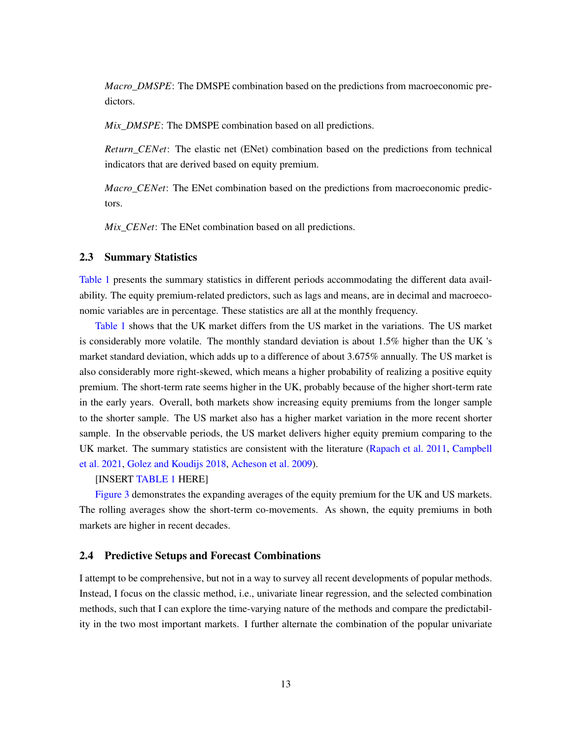*Macro_DMSPE*: The DMSPE combination based on the predictions from macroeconomic predictors.

*Mix_DMSPE*: The DMSPE combination based on all predictions.

*Return_CENet*: The elastic net (ENet) combination based on the predictions from technical indicators that are derived based on equity premium.

*Macro_CENet*: The ENet combination based on the predictions from macroeconomic predictors.

*Mix_CENet*: The ENet combination based on all predictions.

### 2.3 Summary Statistics

Table 1 presents the summary statistics in different periods accommodating the different data availability. The equity premium-related predictors, such as lags and means, are in decimal and macroeconomic variables are in percentage. These statistics are all at the monthly frequency.

Table 1 shows that the UK market differs from the US market in the variations. The US market is considerably more volatile. The monthly standard deviation is about 1.5% higher than the UK 's market standard deviation, which adds up to a difference of about 3.675% annually. The US market is also considerably more right-skewed, which means a higher probability of realizing a positive equity premium. The short-term rate seems higher in the UK, probably because of the higher short-term rate in the early years. Overall, both markets show increasing equity premiums from the longer sample to the shorter sample. The US market also has a higher market variation in the more recent shorter sample. In the observable periods, the US market delivers higher equity premium comparing to the UK market. The summary statistics are consistent with the literature (Rapach et al. 2011, Campbell et al. 2021, Golez and Koudijs 2018, Acheson et al. 2009).

[INSERT TABLE 1 HERE]

Figure 3 demonstrates the expanding averages of the equity premium for the UK and US markets. The rolling averages show the short-term co-movements. As shown, the equity premiums in both markets are higher in recent decades.

### 2.4 Predictive Setups and Forecast Combinations

I attempt to be comprehensive, but not in a way to survey all recent developments of popular methods. Instead, I focus on the classic method, i.e., univariate linear regression, and the selected combination methods, such that I can explore the time-varying nature of the methods and compare the predictability in the two most important markets. I further alternate the combination of the popular univariate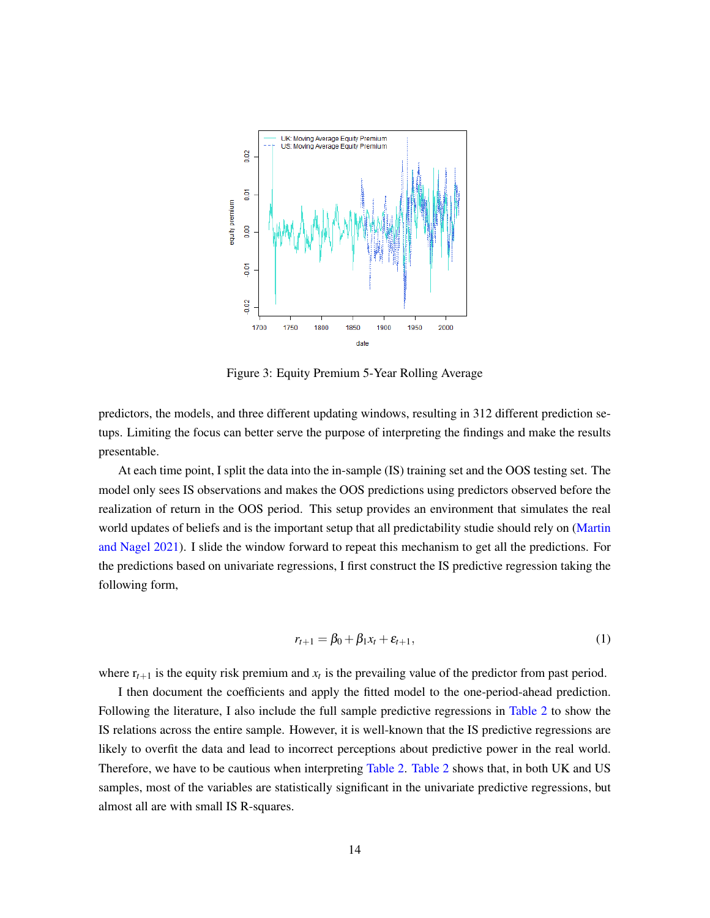Figure 3: Equity Premium 5-Year Rolling Average

predictors, the models, and three different updating windows, resulting in 312 different prediction setups. Limiting the focus can better serve the purpose of interpreting the findings and make the results presentable.

At each time point, I split the data into the in-sample (IS) training set and the OOS testing set. The model only sees IS observations and makes the OOS predictions using predictors observed before the realization of return in the OOS period. This setup provides an environment that simulates the real world updates of beliefs and is the important setup that all predictability studie should rely on (Martin and Nagel 2021). I slide the window forward to repeat this mechanism to get all the predictions. For the predictions based on univariate regressions, I first construct the IS predictive regression taking the following form,

$$r_{t+1} = \beta_0 + \beta_1 x_t + \varepsilon_{t+1}, \tag{1}$$

where $r_{t+1}$ is the equity risk premium and $x_t$ is the prevailing value of the predictor from past period.

I then document the coefficients and apply the fitted model to the one-period-ahead prediction. Following the literature, I also include the full sample predictive regressions in Table 2 to show the IS relations across the entire sample. However, it is well-known that the IS predictive regressions are likely to overfit the data and lead to incorrect perceptions about predictive power in the real world. Therefore, we have to be cautious when interpreting Table 2. Table 2 shows that, in both UK and US samples, most of the variables are statistically significant in the univariate predictive regressions, but almost all are with small IS R-squares.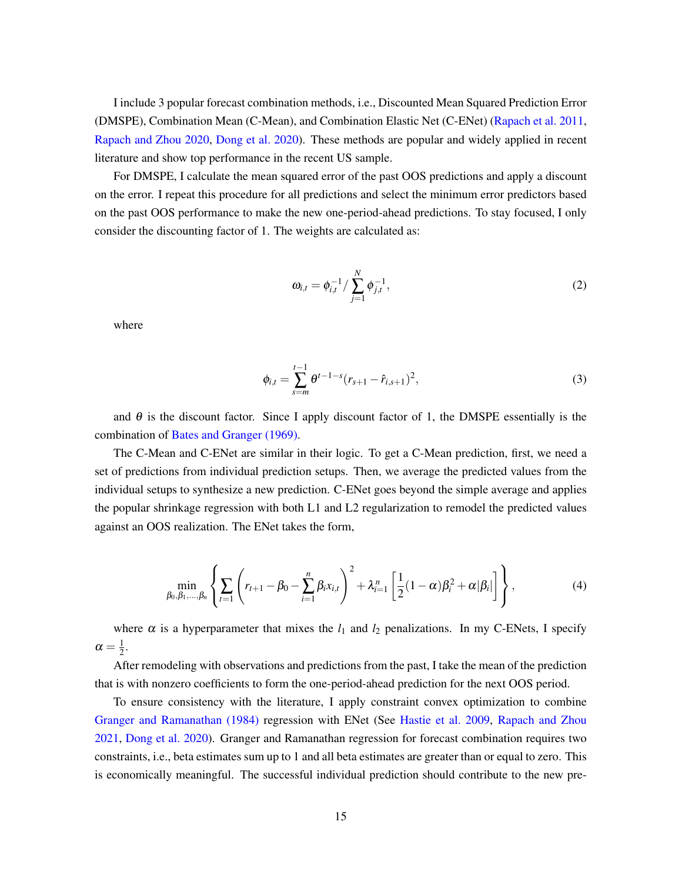I include 3 popular forecast combination methods, i.e., Discounted Mean Squared Prediction Error (DMSPE), Combination Mean (C-Mean), and Combination Elastic Net (C-ENet) (Rapach et al. 2011, Rapach and Zhou 2020, Dong et al. 2020). These methods are popular and widely applied in recent literature and show top performance in the recent US sample.

For DMSPE, I calculate the mean squared error of the past OOS predictions and apply a discount on the error. I repeat this procedure for all predictions and select the minimum error predictors based on the past OOS performance to make the new one-period-ahead predictions. To stay focused, I only consider the discounting factor of 1. The weights are calculated as:

$$\omega_{i,t} = \phi_{i,t}^{-1} / \sum_{j=1}^{N} \phi_{j,t}^{-1}, \tag{2}$$

where

$$\phi_{i,t} = \sum_{s=m}^{t-1} \theta^{t-1-s} (r_{s+1} - \hat{r}_{i,s+1})^2, \tag{3}$$

and $\theta$ is the discount factor. Since I apply discount factor of 1, the DMSPE essentially is the combination of Bates and Granger (1969).

The C-Mean and C-ENet are similar in their logic. To get a C-Mean prediction, first, we need a set of predictions from individual prediction setups. Then, we average the predicted values from the individual setups to synthesize a new prediction. C-ENet goes beyond the simple average and applies the popular shrinkage regression with both L1 and L2 regularization to remodel the predicted values against an OOS realization. The ENet takes the form,

$$\min_{\beta_0, \beta_1, \ldots, \beta_n} \left\{ \sum_{t=1} \left( r_{t+1} - \beta_0 - \sum_{i=1}^{n} \beta_i x_{i,t} \right)^2 + \lambda_{i=1}^{n} \left[ \frac{1}{2}(1-\alpha)\beta_i^2 + \alpha |\beta_i| \right] \right\}, \tag{4}$$

where $\alpha$ is a hyperparameter that mixes the $l_1$ and $l_2$ penalizations. In my C-ENets, I specify $\alpha = \frac{1}{2}$.

After remodeling with observations and predictions from the past, I take the mean of the prediction that is with nonzero coefficients to form the one-period-ahead prediction for the next OOS period.

To ensure consistency with the literature, I apply constraint convex optimization to combine Granger and Ramanathan (1984) regression with ENet (See Hastie et al. 2009, Rapach and Zhou 2021, Dong et al. 2020). Granger and Ramanathan regression for forecast combination requires two constraints, i.e., beta estimates sum up to 1 and all beta estimates are greater than or equal to zero. This is economically meaningful. The successful individual prediction should contribute to the new pre-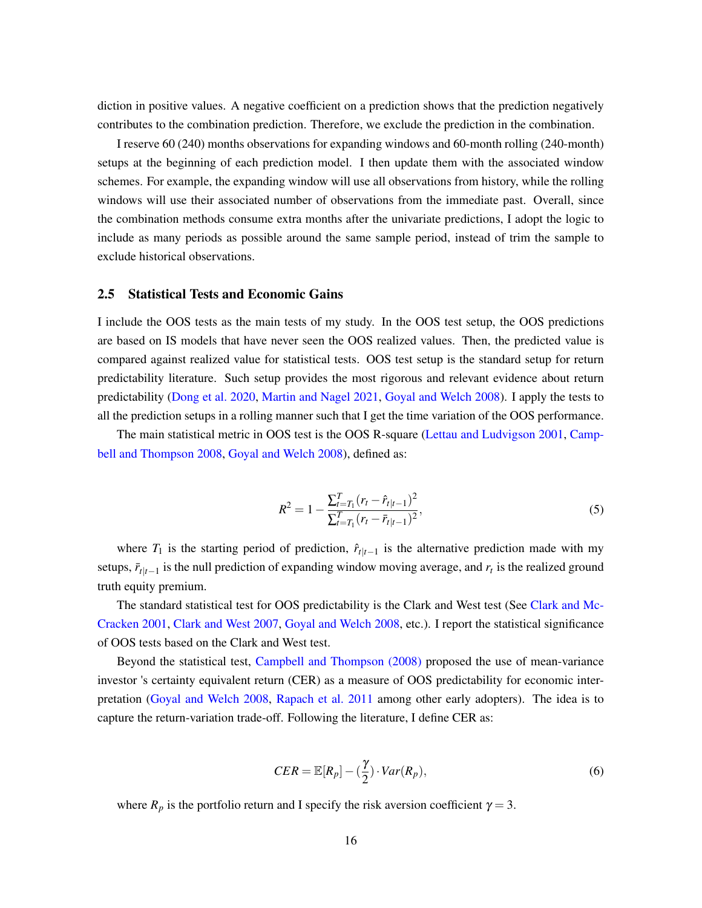diction in positive values. A negative coefficient on a prediction shows that the prediction negatively contributes to the combination prediction. Therefore, we exclude the prediction in the combination.

I reserve 60 (240) months observations for expanding windows and 60-month rolling (240-month) setups at the beginning of each prediction model. I then update them with the associated window schemes. For example, the expanding window will use all observations from history, while the rolling windows will use their associated number of observations from the immediate past. Overall, since the combination methods consume extra months after the univariate predictions, I adopt the logic to include as many periods as possible around the same sample period, instead of trim the sample to exclude historical observations.

### 2.5 Statistical Tests and Economic Gains

I include the OOS tests as the main tests of my study. In the OOS test setup, the OOS predictions are based on IS models that have never seen the OOS realized values. Then, the predicted value is compared against realized value for statistical tests. OOS test setup is the standard setup for return predictability literature. Such setup provides the most rigorous and relevant evidence about return predictability (Dong et al. 2020, Martin and Nagel 2021, Goyal and Welch 2008). I apply the tests to all the prediction setups in a rolling manner such that I get the time variation of the OOS performance.

The main statistical metric in OOS test is the OOS R-square (Lettau and Ludvigson 2001, Campbell and Thompson 2008, Goyal and Welch 2008), defined as:

$$R^2 = 1 - \frac{\sum_{t=T_1}^{T}(r_t - \hat{r}_{t|t-1})^2}{\sum_{t=T_1}^{T}(r_t - \bar{r}_{t|t-1})^2}, \tag{5}$$

where $T_1$ is the starting period of prediction, $\hat{r}_{t|t-1}$ is the alternative prediction made with my setups, $\bar{r}_{t|t-1}$ is the null prediction of expanding window moving average, and $r_t$ is the realized ground truth equity premium.

The standard statistical test for OOS predictability is the Clark and West test (See Clark and McCracken 2001, Clark and West 2007, Goyal and Welch 2008, etc.). I report the statistical significance of OOS tests based on the Clark and West test.

Beyond the statistical test, Campbell and Thompson (2008) proposed the use of mean-variance investor 's certainty equivalent return (CER) as a measure of OOS predictability for economic interpretation (Goyal and Welch 2008, Rapach et al. 2011 among other early adopters). The idea is to capture the return-variation trade-off. Following the literature, I define CER as:

$$CER = \mathbb{E}[R_p] - (\frac{\gamma}{2}) \cdot Var(R_p), \tag{6}$$

where $R_p$ is the portfolio return and I specify the risk aversion coefficient $\gamma = 3$.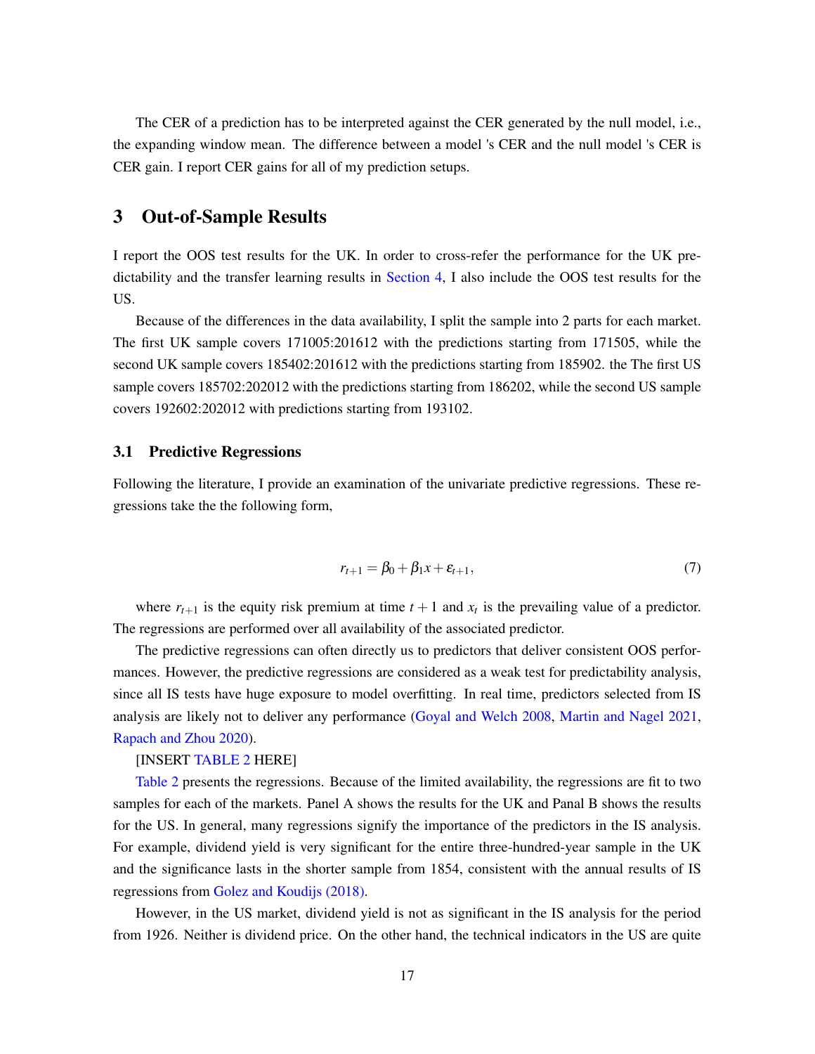The CER of a prediction has to be interpreted against the CER generated by the null model, i.e., the expanding window mean. The difference between a model 's CER and the null model 's CER is CER gain. I report CER gains for all of my prediction setups.

# 3 Out-of-Sample Results

I report the OOS test results for the UK. In order to cross-refer the performance for the UK predictability and the transfer learning results in Section 4, I also include the OOS test results for the US.

Because of the differences in the data availability, I split the sample into 2 parts for each market. The first UK sample covers 171005:201612 with the predictions starting from 171505, while the second UK sample covers 185402:201612 with the predictions starting from 185902. the The first US sample covers 185702:202012 with the predictions starting from 186202, while the second US sample covers 192602:202012 with predictions starting from 193102.

## 3.1 Predictive Regressions

Following the literature, I provide an examination of the univariate predictive regressions. These regressions take the the following form,

$$r_{t+1} = \beta_0 + \beta_1 x + \varepsilon_{t+1}, \tag{7}$$

where $r_{t+1}$ is the equity risk premium at time $t+1$ and $x_t$ is the prevailing value of a predictor. The regressions are performed over all availability of the associated predictor.

The predictive regressions can often directly us to predictors that deliver consistent OOS performances. However, the predictive regressions are considered as a weak test for predictability analysis, since all IS tests have huge exposure to model overfitting. In real time, predictors selected from IS analysis are likely not to deliver any performance (Goyal and Welch 2008, Martin and Nagel 2021, Rapach and Zhou 2020).

[INSERT TABLE 2 HERE]

Table 2 presents the regressions. Because of the limited availability, the regressions are fit to two samples for each of the markets. Panel A shows the results for the UK and Panal B shows the results for the US. In general, many regressions signify the importance of the predictors in the IS analysis. For example, dividend yield is very significant for the entire three-hundred-year sample in the UK and the significance lasts in the shorter sample from 1854, consistent with the annual results of IS regressions from Golez and Koudijs (2018).

However, in the US market, dividend yield is not as significant in the IS analysis for the period from 1926. Neither is dividend price. On the other hand, the technical indicators in the US are quite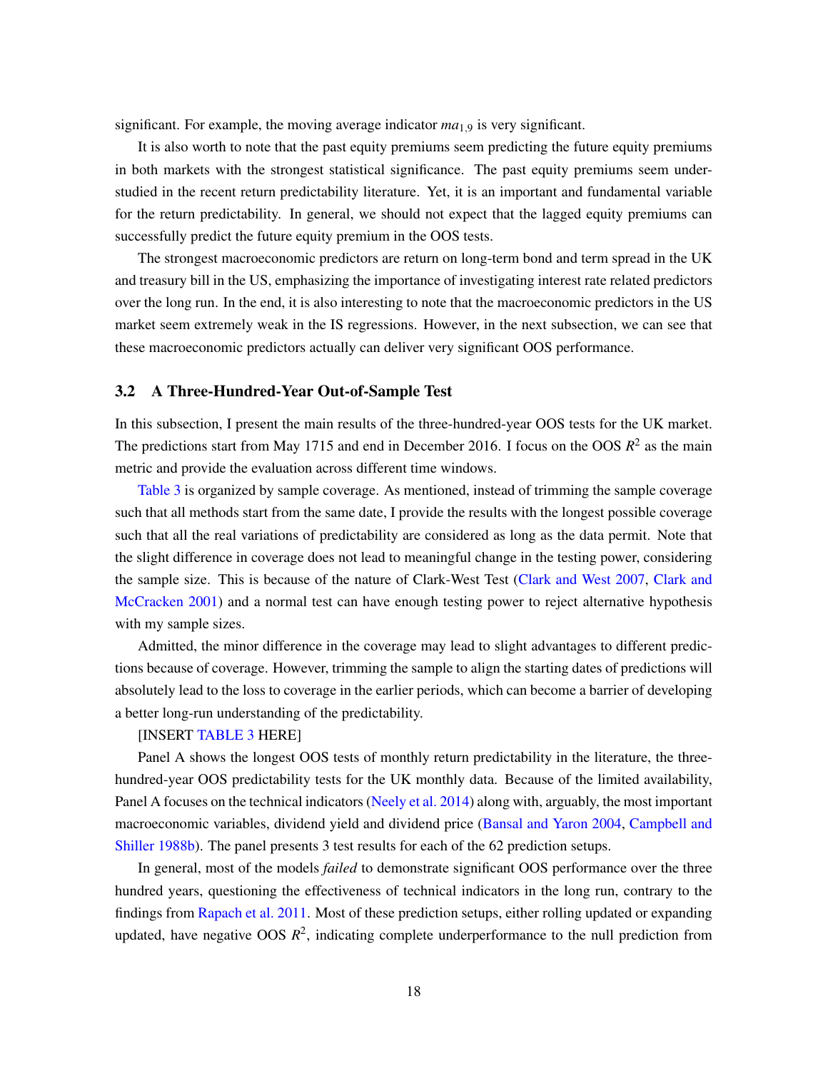significant. For example, the moving average indicator $ma_{1,9}$ is very significant.

It is also worth to note that the past equity premiums seem predicting the future equity premiums in both markets with the strongest statistical significance. The past equity premiums seem understudied in the recent return predictability literature. Yet, it is an important and fundamental variable for the return predictability. In general, we should not expect that the lagged equity premiums can successfully predict the future equity premium in the OOS tests.

The strongest macroeconomic predictors are return on long-term bond and term spread in the UK and treasury bill in the US, emphasizing the importance of investigating interest rate related predictors over the long run. In the end, it is also interesting to note that the macroeconomic predictors in the US market seem extremely weak in the IS regressions. However, in the next subsection, we can see that these macroeconomic predictors actually can deliver very significant OOS performance.

### 3.2 A Three-Hundred-Year Out-of-Sample Test

In this subsection, I present the main results of the three-hundred-year OOS tests for the UK market. The predictions start from May 1715 and end in December 2016. I focus on the OOS $R^2$ as the main metric and provide the evaluation across different time windows.

Table 3 is organized by sample coverage. As mentioned, instead of trimming the sample coverage such that all methods start from the same date, I provide the results with the longest possible coverage such that all the real variations of predictability are considered as long as the data permit. Note that the slight difference in coverage does not lead to meaningful change in the testing power, considering the sample size. This is because of the nature of Clark-West Test (Clark and West 2007, Clark and McCracken 2001) and a normal test can have enough testing power to reject alternative hypothesis with my sample sizes.

Admitted, the minor difference in the coverage may lead to slight advantages to different predictions because of coverage. However, trimming the sample to align the starting dates of predictions will absolutely lead to the loss to coverage in the earlier periods, which can become a barrier of developing a better long-run understanding of the predictability.

[INSERT TABLE 3 HERE]

Panel A shows the longest OOS tests of monthly return predictability in the literature, the three-hundred-year OOS predictability tests for the UK monthly data. Because of the limited availability, Panel A focuses on the technical indicators (Neely et al. 2014) along with, arguably, the most important macroeconomic variables, dividend yield and dividend price (Bansal and Yaron 2004, Campbell and Shiller 1988b). The panel presents 3 test results for each of the 62 prediction setups.

In general, most of the models *failed* to demonstrate significant OOS performance over the three hundred years, questioning the effectiveness of technical indicators in the long run, contrary to the findings from Rapach et al. 2011. Most of these prediction setups, either rolling updated or expanding updated, have negative OOS $R^2$, indicating complete underperformance to the null prediction from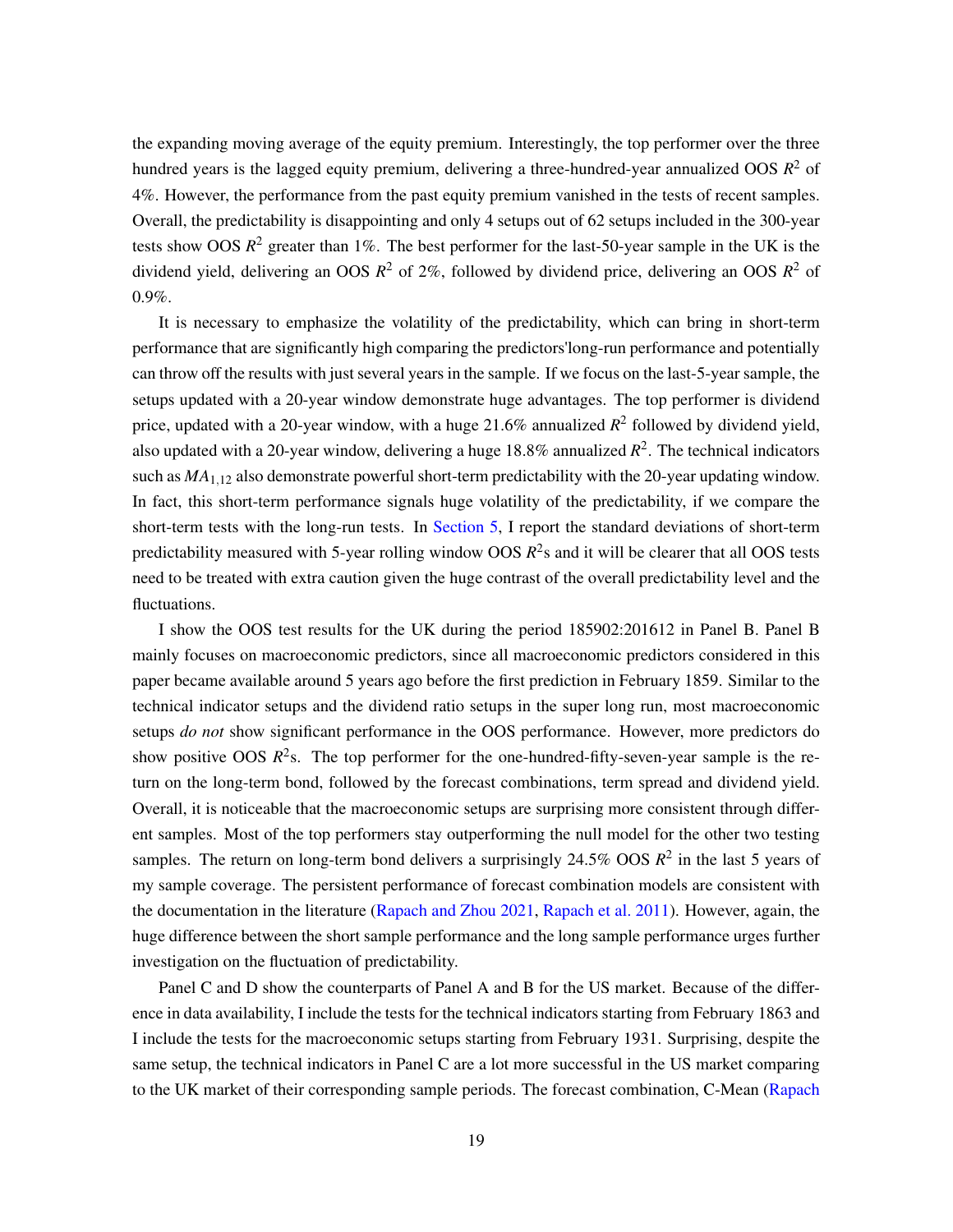the expanding moving average of the equity premium. Interestingly, the top performer over the three hundred years is the lagged equity premium, delivering a three-hundred-year annualized OOS $R^2$ of 4%. However, the performance from the past equity premium vanished in the tests of recent samples. Overall, the predictability is disappointing and only 4 setups out of 62 setups included in the 300-year tests show OOS $R^2$ greater than 1%. The best performer for the last-50-year sample in the UK is the dividend yield, delivering an OOS $R^2$ of 2%, followed by dividend price, delivering an OOS $R^2$ of 0.9%.

It is necessary to emphasize the volatility of the predictability, which can bring in short-term performance that are significantly high comparing the predictors'long-run performance and potentially can throw off the results with just several years in the sample. If we focus on the last-5-year sample, the setups updated with a 20-year window demonstrate huge advantages. The top performer is dividend price, updated with a 20-year window, with a huge 21.6% annualized $R^2$ followed by dividend yield, also updated with a 20-year window, delivering a huge 18.8% annualized $R^2$. The technical indicators such as $MA_{1,12}$ also demonstrate powerful short-term predictability with the 20-year updating window. In fact, this short-term performance signals huge volatility of the predictability, if we compare the short-term tests with the long-run tests. In Section 5, I report the standard deviations of short-term predictability measured with 5-year rolling window OOS $R^2$s and it will be clearer that all OOS tests need to be treated with extra caution given the huge contrast of the overall predictability level and the fluctuations.

I show the OOS test results for the UK during the period 185902:201612 in Panel B. Panel B mainly focuses on macroeconomic predictors, since all macroeconomic predictors considered in this paper became available around 5 years ago before the first prediction in February 1859. Similar to the technical indicator setups and the dividend ratio setups in the super long run, most macroeconomic setups *do not* show significant performance in the OOS performance. However, more predictors do show positive OOS $R^2$s. The top performer for the one-hundred-fifty-seven-year sample is the return on the long-term bond, followed by the forecast combinations, term spread and dividend yield. Overall, it is noticeable that the macroeconomic setups are surprising more consistent through different samples. Most of the top performers stay outperforming the null model for the other two testing samples. The return on long-term bond delivers a surprisingly 24.5% OOS $R^2$ in the last 5 years of my sample coverage. The persistent performance of forecast combination models are consistent with the documentation in the literature (Rapach and Zhou 2021, Rapach et al. 2011). However, again, the huge difference between the short sample performance and the long sample performance urges further investigation on the fluctuation of predictability.

Panel C and D show the counterparts of Panel A and B for the US market. Because of the difference in data availability, I include the tests for the technical indicators starting from February 1863 and I include the tests for the macroeconomic setups starting from February 1931. Surprising, despite the same setup, the technical indicators in Panel C are a lot more successful in the US market comparing to the UK market of their corresponding sample periods. The forecast combination, C-Mean (Rapach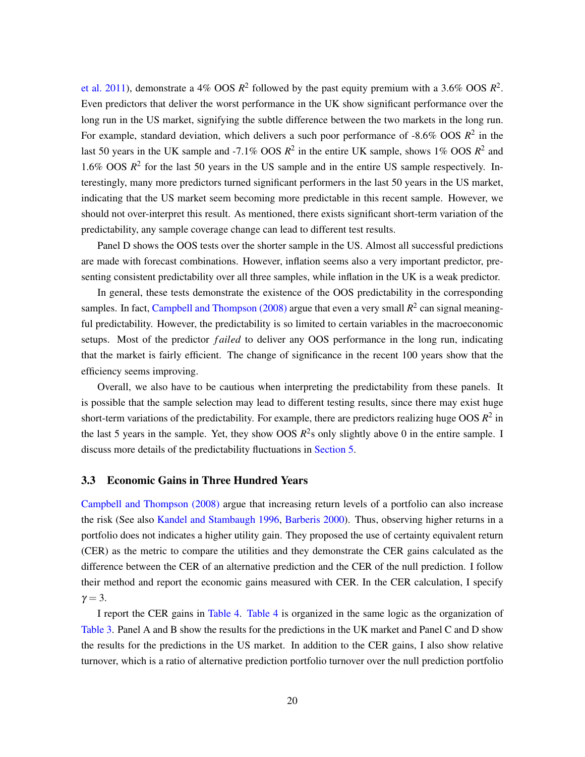et al. 2011), demonstrate a 4% OOS $R^2$ followed by the past equity premium with a 3.6% OOS $R^2$. Even predictors that deliver the worst performance in the UK show significant performance over the long run in the US market, signifying the subtle difference between the two markets in the long run. For example, standard deviation, which delivers a such poor performance of -8.6% OOS $R^2$ in the last 50 years in the UK sample and -7.1% OOS $R^2$ in the entire UK sample, shows 1% OOS $R^2$ and 1.6% OOS $R^2$ for the last 50 years in the US sample and in the entire US sample respectively. Interestingly, many more predictors turned significant performers in the last 50 years in the US market, indicating that the US market seem becoming more predictable in this recent sample. However, we should not over-interpret this result. As mentioned, there exists significant short-term variation of the predictability, any sample coverage change can lead to different test results.

Panel D shows the OOS tests over the shorter sample in the US. Almost all successful predictions are made with forecast combinations. However, inflation seems also a very important predictor, presenting consistent predictability over all three samples, while inflation in the UK is a weak predictor.

In general, these tests demonstrate the existence of the OOS predictability in the corresponding samples. In fact, Campbell and Thompson (2008) argue that even a very small $R^2$ can signal meaningful predictability. However, the predictability is so limited to certain variables in the macroeconomic setups. Most of the predictor *failed* to deliver any OOS performance in the long run, indicating that the market is fairly efficient. The change of significance in the recent 100 years show that the efficiency seems improving.

Overall, we also have to be cautious when interpreting the predictability from these panels. It is possible that the sample selection may lead to different testing results, since there may exist huge short-term variations of the predictability. For example, there are predictors realizing huge OOS $R^2$ in the last 5 years in the sample. Yet, they show OOS $R^2$s only slightly above 0 in the entire sample. I discuss more details of the predictability fluctuations in Section 5.

### 3.3 Economic Gains in Three Hundred Years

Campbell and Thompson (2008) argue that increasing return levels of a portfolio can also increase the risk (See also Kandel and Stambaugh 1996, Barberis 2000). Thus, observing higher returns in a portfolio does not indicates a higher utility gain. They proposed the use of certainty equivalent return (CER) as the metric to compare the utilities and they demonstrate the CER gains calculated as the difference between the CER of an alternative prediction and the CER of the null prediction. I follow their method and report the economic gains measured with CER. In the CER calculation, I specify $\gamma = 3$.

I report the CER gains in Table 4. Table 4 is organized in the same logic as the organization of Table 3. Panel A and B show the results for the predictions in the UK market and Panel C and D show the results for the predictions in the US market. In addition to the CER gains, I also show relative turnover, which is a ratio of alternative prediction portfolio turnover over the null prediction portfolio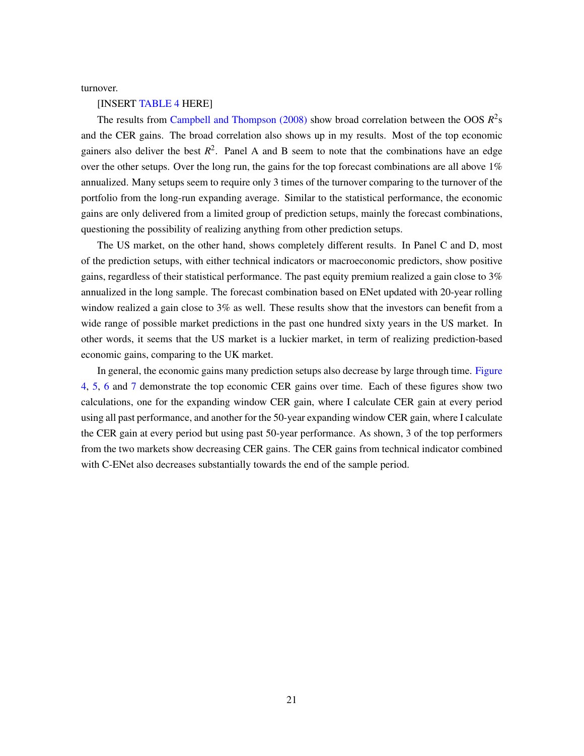turnover.

[INSERT TABLE 4 HERE]

The results from Campbell and Thompson (2008) show broad correlation between the OOS $R^2$s and the CER gains. The broad correlation also shows up in my results. Most of the top economic gainers also deliver the best $R^2$. Panel A and B seem to note that the combinations have an edge over the other setups. Over the long run, the gains for the top forecast combinations are all above 1% annualized. Many setups seem to require only 3 times of the turnover comparing to the turnover of the portfolio from the long-run expanding average. Similar to the statistical performance, the economic gains are only delivered from a limited group of prediction setups, mainly the forecast combinations, questioning the possibility of realizing anything from other prediction setups.

The US market, on the other hand, shows completely different results. In Panel C and D, most of the prediction setups, with either technical indicators or macroeconomic predictors, show positive gains, regardless of their statistical performance. The past equity premium realized a gain close to 3% annualized in the long sample. The forecast combination based on ENet updated with 20-year rolling window realized a gain close to 3% as well. These results show that the investors can benefit from a wide range of possible market predictions in the past one hundred sixty years in the US market. In other words, it seems that the US market is a luckier market, in term of realizing prediction-based economic gains, comparing to the UK market.

In general, the economic gains many prediction setups also decrease by large through time. Figure 4, 5, 6 and 7 demonstrate the top economic CER gains over time. Each of these figures show two calculations, one for the expanding window CER gain, where I calculate CER gain at every period using all past performance, and another for the 50-year expanding window CER gain, where I calculate the CER gain at every period but using past 50-year performance. As shown, 3 of the top performers from the two markets show decreasing CER gains. The CER gains from technical indicator combined with C-ENet also decreases substantially towards the end of the sample period.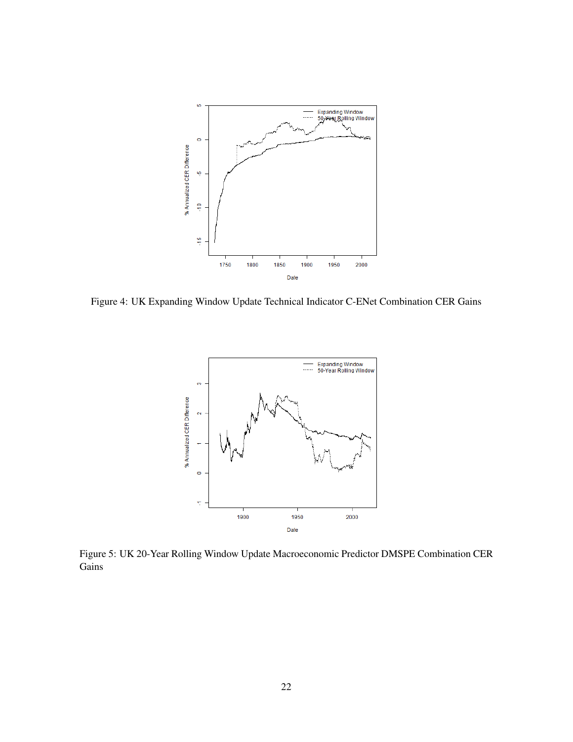Figure 4: UK Expanding Window Update Technical Indicator C-ENet Combination CER Gains

Figure 5: UK 20-Year Rolling Window Update Macroeconomic Predictor DMSPE Combination CER Gains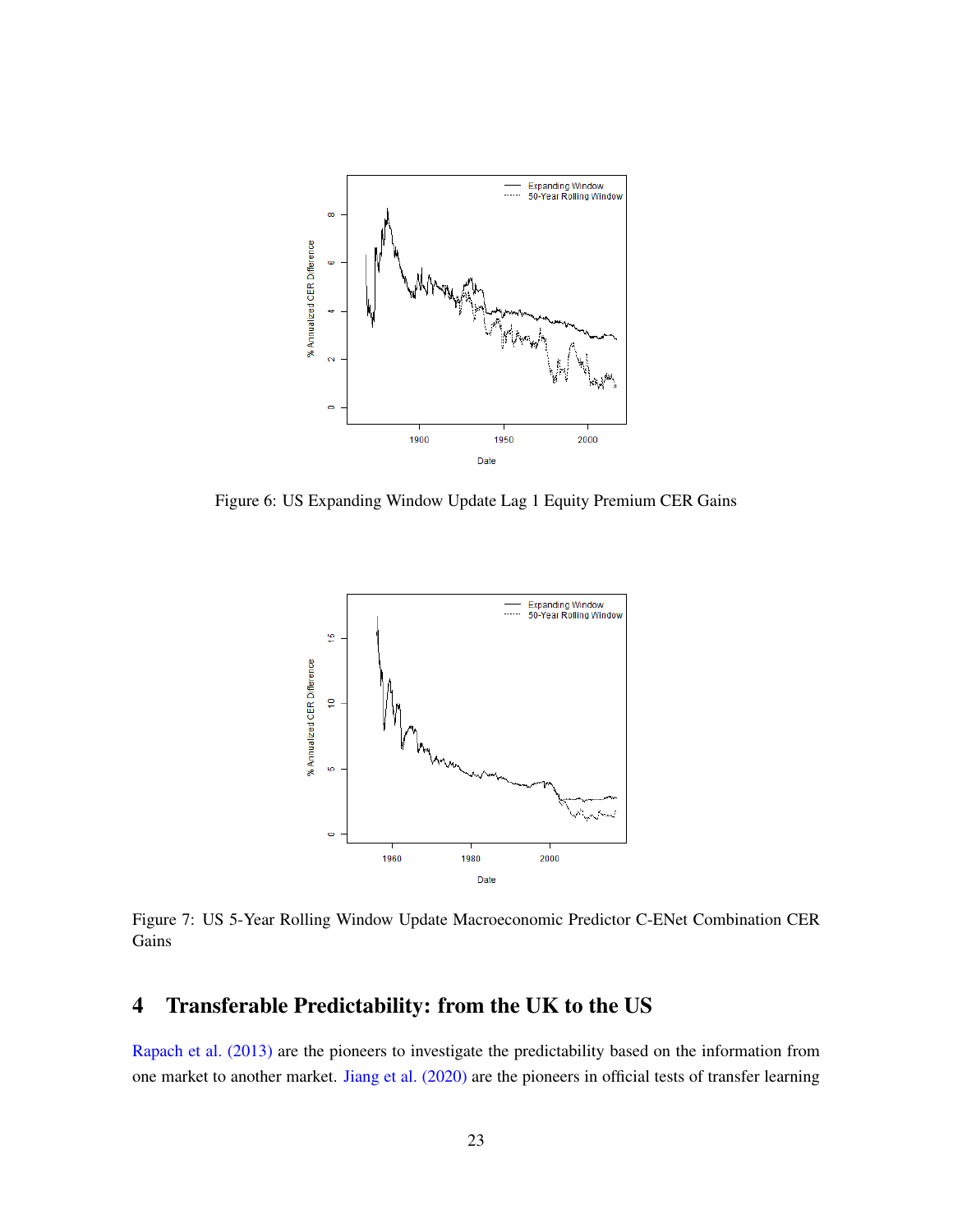Figure 6: US Expanding Window Update Lag 1 Equity Premium CER Gains

Figure 7: US 5-Year Rolling Window Update Macroeconomic Predictor C-ENet Combination CER Gains

## 4 Transferable Predictability: from the UK to the US

Rapach et al. (2013) are the pioneers to investigate the predictability based on the information from one market to another market. Jiang et al. (2020) are the pioneers in official tests of transfer learning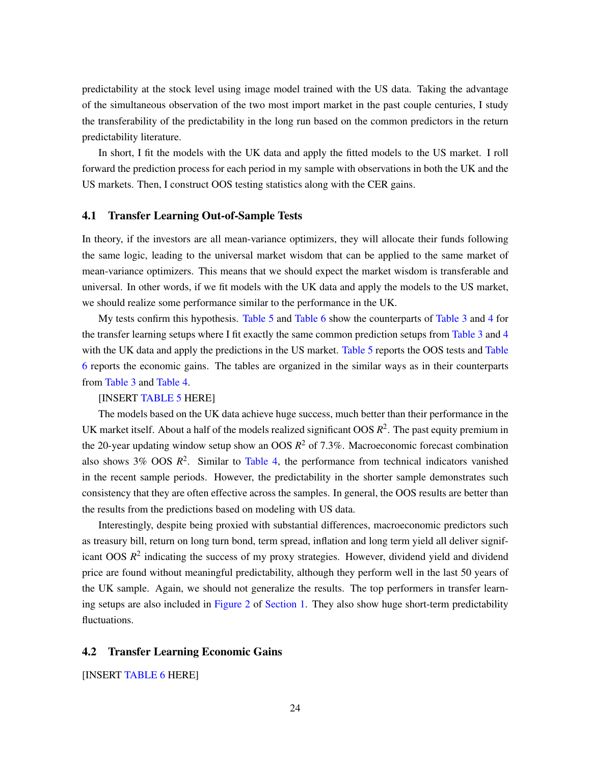predictability at the stock level using image model trained with the US data. Taking the advantage of the simultaneous observation of the two most import market in the past couple centuries, I study the transferability of the predictability in the long run based on the common predictors in the return predictability literature.

In short, I fit the models with the UK data and apply the fitted models to the US market. I roll forward the prediction process for each period in my sample with observations in both the UK and the US markets. Then, I construct OOS testing statistics along with the CER gains.

### 4.1 Transfer Learning Out-of-Sample Tests

In theory, if the investors are all mean-variance optimizers, they will allocate their funds following the same logic, leading to the universal market wisdom that can be applied to the same market of mean-variance optimizers. This means that we should expect the market wisdom is transferable and universal. In other words, if we fit models with the UK data and apply the models to the US market, we should realize some performance similar to the performance in the UK.

My tests confirm this hypothesis. Table 5 and Table 6 show the counterparts of Table 3 and 4 for the transfer learning setups where I fit exactly the same common prediction setups from Table 3 and 4 with the UK data and apply the predictions in the US market. Table 5 reports the OOS tests and Table 6 reports the economic gains. The tables are organized in the similar ways as in their counterparts from Table 3 and Table 4.

[INSERT TABLE 5 HERE]

The models based on the UK data achieve huge success, much better than their performance in the UK market itself. About a half of the models realized significant OOS $R^2$. The past equity premium in the 20-year updating window setup show an OOS $R^2$ of 7.3%. Macroeconomic forecast combination also shows 3% OOS $R^2$. Similar to Table 4, the performance from technical indicators vanished in the recent sample periods. However, the predictability in the shorter sample demonstrates such consistency that they are often effective across the samples. In general, the OOS results are better than the results from the predictions based on modeling with US data.

Interestingly, despite being proxied with substantial differences, macroeconomic predictors such as treasury bill, return on long turn bond, term spread, inflation and long term yield all deliver significant OOS $R^2$ indicating the success of my proxy strategies. However, dividend yield and dividend price are found without meaningful predictability, although they perform well in the last 50 years of the UK sample. Again, we should not generalize the results. The top performers in transfer learning setups are also included in Figure 2 of Section 1. They also show huge short-term predictability fluctuations.

### 4.2 Transfer Learning Economic Gains

[INSERT TABLE 6 HERE]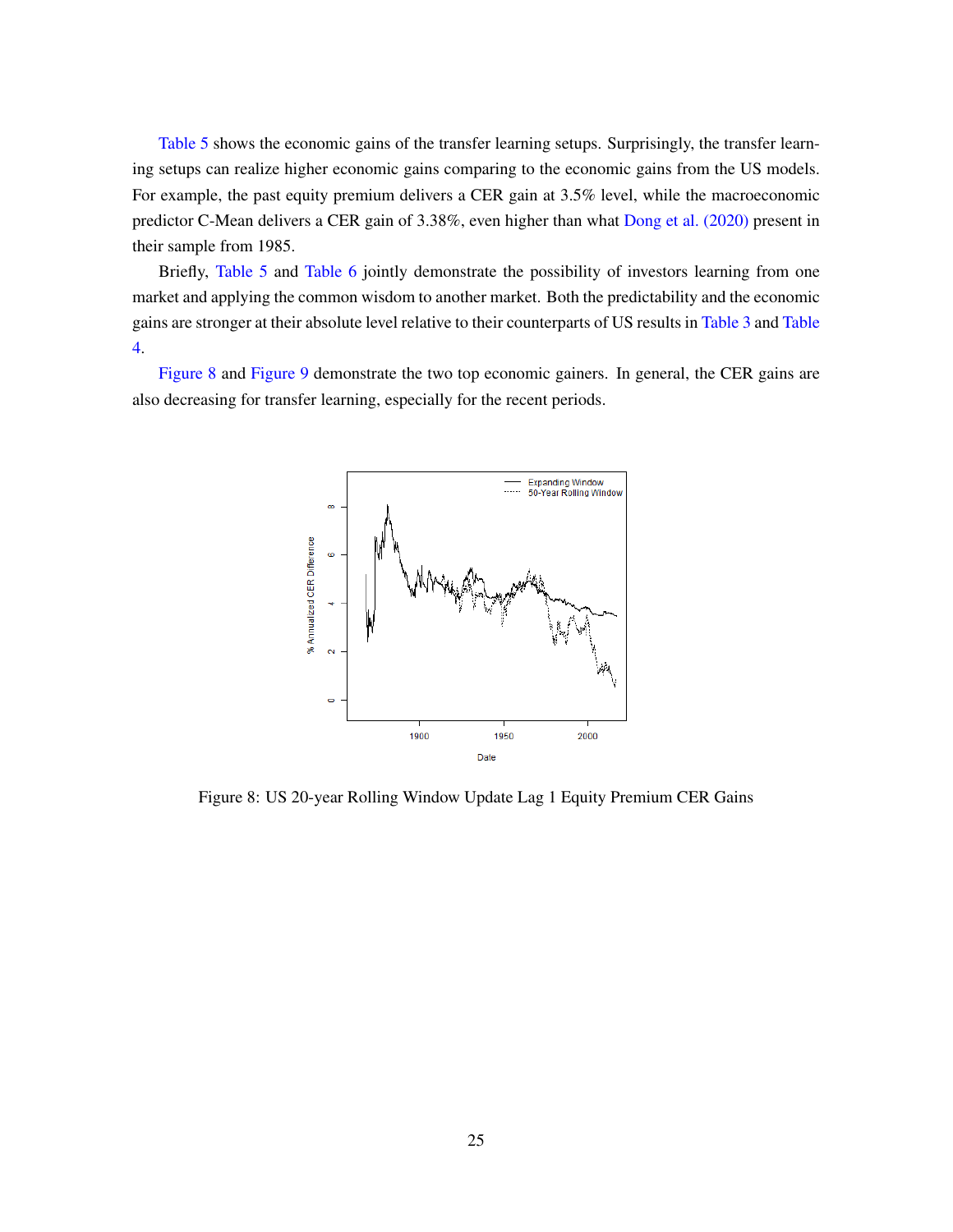Table 5 shows the economic gains of the transfer learning setups. Surprisingly, the transfer learning setups can realize higher economic gains comparing to the economic gains from the US models. For example, the past equity premium delivers a CER gain at 3.5% level, while the macroeconomic predictor C-Mean delivers a CER gain of 3.38%, even higher than what Dong et al. (2020) present in their sample from 1985.

Briefly, Table 5 and Table 6 jointly demonstrate the possibility of investors learning from one market and applying the common wisdom to another market. Both the predictability and the economic gains are stronger at their absolute level relative to their counterparts of US results in Table 3 and Table 4.

Figure 8 and Figure 9 demonstrate the two top economic gainers. In general, the CER gains are also decreasing for transfer learning, especially for the recent periods.

Figure 8: US 20-year Rolling Window Update Lag 1 Equity Premium CER Gains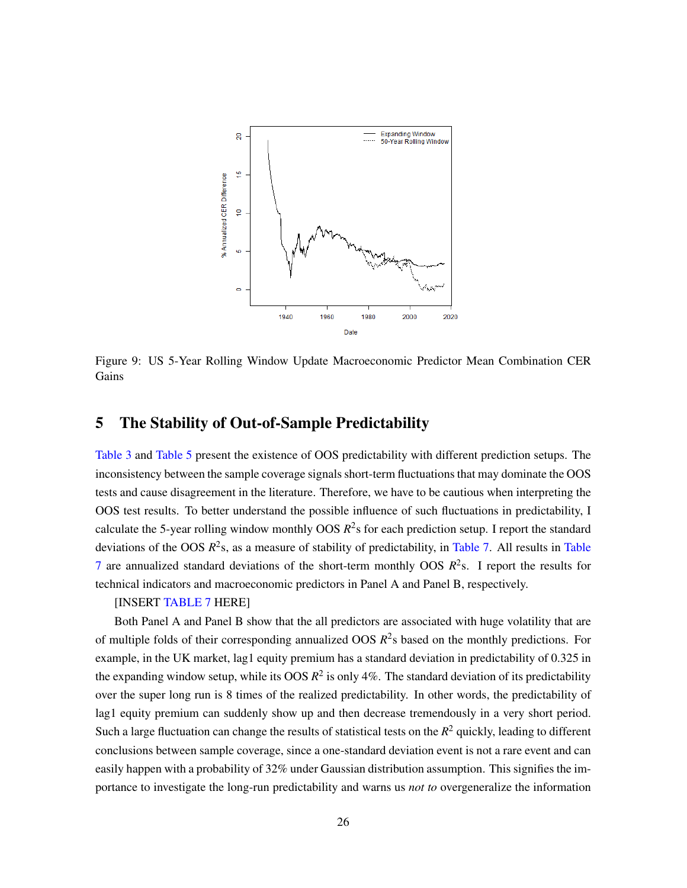Figure 9: US 5-Year Rolling Window Update Macroeconomic Predictor Mean Combination CER Gains

## 5 The Stability of Out-of-Sample Predictability

Table 3 and Table 5 present the existence of OOS predictability with different prediction setups. The inconsistency between the sample coverage signals short-term fluctuations that may dominate the OOS tests and cause disagreement in the literature. Therefore, we have to be cautious when interpreting the OOS test results. To better understand the possible influence of such fluctuations in predictability, I calculate the 5-year rolling window monthly OOS $R^2$s for each prediction setup. I report the standard deviations of the OOS $R^2$s, as a measure of stability of predictability, in Table 7. All results in Table 7 are annualized standard deviations of the short-term monthly OOS $R^2$s. I report the results for technical indicators and macroeconomic predictors in Panel A and Panel B, respectively.

[INSERT TABLE 7 HERE]

Both Panel A and Panel B show that the all predictors are associated with huge volatility that are of multiple folds of their corresponding annualized OOS $R^2$s based on the monthly predictions. For example, in the UK market, lag1 equity premium has a standard deviation in predictability of 0.325 in the expanding window setup, while its OOS $R^2$ is only 4%. The standard deviation of its predictability over the super long run is 8 times of the realized predictability. In other words, the predictability of lag1 equity premium can suddenly show up and then decrease tremendously in a very short period. Such a large fluctuation can change the results of statistical tests on the $R^2$ quickly, leading to different conclusions between sample coverage, since a one-standard deviation event is not a rare event and can easily happen with a probability of 32% under Gaussian distribution assumption. This signifies the importance to investigate the long-run predictability and warns us *not to* overgeneralize the information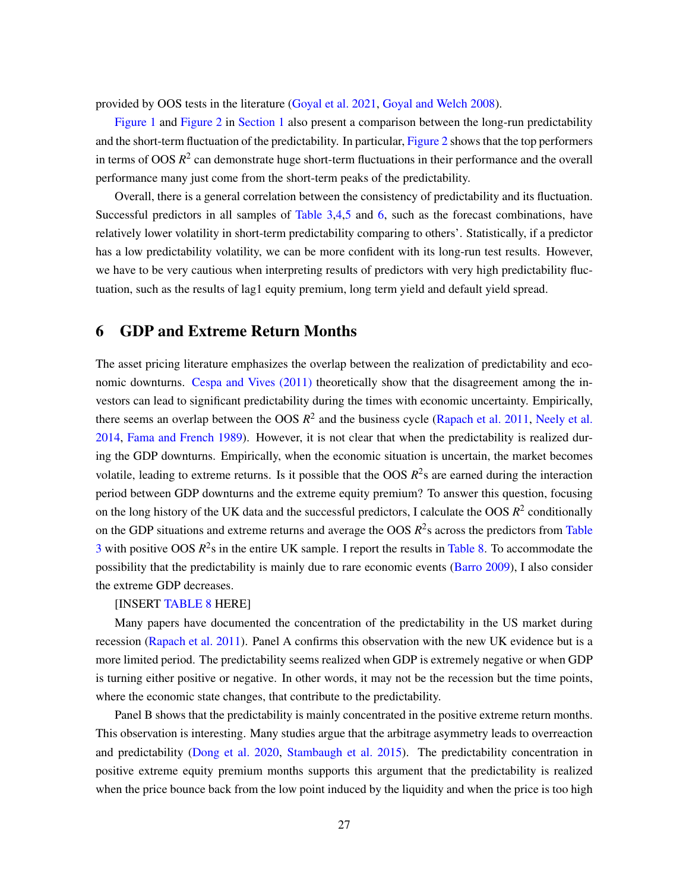provided by OOS tests in the literature (Goyal et al. 2021, Goyal and Welch 2008).

Figure 1 and Figure 2 in Section 1 also present a comparison between the long-run predictability and the short-term fluctuation of the predictability. In particular, Figure 2 shows that the top performers in terms of OOS $R^2$ can demonstrate huge short-term fluctuations in their performance and the overall performance many just come from the short-term peaks of the predictability.

Overall, there is a general correlation between the consistency of predictability and its fluctuation. Successful predictors in all samples of Table 3,4,5 and 6, such as the forecast combinations, have relatively lower volatility in short-term predictability comparing to others'. Statistically, if a predictor has a low predictability volatility, we can be more confident with its long-run test results. However, we have to be very cautious when interpreting results of predictors with very high predictability fluctuation, such as the results of lag1 equity premium, long term yield and default yield spread.

# 6 GDP and Extreme Return Months

The asset pricing literature emphasizes the overlap between the realization of predictability and economic downturns. Cespa and Vives (2011) theoretically show that the disagreement among the investors can lead to significant predictability during the times with economic uncertainty. Empirically, there seems an overlap between the OOS $R^2$ and the business cycle (Rapach et al. 2011, Neely et al. 2014, Fama and French 1989). However, it is not clear that when the predictability is realized during the GDP downturns. Empirically, when the economic situation is uncertain, the market becomes volatile, leading to extreme returns. Is it possible that the OOS $R^2$s are earned during the interaction period between GDP downturns and the extreme equity premium? To answer this question, focusing on the long history of the UK data and the successful predictors, I calculate the OOS $R^2$ conditionally on the GDP situations and extreme returns and average the OOS $R^2$s across the predictors from Table 3 with positive OOS $R^2$s in the entire UK sample. I report the results in Table 8. To accommodate the possibility that the predictability is mainly due to rare economic events (Barro 2009), I also consider the extreme GDP decreases.

[INSERT TABLE 8 HERE]

Many papers have documented the concentration of the predictability in the US market during recession (Rapach et al. 2011). Panel A confirms this observation with the new UK evidence but is a more limited period. The predictability seems realized when GDP is extremely negative or when GDP is turning either positive or negative. In other words, it may not be the recession but the time points, where the economic state changes, that contribute to the predictability.

Panel B shows that the predictability is mainly concentrated in the positive extreme return months. This observation is interesting. Many studies argue that the arbitrage asymmetry leads to overreaction and predictability (Dong et al. 2020, Stambaugh et al. 2015). The predictability concentration in positive extreme equity premium months supports this argument that the predictability is realized when the price bounce back from the low point induced by the liquidity and when the price is too high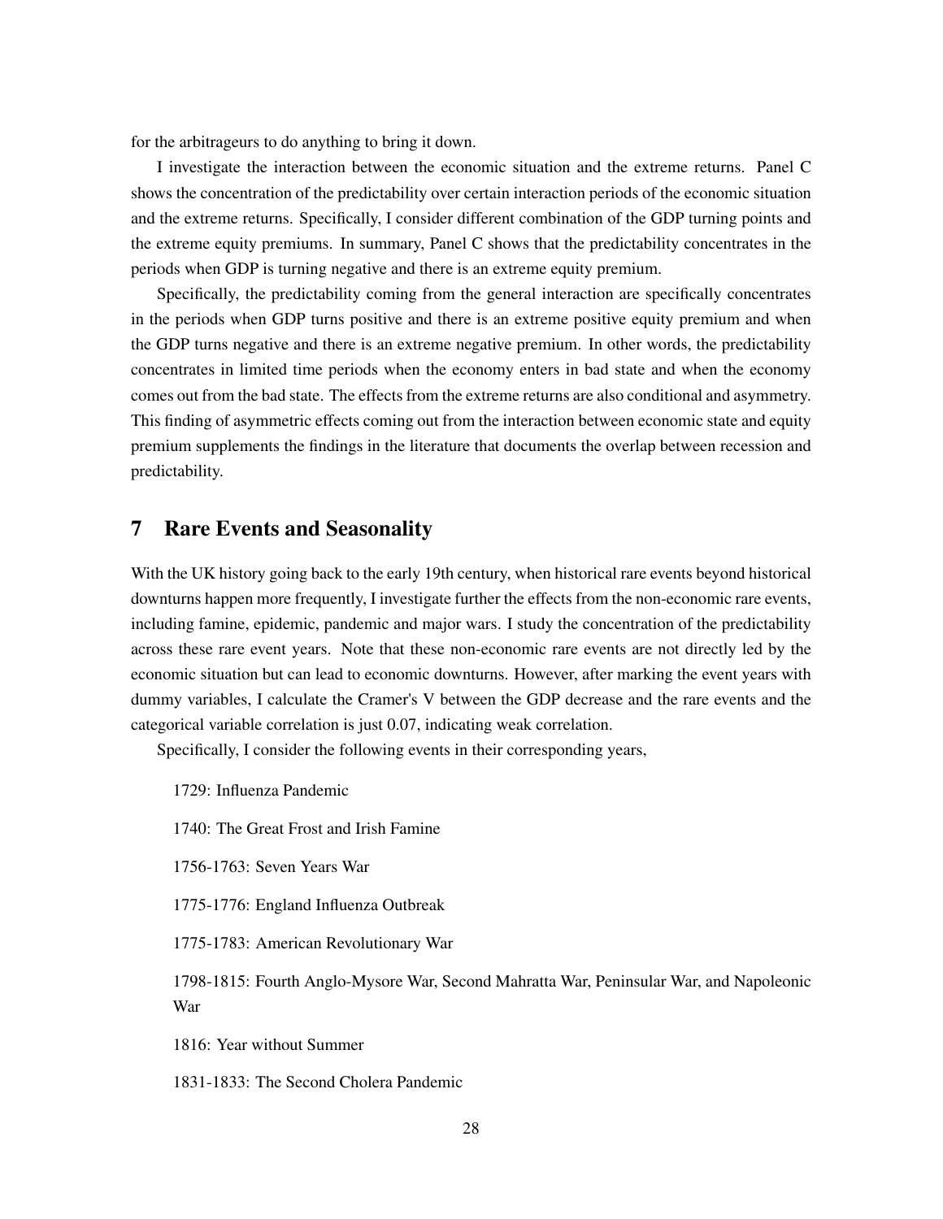for the arbitrageurs to do anything to bring it down.

I investigate the interaction between the economic situation and the extreme returns. Panel C shows the concentration of the predictability over certain interaction periods of the economic situation and the extreme returns. Specifically, I consider different combination of the GDP turning points and the extreme equity premiums. In summary, Panel C shows that the predictability concentrates in the periods when GDP is turning negative and there is an extreme equity premium.

Specifically, the predictability coming from the general interaction are specifically concentrates in the periods when GDP turns positive and there is an extreme positive equity premium and when the GDP turns negative and there is an extreme negative premium. In other words, the predictability concentrates in limited time periods when the economy enters in bad state and when the economy comes out from the bad state. The effects from the extreme returns are also conditional and asymmetry. This finding of asymmetric effects coming out from the interaction between economic state and equity premium supplements the findings in the literature that documents the overlap between recession and predictability.

# 7 Rare Events and Seasonality

With the UK history going back to the early 19th century, when historical rare events beyond historical downturns happen more frequently, I investigate further the effects from the non-economic rare events, including famine, epidemic, pandemic and major wars. I study the concentration of the predictability across these rare event years. Note that these non-economic rare events are not directly led by the economic situation but can lead to economic downturns. However, after marking the event years with dummy variables, I calculate the Cramer's V between the GDP decrease and the rare events and the categorical variable correlation is just 0.07, indicating weak correlation.

Specifically, I consider the following events in their corresponding years,

1729: Influenza Pandemic

1740: The Great Frost and Irish Famine

1756-1763: Seven Years War

1775-1776: England Influenza Outbreak

1775-1783: American Revolutionary War

1798-1815: Fourth Anglo-Mysore War, Second Mahratta War, Peninsular War, and Napoleonic War

1816: Year without Summer

1831-1833: The Second Cholera Pandemic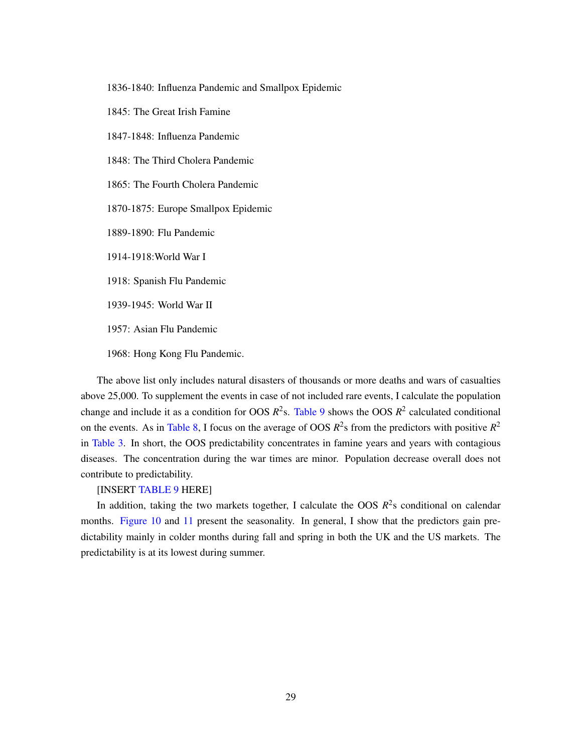1836-1840: Influenza Pandemic and Smallpox Epidemic

1845: The Great Irish Famine

1847-1848: Influenza Pandemic

1848: The Third Cholera Pandemic

1865: The Fourth Cholera Pandemic

1870-1875: Europe Smallpox Epidemic

1889-1890: Flu Pandemic

1914-1918:World War I

1918: Spanish Flu Pandemic

1939-1945: World War II

1957: Asian Flu Pandemic

1968: Hong Kong Flu Pandemic.

The above list only includes natural disasters of thousands or more deaths and wars of casualties above 25,000. To supplement the events in case of not included rare events, I calculate the population change and include it as a condition for OOS $R^2$s. Table 9 shows the OOS $R^2$ calculated conditional on the events. As in Table 8, I focus on the average of OOS $R^2$s from the predictors with positive $R^2$ in Table 3. In short, the OOS predictability concentrates in famine years and years with contagious diseases. The concentration during the war times are minor. Population decrease overall does not contribute to predictability.

[INSERT TABLE 9 HERE]

In addition, taking the two markets together, I calculate the OOS $R^2$s conditional on calendar months. Figure 10 and 11 present the seasonality. In general, I show that the predictors gain predictability mainly in colder months during fall and spring in both the UK and the US markets. The predictability is at its lowest during summer.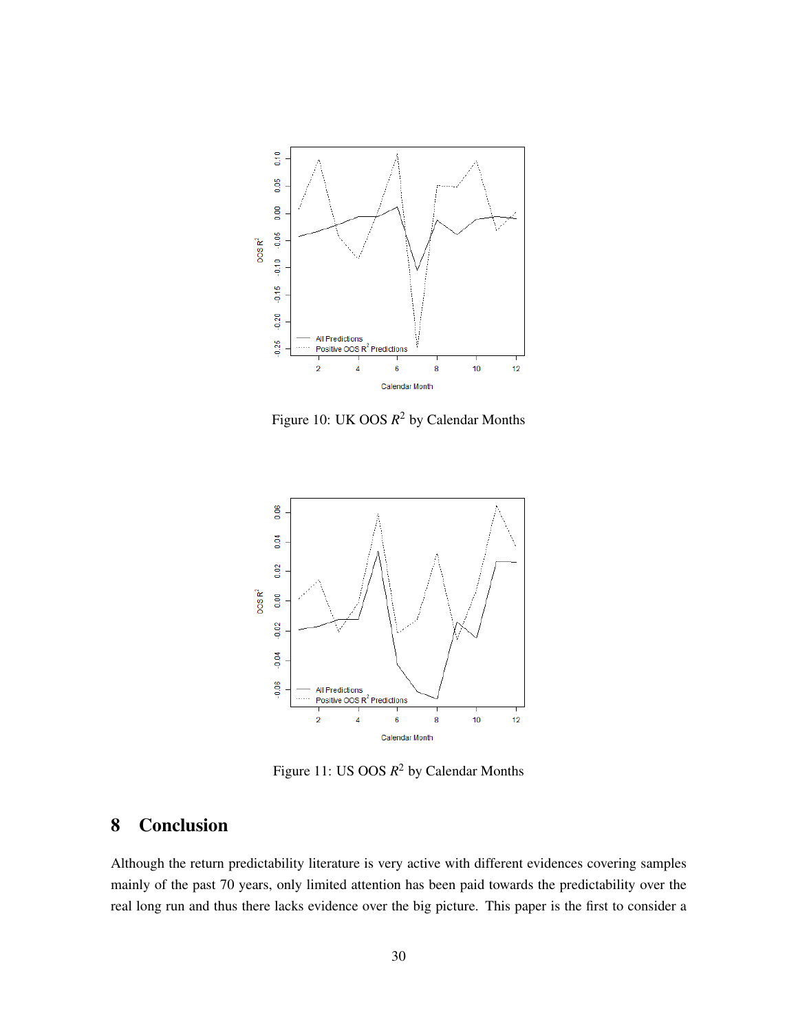Figure 10: UK OOS $R^2$ by Calendar Months

Figure 11: US OOS $R^2$ by Calendar Months

## 8 Conclusion

Although the return predictability literature is very active with different evidences covering samples mainly of the past 70 years, only limited attention has been paid towards the predictability over the real long run and thus there lacks evidence over the big picture. This paper is the first to consider a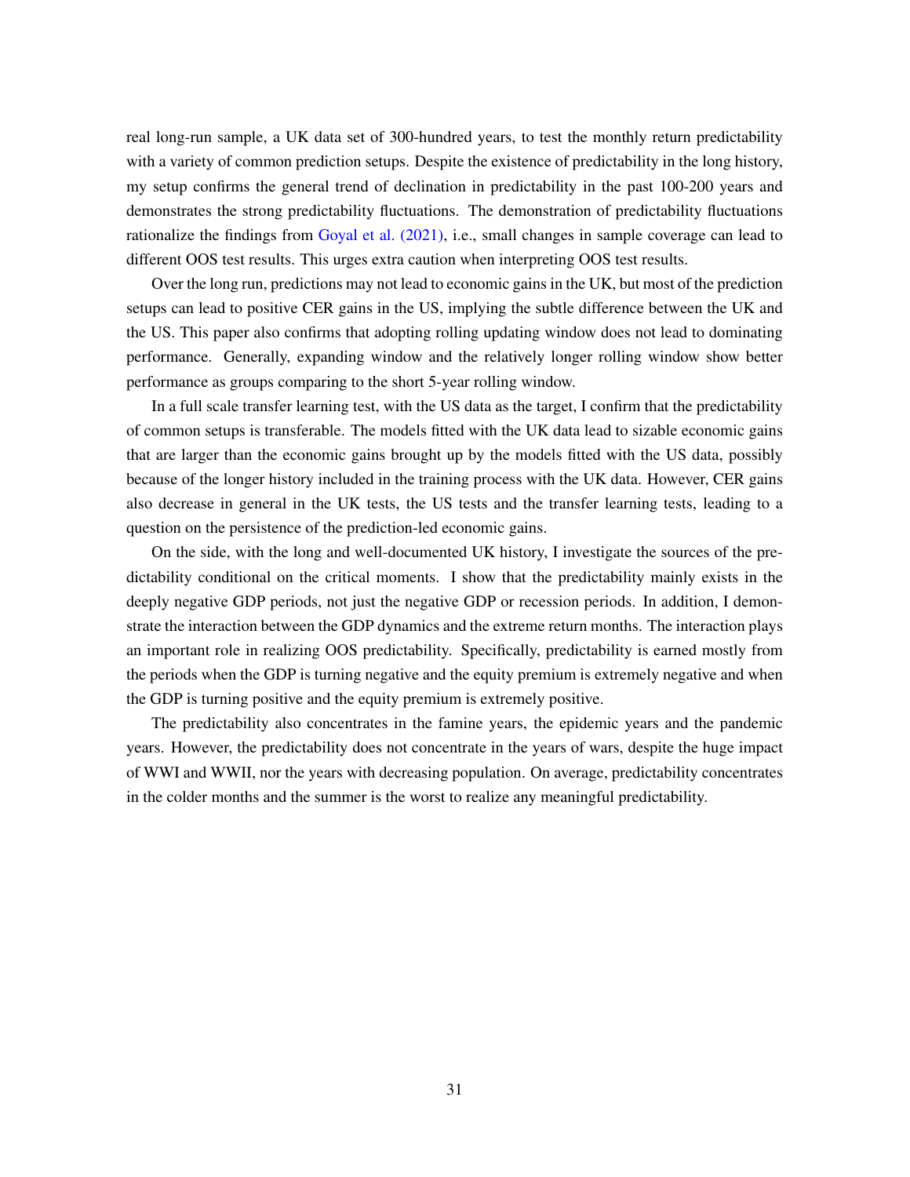real long-run sample, a UK data set of 300-hundred years, to test the monthly return predictability with a variety of common prediction setups. Despite the existence of predictability in the long history, my setup confirms the general trend of declination in predictability in the past 100-200 years and demonstrates the strong predictability fluctuations. The demonstration of predictability fluctuations rationalize the findings from Goyal et al. (2021), i.e., small changes in sample coverage can lead to different OOS test results. This urges extra caution when interpreting OOS test results.

Over the long run, predictions may not lead to economic gains in the UK, but most of the prediction setups can lead to positive CER gains in the US, implying the subtle difference between the UK and the US. This paper also confirms that adopting rolling updating window does not lead to dominating performance. Generally, expanding window and the relatively longer rolling window show better performance as groups comparing to the short 5-year rolling window.

In a full scale transfer learning test, with the US data as the target, I confirm that the predictability of common setups is transferable. The models fitted with the UK data lead to sizable economic gains that are larger than the economic gains brought up by the models fitted with the US data, possibly because of the longer history included in the training process with the UK data. However, CER gains also decrease in general in the UK tests, the US tests and the transfer learning tests, leading to a question on the persistence of the prediction-led economic gains.

On the side, with the long and well-documented UK history, I investigate the sources of the predictability conditional on the critical moments. I show that the predictability mainly exists in the deeply negative GDP periods, not just the negative GDP or recession periods. In addition, I demonstrate the interaction between the GDP dynamics and the extreme return months. The interaction plays an important role in realizing OOS predictability. Specifically, predictability is earned mostly from the periods when the GDP is turning negative and the equity premium is extremely negative and when the GDP is turning positive and the equity premium is extremely positive.

The predictability also concentrates in the famine years, the epidemic years and the pandemic years. However, the predictability does not concentrate in the years of wars, despite the huge impact of WWI and WWII, nor the years with decreasing population. On average, predictability concentrates in the colder months and the summer is the worst to realize any meaningful predictability.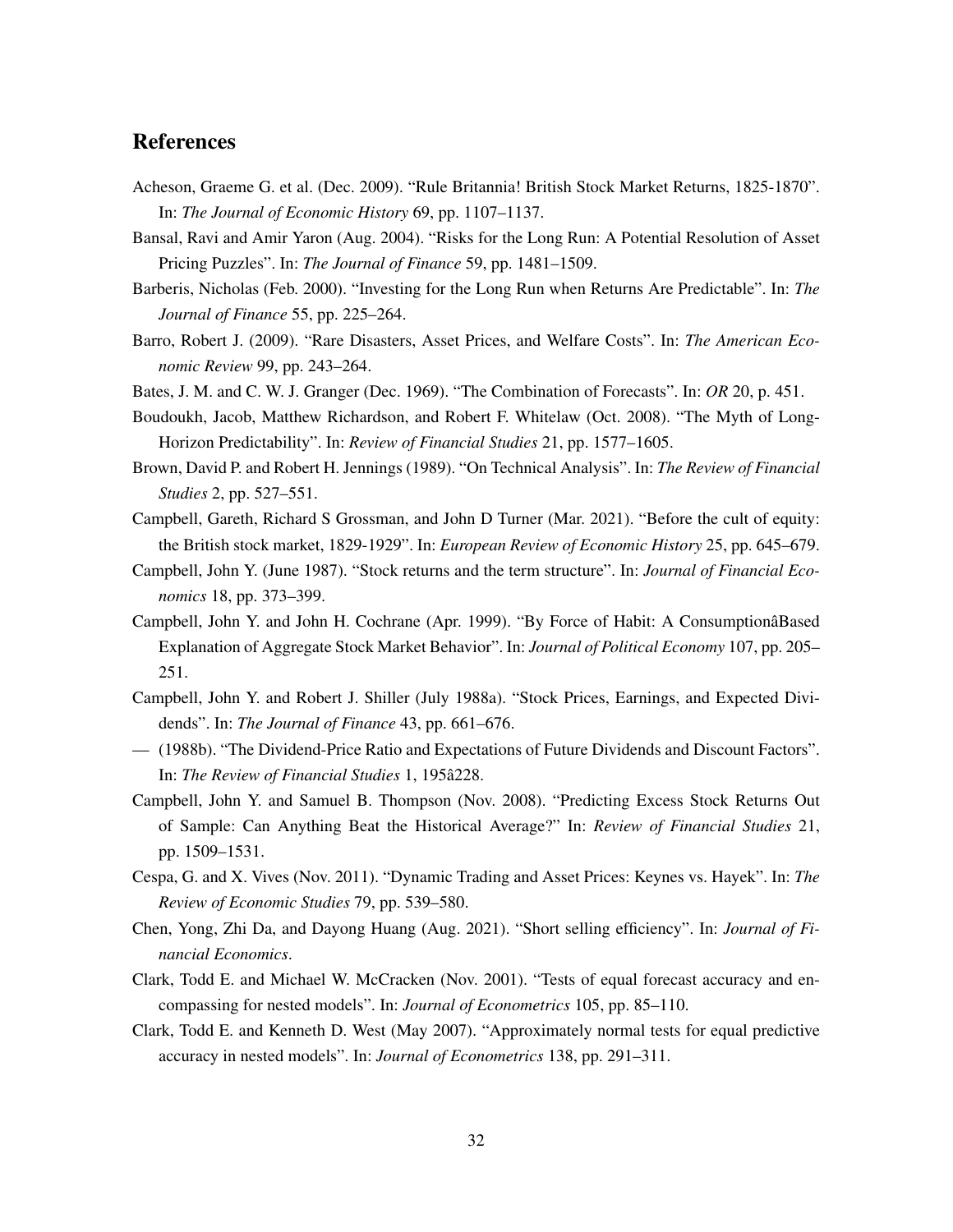## References

Acheson, Graeme G. et al. (Dec. 2009). "Rule Britannia! British Stock Market Returns, 1825-1870". In: *The Journal of Economic History* 69, pp. 1107–1137.

Bansal, Ravi and Amir Yaron (Aug. 2004). "Risks for the Long Run: A Potential Resolution of Asset Pricing Puzzles". In: *The Journal of Finance* 59, pp. 1481–1509.

Barberis, Nicholas (Feb. 2000). "Investing for the Long Run when Returns Are Predictable". In: *The Journal of Finance* 55, pp. 225–264.

Barro, Robert J. (2009). "Rare Disasters, Asset Prices, and Welfare Costs". In: *The American Economic Review* 99, pp. 243–264.

Bates, J. M. and C. W. J. Granger (Dec. 1969). "The Combination of Forecasts". In: *OR* 20, p. 451.

Boudoukh, Jacob, Matthew Richardson, and Robert F. Whitelaw (Oct. 2008). "The Myth of Long-Horizon Predictability". In: *Review of Financial Studies* 21, pp. 1577–1605.

Brown, David P. and Robert H. Jennings (1989). "On Technical Analysis". In: *The Review of Financial Studies* 2, pp. 527–551.

Campbell, Gareth, Richard S Grossman, and John D Turner (Mar. 2021). "Before the cult of equity: the British stock market, 1829-1929". In: *European Review of Economic History* 25, pp. 645–679.

Campbell, John Y. (June 1987). "Stock returns and the term structure". In: *Journal of Financial Economics* 18, pp. 373–399.

Campbell, John Y. and John H. Cochrane (Apr. 1999). "By Force of Habit: A ConsumptionâBased Explanation of Aggregate Stock Market Behavior". In: *Journal of Political Economy* 107, pp. 205–251.

Campbell, John Y. and Robert J. Shiller (July 1988a). "Stock Prices, Earnings, and Expected Dividends". In: *The Journal of Finance* 43, pp. 661–676.

— (1988b). "The Dividend-Price Ratio and Expectations of Future Dividends and Discount Factors". In: *The Review of Financial Studies* 1, 195â228.

Campbell, John Y. and Samuel B. Thompson (Nov. 2008). "Predicting Excess Stock Returns Out of Sample: Can Anything Beat the Historical Average?" In: *Review of Financial Studies* 21, pp. 1509–1531.

Cespa, G. and X. Vives (Nov. 2011). "Dynamic Trading and Asset Prices: Keynes vs. Hayek". In: *The Review of Economic Studies* 79, pp. 539–580.

Chen, Yong, Zhi Da, and Dayong Huang (Aug. 2021). "Short selling efficiency". In: *Journal of Financial Economics*.

Clark, Todd E. and Michael W. McCracken (Nov. 2001). "Tests of equal forecast accuracy and encompassing for nested models". In: *Journal of Econometrics* 105, pp. 85–110.

Clark, Todd E. and Kenneth D. West (May 2007). "Approximately normal tests for equal predictive accuracy in nested models". In: *Journal of Econometrics* 138, pp. 291–311.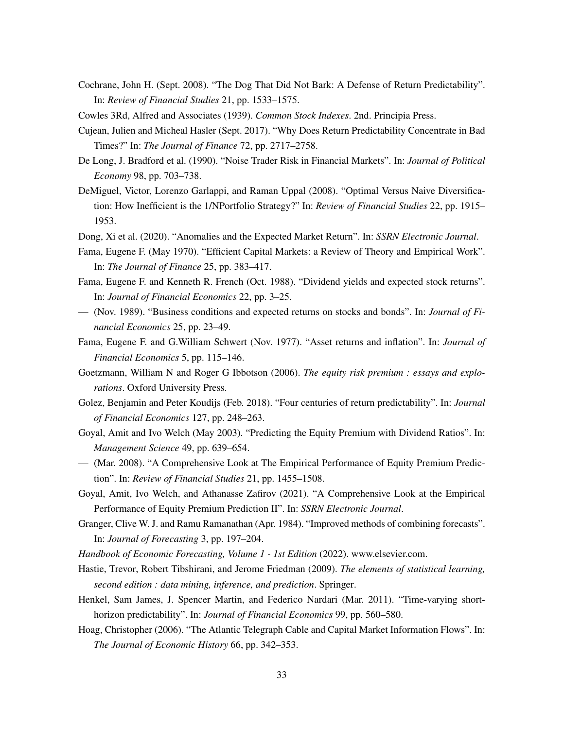Cochrane, John H. (Sept. 2008). "The Dog That Did Not Bark: A Defense of Return Predictability". In: *Review of Financial Studies* 21, pp. 1533–1575.

Cowles 3Rd, Alfred and Associates (1939). *Common Stock Indexes*. 2nd. Principia Press.

Cujean, Julien and Micheal Hasler (Sept. 2017). "Why Does Return Predictability Concentrate in Bad Times?" In: *The Journal of Finance* 72, pp. 2717–2758.

De Long, J. Bradford et al. (1990). "Noise Trader Risk in Financial Markets". In: *Journal of Political Economy* 98, pp. 703–738.

DeMiguel, Victor, Lorenzo Garlappi, and Raman Uppal (2008). "Optimal Versus Naive Diversification: How Inefficient is the 1/NPortfolio Strategy?" In: *Review of Financial Studies* 22, pp. 1915–1953.

Dong, Xi et al. (2020). "Anomalies and the Expected Market Return". In: *SSRN Electronic Journal*.

Fama, Eugene F. (May 1970). "Efficient Capital Markets: a Review of Theory and Empirical Work". In: *The Journal of Finance* 25, pp. 383–417.

Fama, Eugene F. and Kenneth R. French (Oct. 1988). "Dividend yields and expected stock returns". In: *Journal of Financial Economics* 22, pp. 3–25.

— (Nov. 1989). "Business conditions and expected returns on stocks and bonds". In: *Journal of Financial Economics* 25, pp. 23–49.

Fama, Eugene F. and G.William Schwert (Nov. 1977). "Asset returns and inflation". In: *Journal of Financial Economics* 5, pp. 115–146.

Goetzmann, William N and Roger G Ibbotson (2006). *The equity risk premium : essays and explorations*. Oxford University Press.

Golez, Benjamin and Peter Koudijs (Feb. 2018). "Four centuries of return predictability". In: *Journal of Financial Economics* 127, pp. 248–263.

Goyal, Amit and Ivo Welch (May 2003). "Predicting the Equity Premium with Dividend Ratios". In: *Management Science* 49, pp. 639–654.

— (Mar. 2008). "A Comprehensive Look at The Empirical Performance of Equity Premium Prediction". In: *Review of Financial Studies* 21, pp. 1455–1508.

Goyal, Amit, Ivo Welch, and Athanasse Zafirov (2021). "A Comprehensive Look at the Empirical Performance of Equity Premium Prediction II". In: *SSRN Electronic Journal*.

Granger, Clive W. J. and Ramu Ramanathan (Apr. 1984). "Improved methods of combining forecasts". In: *Journal of Forecasting* 3, pp. 197–204.

*Handbook of Economic Forecasting, Volume 1 - 1st Edition* (2022). www.elsevier.com.

Hastie, Trevor, Robert Tibshirani, and Jerome Friedman (2009). *The elements of statistical learning, second edition : data mining, inference, and prediction*. Springer.

Henkel, Sam James, J. Spencer Martin, and Federico Nardari (Mar. 2011). "Time-varying short-horizon predictability". In: *Journal of Financial Economics* 99, pp. 560–580.

Hoag, Christopher (2006). "The Atlantic Telegraph Cable and Capital Market Information Flows". In: *The Journal of Economic History* 66, pp. 342–353.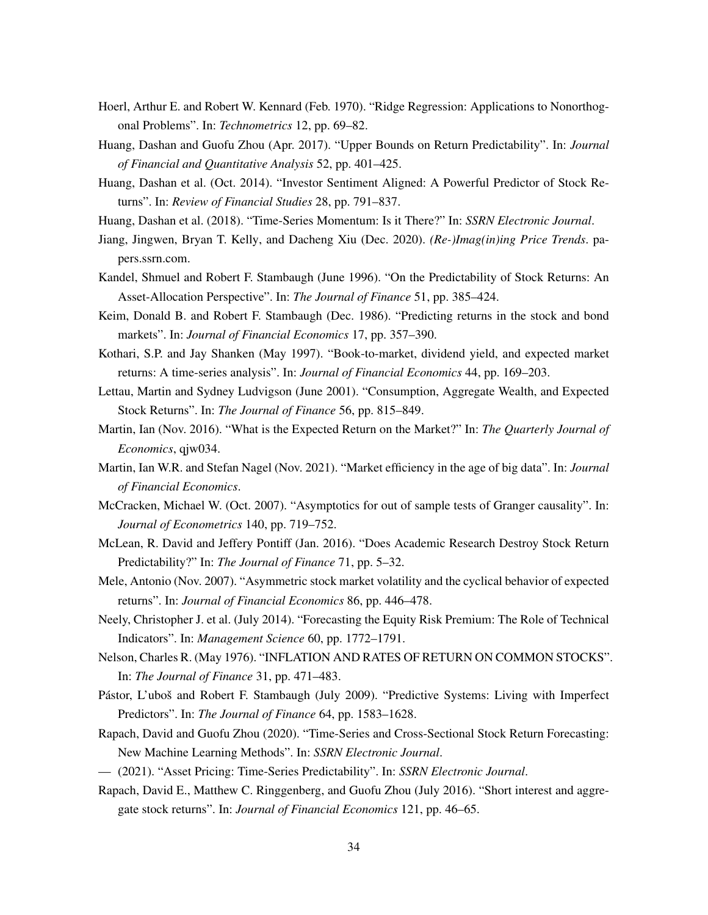Hoerl, Arthur E. and Robert W. Kennard (Feb. 1970). "Ridge Regression: Applications to Nonorthogonal Problems". In: *Technometrics* 12, pp. 69–82.

Huang, Dashan and Guofu Zhou (Apr. 2017). "Upper Bounds on Return Predictability". In: *Journal of Financial and Quantitative Analysis* 52, pp. 401–425.

Huang, Dashan et al. (Oct. 2014). "Investor Sentiment Aligned: A Powerful Predictor of Stock Returns". In: *Review of Financial Studies* 28, pp. 791–837.

Huang, Dashan et al. (2018). "Time-Series Momentum: Is it There?" In: *SSRN Electronic Journal*.

Jiang, Jingwen, Bryan T. Kelly, and Dacheng Xiu (Dec. 2020). *(Re-)Imag(in)ing Price Trends*. papers.ssrn.com.

Kandel, Shmuel and Robert F. Stambaugh (June 1996). "On the Predictability of Stock Returns: An Asset-Allocation Perspective". In: *The Journal of Finance* 51, pp. 385–424.

Keim, Donald B. and Robert F. Stambaugh (Dec. 1986). "Predicting returns in the stock and bond markets". In: *Journal of Financial Economics* 17, pp. 357–390.

Kothari, S.P. and Jay Shanken (May 1997). "Book-to-market, dividend yield, and expected market returns: A time-series analysis". In: *Journal of Financial Economics* 44, pp. 169–203.

Lettau, Martin and Sydney Ludvigson (June 2001). "Consumption, Aggregate Wealth, and Expected Stock Returns". In: *The Journal of Finance* 56, pp. 815–849.

Martin, Ian (Nov. 2016). "What is the Expected Return on the Market?" In: *The Quarterly Journal of Economics*, qjw034.

Martin, Ian W.R. and Stefan Nagel (Nov. 2021). "Market efficiency in the age of big data". In: *Journal of Financial Economics*.

McCracken, Michael W. (Oct. 2007). "Asymptotics for out of sample tests of Granger causality". In: *Journal of Econometrics* 140, pp. 719–752.

McLean, R. David and Jeffery Pontiff (Jan. 2016). "Does Academic Research Destroy Stock Return Predictability?" In: *The Journal of Finance* 71, pp. 5–32.

Mele, Antonio (Nov. 2007). "Asymmetric stock market volatility and the cyclical behavior of expected returns". In: *Journal of Financial Economics* 86, pp. 446–478.

Neely, Christopher J. et al. (July 2014). "Forecasting the Equity Risk Premium: The Role of Technical Indicators". In: *Management Science* 60, pp. 1772–1791.

Nelson, Charles R. (May 1976). "INFLATION AND RATES OF RETURN ON COMMON STOCKS". In: *The Journal of Finance* 31, pp. 471–483.

Pástor, L'uboš and Robert F. Stambaugh (July 2009). "Predictive Systems: Living with Imperfect Predictors". In: *The Journal of Finance* 64, pp. 1583–1628.

Rapach, David and Guofu Zhou (2020). "Time-Series and Cross-Sectional Stock Return Forecasting: New Machine Learning Methods". In: *SSRN Electronic Journal*.

— (2021). "Asset Pricing: Time-Series Predictability". In: *SSRN Electronic Journal*.

Rapach, David E., Matthew C. Ringgenberg, and Guofu Zhou (July 2016). "Short interest and aggregate stock returns". In: *Journal of Financial Economics* 121, pp. 46–65.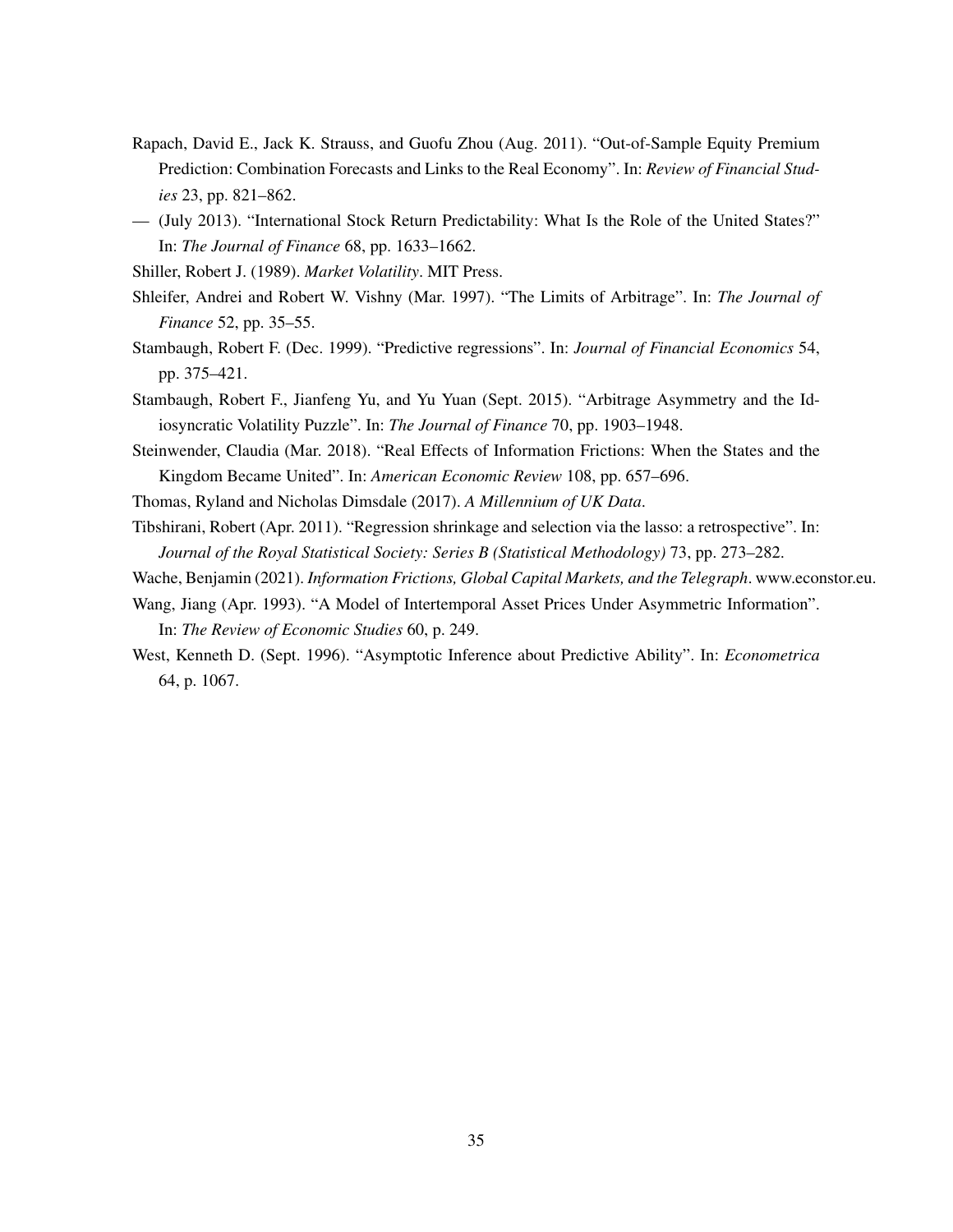Rapach, David E., Jack K. Strauss, and Guofu Zhou (Aug. 2011). "Out-of-Sample Equity Premium Prediction: Combination Forecasts and Links to the Real Economy". In: *Review of Financial Studies* 23, pp. 821–862.

— (July 2013). "International Stock Return Predictability: What Is the Role of the United States?" In: *The Journal of Finance* 68, pp. 1633–1662.

Shiller, Robert J. (1989). *Market Volatility*. MIT Press.

Shleifer, Andrei and Robert W. Vishny (Mar. 1997). "The Limits of Arbitrage". In: *The Journal of Finance* 52, pp. 35–55.

Stambaugh, Robert F. (Dec. 1999). "Predictive regressions". In: *Journal of Financial Economics* 54, pp. 375–421.

Stambaugh, Robert F., Jianfeng Yu, and Yu Yuan (Sept. 2015). "Arbitrage Asymmetry and the Idiosyncratic Volatility Puzzle". In: *The Journal of Finance* 70, pp. 1903–1948.

Steinwender, Claudia (Mar. 2018). "Real Effects of Information Frictions: When the States and the Kingdom Became United". In: *American Economic Review* 108, pp. 657–696.

Thomas, Ryland and Nicholas Dimsdale (2017). *A Millennium of UK Data*.

Tibshirani, Robert (Apr. 2011). "Regression shrinkage and selection via the lasso: a retrospective". In: *Journal of the Royal Statistical Society: Series B (Statistical Methodology)* 73, pp. 273–282.

Wache, Benjamin (2021). *Information Frictions, Global Capital Markets, and the Telegraph*. www.econstor.eu.

Wang, Jiang (Apr. 1993). "A Model of Intertemporal Asset Prices Under Asymmetric Information". In: *The Review of Economic Studies* 60, p. 249.

West, Kenneth D. (Sept. 1996). "Asymptotic Inference about Predictive Ability". In: *Econometrica* 64, p. 1067.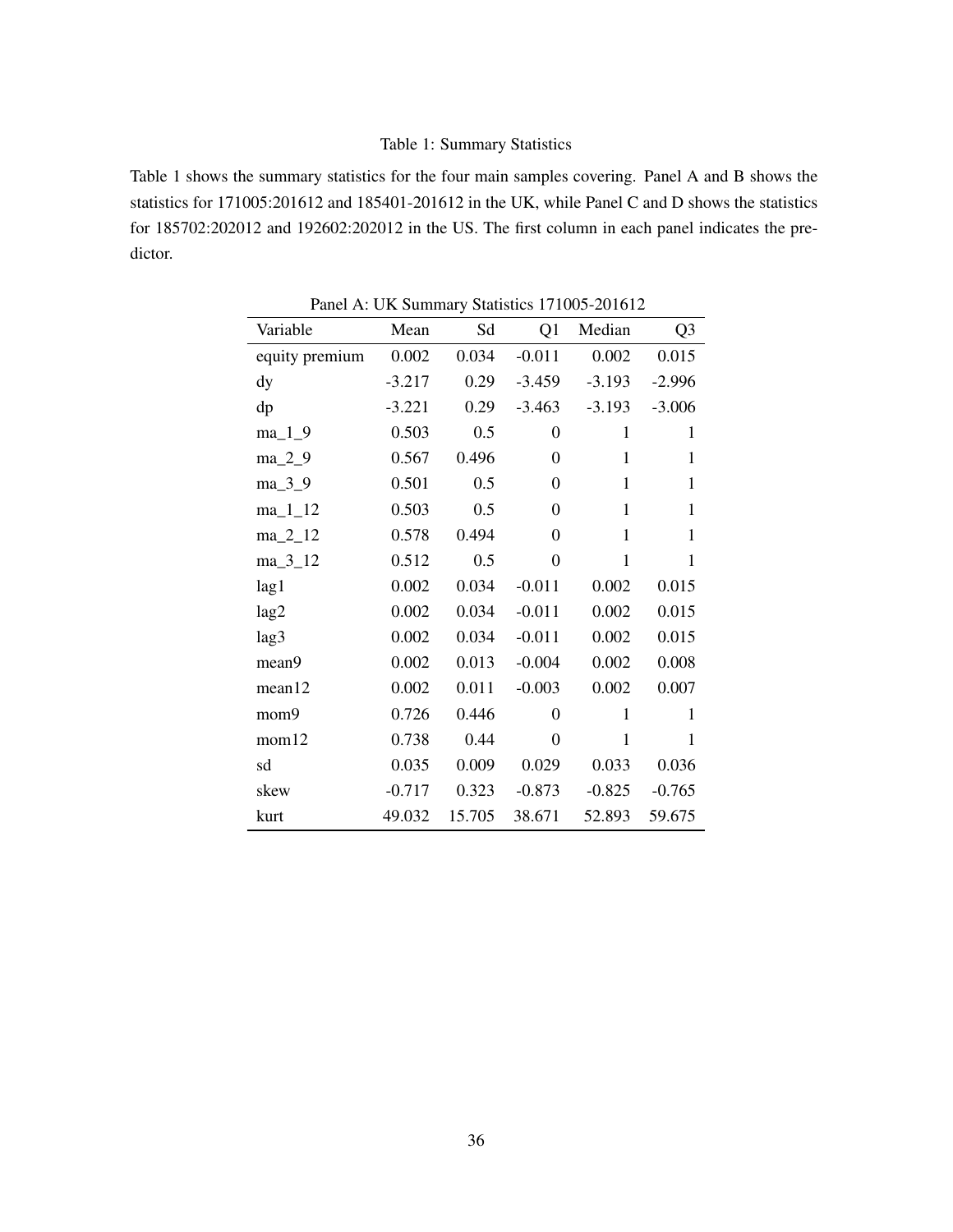Table 1: Summary Statistics

Table 1 shows the summary statistics for the four main samples covering. Panel A and B shows the statistics for 171005:201612 and 185401-201612 in the UK, while Panel C and D shows the statistics for 185702:202012 and 192602:202012 in the US. The first column in each panel indicates the predictor.

Panel A: UK Summary Statistics 171005-201612

| Variable | Mean | Sd | Q1 | Median | Q3 |
|---|---|---|---|---|---|
| equity premium | 0.002 | 0.034 | -0.011 | 0.002 | 0.015 |
| dy | -3.217 | 0.29 | -3.459 | -3.193 | -2.996 |
| dp | -3.221 | 0.29 | -3.463 | -3.193 | -3.006 |
| ma_1_9 | 0.503 | 0.5 | 0 | 1 | 1 |
| ma_2_9 | 0.567 | 0.496 | 0 | 1 | 1 |
| ma_3_9 | 0.501 | 0.5 | 0 | 1 | 1 |
| ma_1_12 | 0.503 | 0.5 | 0 | 1 | 1 |
| ma_2_12 | 0.578 | 0.494 | 0 | 1 | 1 |
| ma_3_12 | 0.512 | 0.5 | 0 | 1 | 1 |
| lag1 | 0.002 | 0.034 | -0.011 | 0.002 | 0.015 |
| lag2 | 0.002 | 0.034 | -0.011 | 0.002 | 0.015 |
| lag3 | 0.002 | 0.034 | -0.011 | 0.002 | 0.015 |
| mean9 | 0.002 | 0.013 | -0.004 | 0.002 | 0.008 |
| mean12 | 0.002 | 0.011 | -0.003 | 0.002 | 0.007 |
| mom9 | 0.726 | 0.446 | 0 | 1 | 1 |
| mom12 | 0.738 | 0.44 | 0 | 1 | 1 |
| sd | 0.035 | 0.009 | 0.029 | 0.033 | 0.036 |
| skew | -0.717 | 0.323 | -0.873 | -0.825 | -0.765 |
| kurt | 49.032 | 15.705 | 38.671 | 52.893 | 59.675 |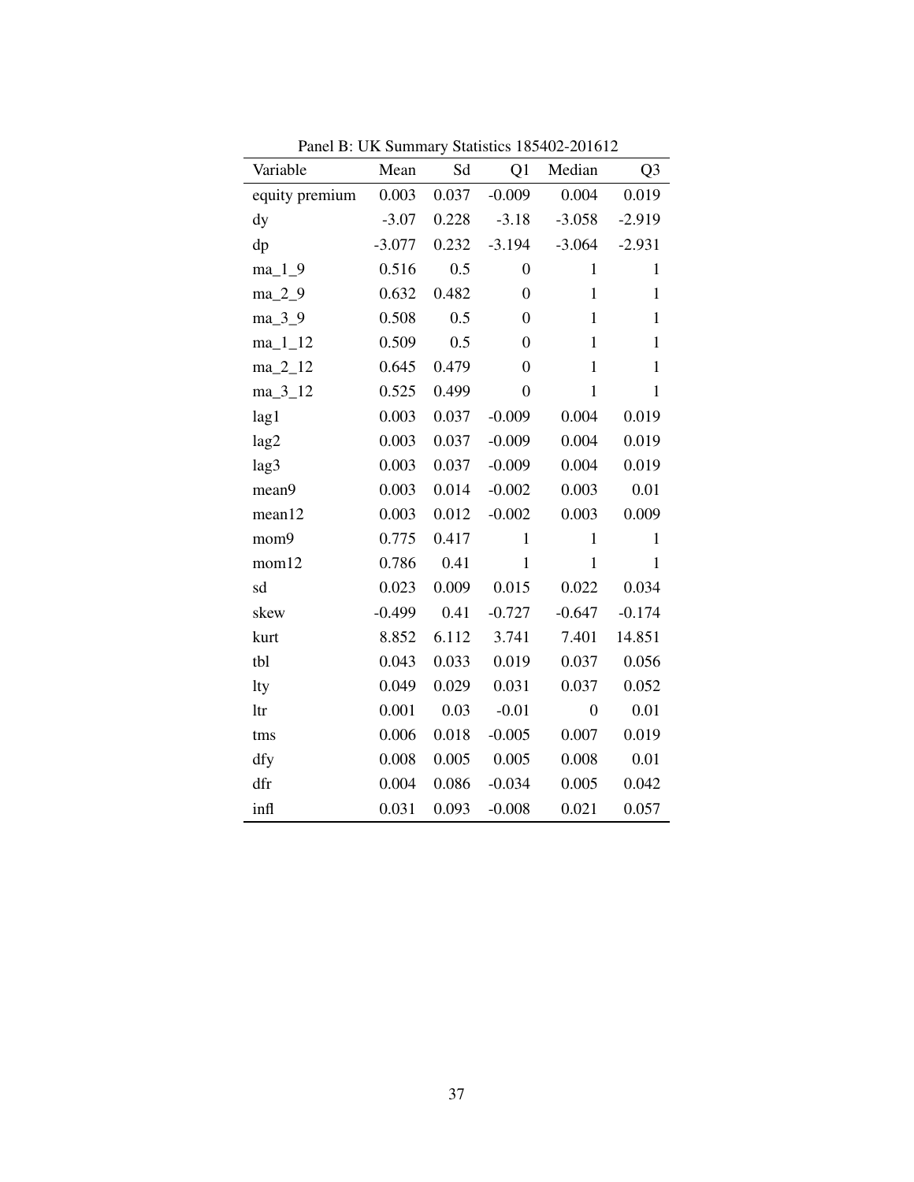Panel B: UK Summary Statistics 185402-201612

| Variable | Mean | Sd | Q1 | Median | Q3 |
|---|---|---|---|---|---|
| equity premium | 0.003 | 0.037 | -0.009 | 0.004 | 0.019 |
| dy | -3.07 | 0.228 | -3.18 | -3.058 | -2.919 |
| dp | -3.077 | 0.232 | -3.194 | -3.064 | -2.931 |
| ma_1_9 | 0.516 | 0.5 | 0 | 1 | 1 |
| ma_2_9 | 0.632 | 0.482 | 0 | 1 | 1 |
| ma_3_9 | 0.508 | 0.5 | 0 | 1 | 1 |
| ma_1_12 | 0.509 | 0.5 | 0 | 1 | 1 |
| ma_2_12 | 0.645 | 0.479 | 0 | 1 | 1 |
| ma_3_12 | 0.525 | 0.499 | 0 | 1 | 1 |
| lag1 | 0.003 | 0.037 | -0.009 | 0.004 | 0.019 |
| lag2 | 0.003 | 0.037 | -0.009 | 0.004 | 0.019 |
| lag3 | 0.003 | 0.037 | -0.009 | 0.004 | 0.019 |
| mean9 | 0.003 | 0.014 | -0.002 | 0.003 | 0.01 |
| mean12 | 0.003 | 0.012 | -0.002 | 0.003 | 0.009 |
| mom9 | 0.775 | 0.417 | 1 | 1 | 1 |
| mom12 | 0.786 | 0.41 | 1 | 1 | 1 |
| sd | 0.023 | 0.009 | 0.015 | 0.022 | 0.034 |
| skew | -0.499 | 0.41 | -0.727 | -0.647 | -0.174 |
| kurt | 8.852 | 6.112 | 3.741 | 7.401 | 14.851 |
| tbl | 0.043 | 0.033 | 0.019 | 0.037 | 0.056 |
| lty | 0.049 | 0.029 | 0.031 | 0.037 | 0.052 |
| ltr | 0.001 | 0.03 | -0.01 | 0 | 0.01 |
| tms | 0.006 | 0.018 | -0.005 | 0.007 | 0.019 |
| dfy | 0.008 | 0.005 | 0.005 | 0.008 | 0.01 |
| dfr | 0.004 | 0.086 | -0.034 | 0.005 | 0.042 |
| infl | 0.031 | 0.093 | -0.008 | 0.021 | 0.057 |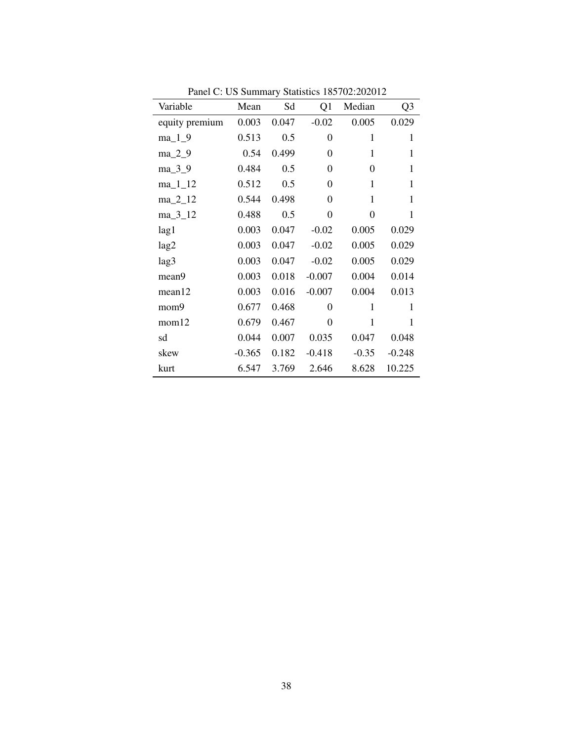Panel C: US Summary Statistics 185702:202012

| Variable | Mean | Sd | Q1 | Median | Q3 |
|---|---|---|---|---|---|
| equity premium | 0.003 | 0.047 | -0.02 | 0.005 | 0.029 |
| ma_1_9 | 0.513 | 0.5 | 0 | 1 | 1 |
| ma_2_9 | 0.54 | 0.499 | 0 | 1 | 1 |
| ma_3_9 | 0.484 | 0.5 | 0 | 0 | 1 |
| ma_1_12 | 0.512 | 0.5 | 0 | 1 | 1 |
| ma_2_12 | 0.544 | 0.498 | 0 | 1 | 1 |
| ma_3_12 | 0.488 | 0.5 | 0 | 0 | 1 |
| lag1 | 0.003 | 0.047 | -0.02 | 0.005 | 0.029 |
| lag2 | 0.003 | 0.047 | -0.02 | 0.005 | 0.029 |
| lag3 | 0.003 | 0.047 | -0.02 | 0.005 | 0.029 |
| mean9 | 0.003 | 0.018 | -0.007 | 0.004 | 0.014 |
| mean12 | 0.003 | 0.016 | -0.007 | 0.004 | 0.013 |
| mom9 | 0.677 | 0.468 | 0 | 1 | 1 |
| mom12 | 0.679 | 0.467 | 0 | 1 | 1 |
| sd | 0.044 | 0.007 | 0.035 | 0.047 | 0.048 |
| skew | -0.365 | 0.182 | -0.418 | -0.35 | -0.248 |
| kurt | 6.547 | 3.769 | 2.646 | 8.628 | 10.225 |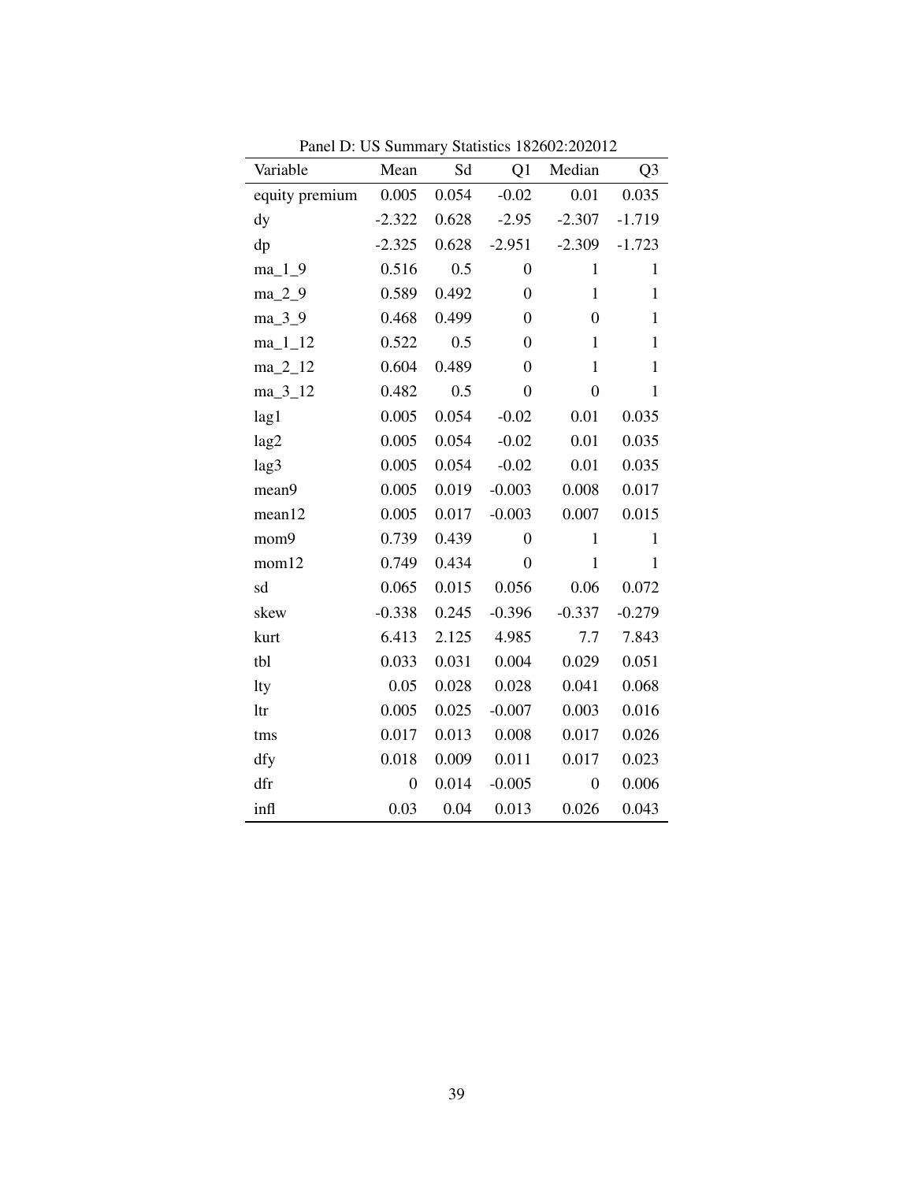Panel D: US Summary Statistics 182602:202012

| Variable | Mean | Sd | Q1 | Median | Q3 |
|---|---|---|---|---|---|
| equity premium | 0.005 | 0.054 | -0.02 | 0.01 | 0.035 |
| dy | -2.322 | 0.628 | -2.95 | -2.307 | -1.719 |
| dp | -2.325 | 0.628 | -2.951 | -2.309 | -1.723 |
| ma_1_9 | 0.516 | 0.5 | 0 | 1 | 1 |
| ma_2_9 | 0.589 | 0.492 | 0 | 1 | 1 |
| ma_3_9 | 0.468 | 0.499 | 0 | 0 | 1 |
| ma_1_12 | 0.522 | 0.5 | 0 | 1 | 1 |
| ma_2_12 | 0.604 | 0.489 | 0 | 1 | 1 |
| ma_3_12 | 0.482 | 0.5 | 0 | 0 | 1 |
| lag1 | 0.005 | 0.054 | -0.02 | 0.01 | 0.035 |
| lag2 | 0.005 | 0.054 | -0.02 | 0.01 | 0.035 |
| lag3 | 0.005 | 0.054 | -0.02 | 0.01 | 0.035 |
| mean9 | 0.005 | 0.019 | -0.003 | 0.008 | 0.017 |
| mean12 | 0.005 | 0.017 | -0.003 | 0.007 | 0.015 |
| mom9 | 0.739 | 0.439 | 0 | 1 | 1 |
| mom12 | 0.749 | 0.434 | 0 | 1 | 1 |
| sd | 0.065 | 0.015 | 0.056 | 0.06 | 0.072 |
| skew | -0.338 | 0.245 | -0.396 | -0.337 | -0.279 |
| kurt | 6.413 | 2.125 | 4.985 | 7.7 | 7.843 |
| tbl | 0.033 | 0.031 | 0.004 | 0.029 | 0.051 |
| lty | 0.05 | 0.028 | 0.028 | 0.041 | 0.068 |
| ltr | 0.005 | 0.025 | -0.007 | 0.003 | 0.016 |
| tms | 0.017 | 0.013 | 0.008 | 0.017 | 0.026 |
| dfy | 0.018 | 0.009 | 0.011 | 0.017 | 0.023 |
| dfr | 0 | 0.014 | -0.005 | 0 | 0.006 |
| infl | 0.03 | 0.04 | 0.013 | 0.026 | 0.043 |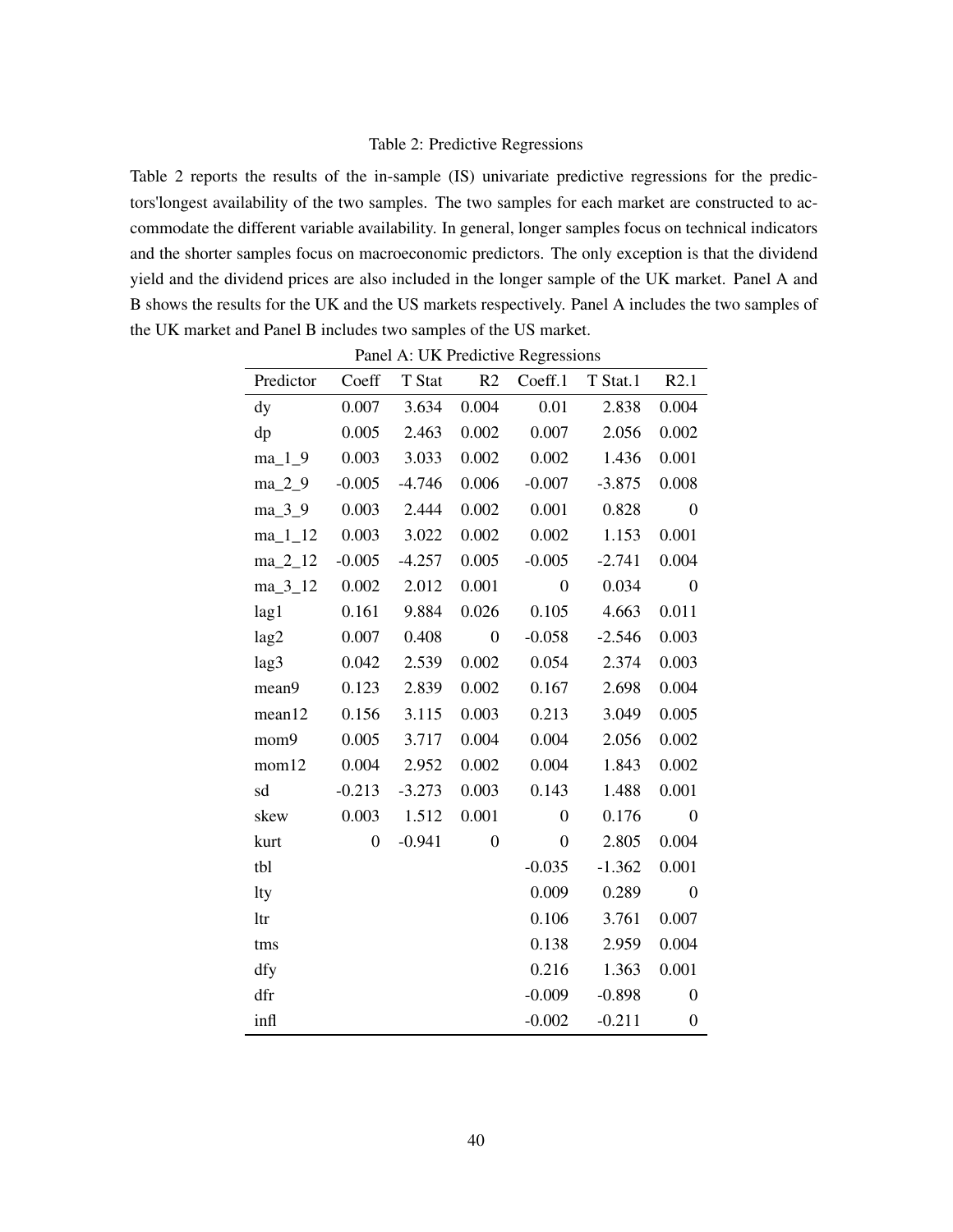Table 2: Predictive Regressions

Table 2 reports the results of the in-sample (IS) univariate predictive regressions for the predictors'longest availability of the two samples. The two samples for each market are constructed to accommodate the different variable availability. In general, longer samples focus on technical indicators and the shorter samples focus on macroeconomic predictors. The only exception is that the dividend yield and the dividend prices are also included in the longer sample of the UK market. Panel A and B shows the results for the UK and the US markets respectively. Panel A includes the two samples of the UK market and Panel B includes two samples of the US market.

Panel A: UK Predictive Regressions

| Predictor | Coeff | T Stat | R2 | Coeff.1 | T Stat.1 | R2.1 |
|---|---|---|---|---|---|---|
| dy | 0.007 | 3.634 | 0.004 | 0.01 | 2.838 | 0.004 |
| dp | 0.005 | 2.463 | 0.002 | 0.007 | 2.056 | 0.002 |
| ma_1_9 | 0.003 | 3.033 | 0.002 | 0.002 | 1.436 | 0.001 |
| ma_2_9 | -0.005 | -4.746 | 0.006 | -0.007 | -3.875 | 0.008 |
| ma_3_9 | 0.003 | 2.444 | 0.002 | 0.001 | 0.828 | 0 |
| ma_1_12 | 0.003 | 3.022 | 0.002 | 0.002 | 1.153 | 0.001 |
| ma_2_12 | -0.005 | -4.257 | 0.005 | -0.005 | -2.741 | 0.004 |
| ma_3_12 | 0.002 | 2.012 | 0.001 | 0 | 0.034 | 0 |
| lag1 | 0.161 | 9.884 | 0.026 | 0.105 | 4.663 | 0.011 |
| lag2 | 0.007 | 0.408 | 0 | -0.058 | -2.546 | 0.003 |
| lag3 | 0.042 | 2.539 | 0.002 | 0.054 | 2.374 | 0.003 |
| mean9 | 0.123 | 2.839 | 0.002 | 0.167 | 2.698 | 0.004 |
| mean12 | 0.156 | 3.115 | 0.003 | 0.213 | 3.049 | 0.005 |
| mom9 | 0.005 | 3.717 | 0.004 | 0.004 | 2.056 | 0.002 |
| mom12 | 0.004 | 2.952 | 0.002 | 0.004 | 1.843 | 0.002 |
| sd | -0.213 | -3.273 | 0.003 | 0.143 | 1.488 | 0.001 |
| skew | 0.003 | 1.512 | 0.001 | 0 | 0.176 | 0 |
| kurt | 0 | -0.941 | 0 | 0 | 2.805 | 0.004 |
| tbl | | | | -0.035 | -1.362 | 0.001 |
| lty | | | | 0.009 | 0.289 | 0 |
| ltr | | | | 0.106 | 3.761 | 0.007 |
| tms | | | | 0.138 | 2.959 | 0.004 |
| dfy | | | | 0.216 | 1.363 | 0.001 |
| dfr | | | | -0.009 | -0.898 | 0 |
| infl | | | | -0.002 | -0.211 | 0 |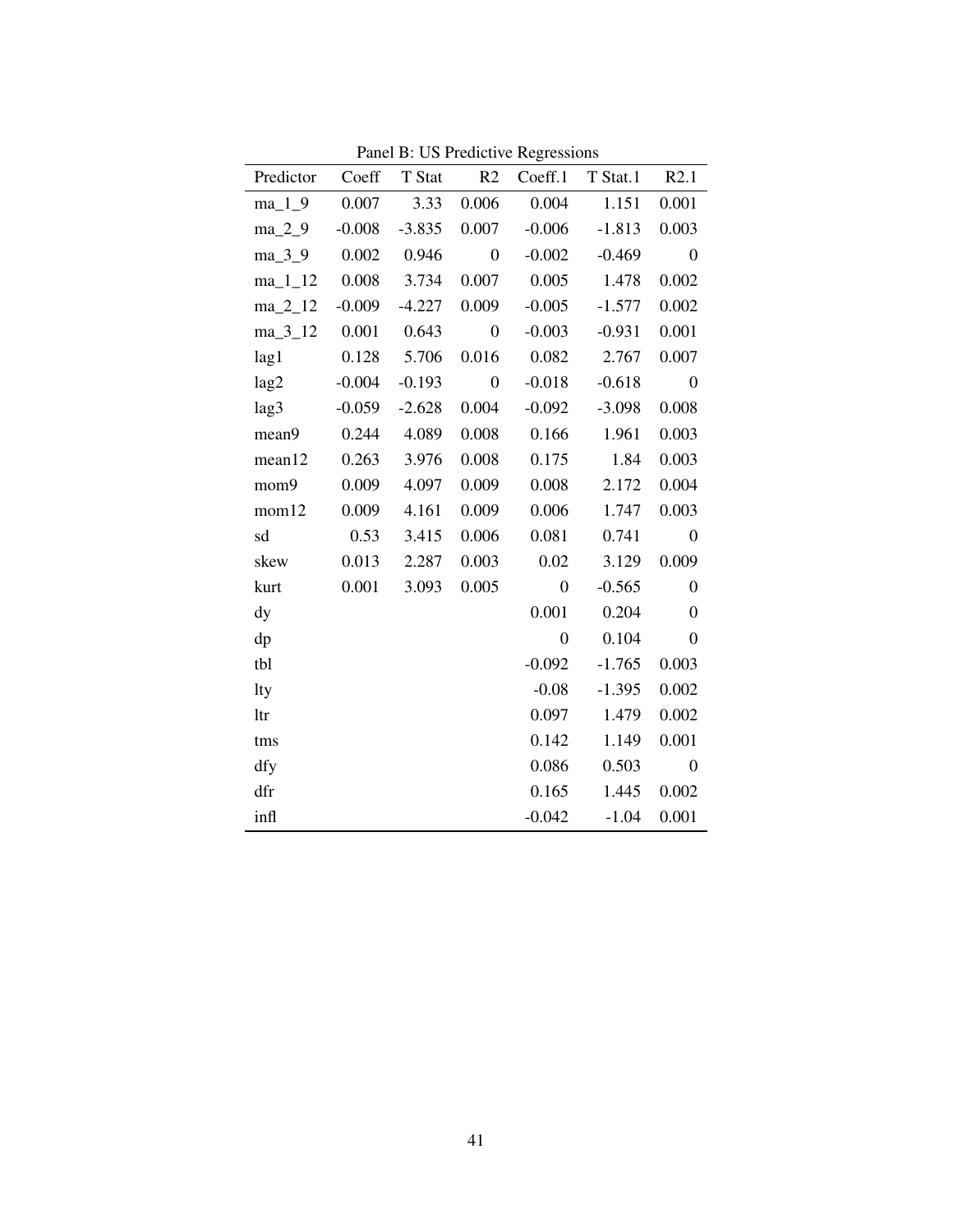Panel B: US Predictive Regressions

| Predictor | Coeff | T Stat | R2 | Coeff.1 | T Stat.1 | R2.1 |
|---|---|---|---|---|---|---|
| ma_1_9 | 0.007 | 3.33 | 0.006 | 0.004 | 1.151 | 0.001 |
| ma_2_9 | -0.008 | -3.835 | 0.007 | -0.006 | -1.813 | 0.003 |
| ma_3_9 | 0.002 | 0.946 | 0 | -0.002 | -0.469 | 0 |
| ma_1_12 | 0.008 | 3.734 | 0.007 | 0.005 | 1.478 | 0.002 |
| ma_2_12 | -0.009 | -4.227 | 0.009 | -0.005 | -1.577 | 0.002 |
| ma_3_12 | 0.001 | 0.643 | 0 | -0.003 | -0.931 | 0.001 |
| lag1 | 0.128 | 5.706 | 0.016 | 0.082 | 2.767 | 0.007 |
| lag2 | -0.004 | -0.193 | 0 | -0.018 | -0.618 | 0 |
| lag3 | -0.059 | -2.628 | 0.004 | -0.092 | -3.098 | 0.008 |
| mean9 | 0.244 | 4.089 | 0.008 | 0.166 | 1.961 | 0.003 |
| mean12 | 0.263 | 3.976 | 0.008 | 0.175 | 1.84 | 0.003 |
| mom9 | 0.009 | 4.097 | 0.009 | 0.008 | 2.172 | 0.004 |
| mom12 | 0.009 | 4.161 | 0.009 | 0.006 | 1.747 | 0.003 |
| sd | 0.53 | 3.415 | 0.006 | 0.081 | 0.741 | 0 |
| skew | 0.013 | 2.287 | 0.003 | 0.02 | 3.129 | 0.009 |
| kurt | 0.001 | 3.093 | 0.005 | 0 | -0.565 | 0 |
| dy | | | | 0.001 | 0.204 | 0 |
| dp | | | | 0 | 0.104 | 0 |
| tbl | | | | -0.092 | -1.765 | 0.003 |
| lty | | | | -0.08 | -1.395 | 0.002 |
| ltr | | | | 0.097 | 1.479 | 0.002 |
| tms | | | | 0.142 | 1.149 | 0.001 |
| dfy | | | | 0.086 | 0.503 | 0 |
| dfr | | | | 0.165 | 1.445 | 0.002 |
| infl | | | | -0.042 | -1.04 | 0.001 |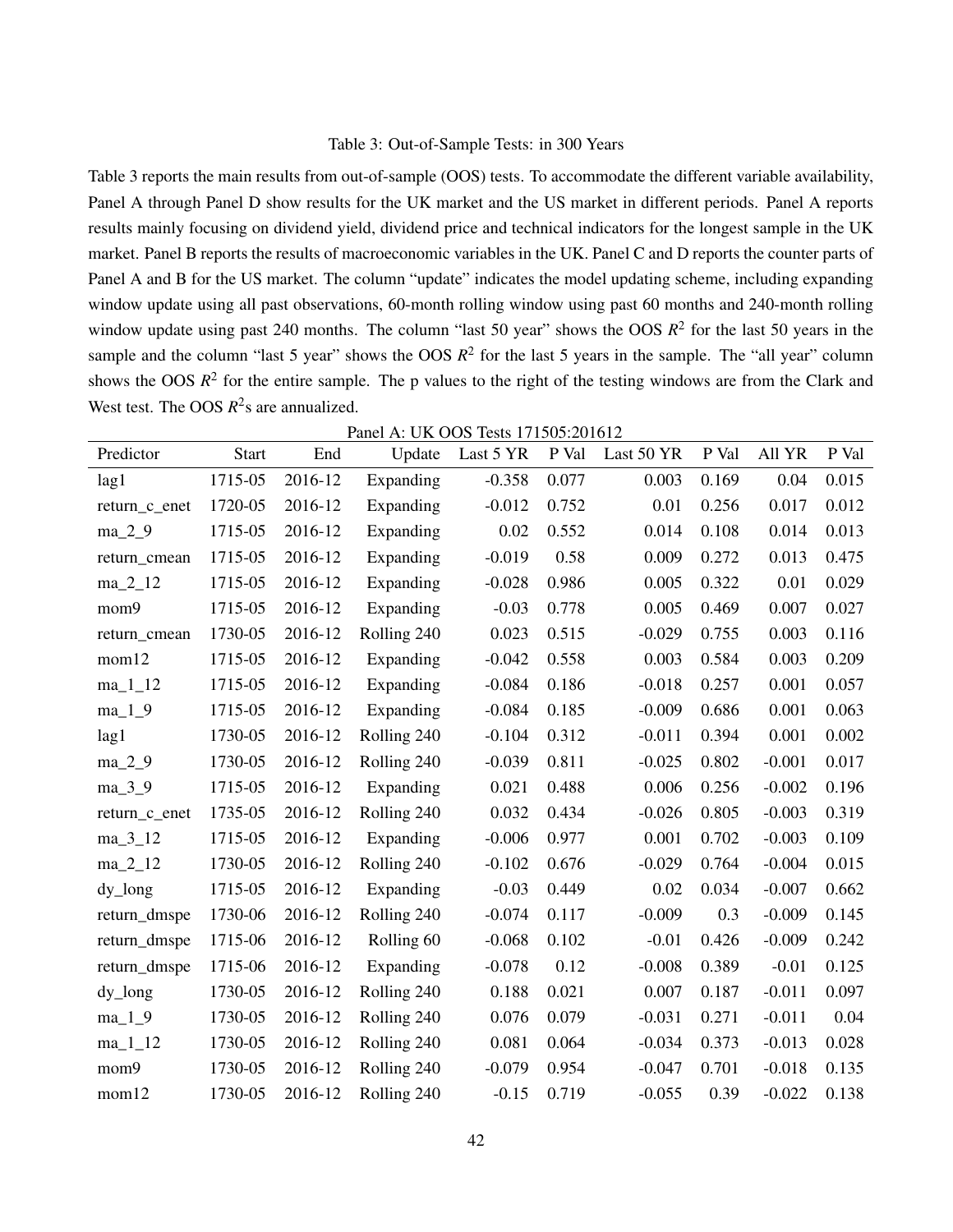Table 3: Out-of-Sample Tests: in 300 Years

Table 3 reports the main results from out-of-sample (OOS) tests. To accommodate the different variable availability, Panel A through Panel D show results for the UK market and the US market in different periods. Panel A reports results mainly focusing on dividend yield, dividend price and technical indicators for the longest sample in the UK market. Panel B reports the results of macroeconomic variables in the UK. Panel C and D reports the counter parts of Panel A and B for the US market. The column "update" indicates the model updating scheme, including expanding window update using all past observations, 60-month rolling window using past 60 months and 240-month rolling window update using past 240 months. The column "last 50 year" shows the OOS $R^2$ for the last 50 years in the sample and the column "last 5 year" shows the OOS $R^2$ for the last 5 years in the sample. The "all year" column shows the OOS $R^2$ for the entire sample. The p values to the right of the testing windows are from the Clark and West test. The OOS $R^2$s are annualized.

Panel A: UK OOS Tests 171505:201612

| Predictor | Start | End | Update | Last 5 YR | P Val | Last 50 YR | P Val | All YR | P Val |
|---|---|---|---|---|---|---|---|---|---|
| lag1 | 1715-05 | 2016-12 | Expanding | -0.358 | 0.077 | 0.003 | 0.169 | 0.04 | 0.015 |
| return_c_enet | 1720-05 | 2016-12 | Expanding | -0.012 | 0.752 | 0.01 | 0.256 | 0.017 | 0.012 |
| ma_2_9 | 1715-05 | 2016-12 | Expanding | 0.02 | 0.552 | 0.014 | 0.108 | 0.014 | 0.013 |
| return_cmean | 1715-05 | 2016-12 | Expanding | -0.019 | 0.58 | 0.009 | 0.272 | 0.013 | 0.475 |
| ma_2_12 | 1715-05 | 2016-12 | Expanding | -0.028 | 0.986 | 0.005 | 0.322 | 0.01 | 0.029 |
| mom9 | 1715-05 | 2016-12 | Expanding | -0.03 | 0.778 | 0.005 | 0.469 | 0.007 | 0.027 |
| return_cmean | 1730-05 | 2016-12 | Rolling 240 | 0.023 | 0.515 | -0.029 | 0.755 | 0.003 | 0.116 |
| mom12 | 1715-05 | 2016-12 | Expanding | -0.042 | 0.558 | 0.003 | 0.584 | 0.003 | 0.209 |
| ma_1_12 | 1715-05 | 2016-12 | Expanding | -0.084 | 0.186 | -0.018 | 0.257 | 0.001 | 0.057 |
| ma_1_9 | 1715-05 | 2016-12 | Expanding | -0.084 | 0.185 | -0.009 | 0.686 | 0.001 | 0.063 |
| lag1 | 1730-05 | 2016-12 | Rolling 240 | -0.104 | 0.312 | -0.011 | 0.394 | 0.001 | 0.002 |
| ma_2_9 | 1730-05 | 2016-12 | Rolling 240 | -0.039 | 0.811 | -0.025 | 0.802 | -0.001 | 0.017 |
| ma_3_9 | 1715-05 | 2016-12 | Expanding | 0.021 | 0.488 | 0.006 | 0.256 | -0.002 | 0.196 |
| return_c_enet | 1735-05 | 2016-12 | Rolling 240 | 0.032 | 0.434 | -0.026 | 0.805 | -0.003 | 0.319 |
| ma_3_12 | 1715-05 | 2016-12 | Expanding | -0.006 | 0.977 | 0.001 | 0.702 | -0.003 | 0.109 |
| ma_2_12 | 1730-05 | 2016-12 | Rolling 240 | -0.102 | 0.676 | -0.029 | 0.764 | -0.004 | 0.015 |
| dy_long | 1715-05 | 2016-12 | Expanding | -0.03 | 0.449 | 0.02 | 0.034 | -0.007 | 0.662 |
| return_dmspe | 1730-06 | 2016-12 | Rolling 240 | -0.074 | 0.117 | -0.009 | 0.3 | -0.009 | 0.145 |
| return_dmspe | 1715-06 | 2016-12 | Rolling 60 | -0.068 | 0.102 | -0.01 | 0.426 | -0.009 | 0.242 |
| return_dmspe | 1715-06 | 2016-12 | Expanding | -0.078 | 0.12 | -0.008 | 0.389 | -0.01 | 0.125 |
| dy_long | 1730-05 | 2016-12 | Rolling 240 | 0.188 | 0.021 | 0.007 | 0.187 | -0.011 | 0.097 |
| ma_1_9 | 1730-05 | 2016-12 | Rolling 240 | 0.076 | 0.079 | -0.031 | 0.271 | -0.011 | 0.04 |
| ma_1_12 | 1730-05 | 2016-12 | Rolling 240 | 0.081 | 0.064 | -0.034 | 0.373 | -0.013 | 0.028 |
| mom9 | 1730-05 | 2016-12 | Rolling 240 | -0.079 | 0.954 | -0.047 | 0.701 | -0.018 | 0.135 |
| mom12 | 1730-05 | 2016-12 | Rolling 240 | -0.15 | 0.719 | -0.055 | 0.39 | -0.022 | 0.138 |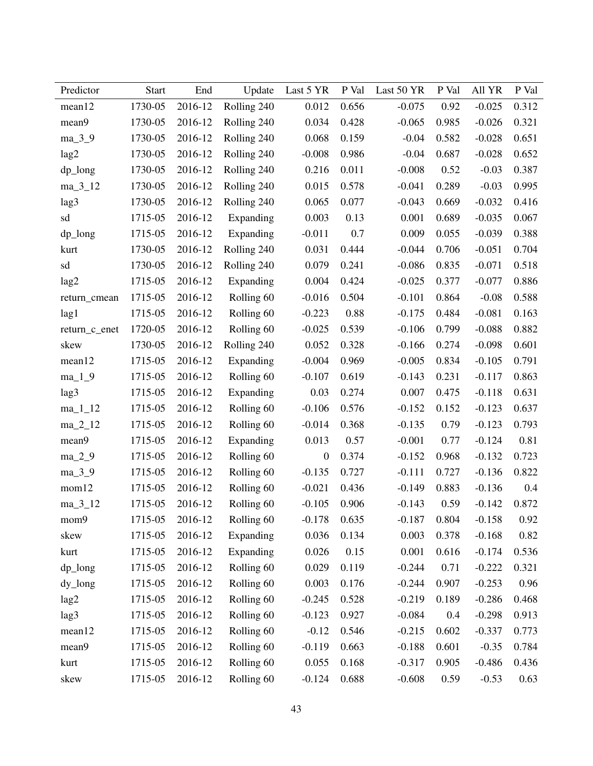| Predictor | Start | End | Update | Last 5 YR | P Val | Last 50 YR | P Val | All YR | P Val |
|---|---|---|---|---|---|---|---|---|---|
| mean12 | 1730-05 | 2016-12 | Rolling 240 | 0.012 | 0.656 | -0.075 | 0.92 | -0.025 | 0.312 |
| mean9 | 1730-05 | 2016-12 | Rolling 240 | 0.034 | 0.428 | -0.065 | 0.985 | -0.026 | 0.321 |
| ma_3_9 | 1730-05 | 2016-12 | Rolling 240 | 0.068 | 0.159 | -0.04 | 0.582 | -0.028 | 0.651 |
| lag2 | 1730-05 | 2016-12 | Rolling 240 | -0.008 | 0.986 | -0.04 | 0.687 | -0.028 | 0.652 |
| dp_long | 1730-05 | 2016-12 | Rolling 240 | 0.216 | 0.011 | -0.008 | 0.52 | -0.03 | 0.387 |
| ma_3_12 | 1730-05 | 2016-12 | Rolling 240 | 0.015 | 0.578 | -0.041 | 0.289 | -0.03 | 0.995 |
| lag3 | 1730-05 | 2016-12 | Rolling 240 | 0.065 | 0.077 | -0.043 | 0.669 | -0.032 | 0.416 |
| sd | 1715-05 | 2016-12 | Expanding | 0.003 | 0.13 | 0.001 | 0.689 | -0.035 | 0.067 |
| dp_long | 1715-05 | 2016-12 | Expanding | -0.011 | 0.7 | 0.009 | 0.055 | -0.039 | 0.388 |
| kurt | 1730-05 | 2016-12 | Rolling 240 | 0.031 | 0.444 | -0.044 | 0.706 | -0.051 | 0.704 |
| sd | 1730-05 | 2016-12 | Rolling 240 | 0.079 | 0.241 | -0.086 | 0.835 | -0.071 | 0.518 |
| lag2 | 1715-05 | 2016-12 | Expanding | 0.004 | 0.424 | -0.025 | 0.377 | -0.077 | 0.886 |
| return_cmean | 1715-05 | 2016-12 | Rolling 60 | -0.016 | 0.504 | -0.101 | 0.864 | -0.08 | 0.588 |
| lag1 | 1715-05 | 2016-12 | Rolling 60 | -0.223 | 0.88 | -0.175 | 0.484 | -0.081 | 0.163 |
| return_c_enet | 1720-05 | 2016-12 | Rolling 60 | -0.025 | 0.539 | -0.106 | 0.799 | -0.088 | 0.882 |
| skew | 1730-05 | 2016-12 | Rolling 240 | 0.052 | 0.328 | -0.166 | 0.274 | -0.098 | 0.601 |
| mean12 | 1715-05 | 2016-12 | Expanding | -0.004 | 0.969 | -0.005 | 0.834 | -0.105 | 0.791 |
| ma_1_9 | 1715-05 | 2016-12 | Rolling 60 | -0.107 | 0.619 | -0.143 | 0.231 | -0.117 | 0.863 |
| lag3 | 1715-05 | 2016-12 | Expanding | 0.03 | 0.274 | 0.007 | 0.475 | -0.118 | 0.631 |
| ma_1_12 | 1715-05 | 2016-12 | Rolling 60 | -0.106 | 0.576 | -0.152 | 0.152 | -0.123 | 0.637 |
| ma_2_12 | 1715-05 | 2016-12 | Rolling 60 | -0.014 | 0.368 | -0.135 | 0.79 | -0.123 | 0.793 |
| mean9 | 1715-05 | 2016-12 | Expanding | 0.013 | 0.57 | -0.001 | 0.77 | -0.124 | 0.81 |
| ma_2_9 | 1715-05 | 2016-12 | Rolling 60 | 0 | 0.374 | -0.152 | 0.968 | -0.132 | 0.723 |
| ma_3_9 | 1715-05 | 2016-12 | Rolling 60 | -0.135 | 0.727 | -0.111 | 0.727 | -0.136 | 0.822 |
| mom12 | 1715-05 | 2016-12 | Rolling 60 | -0.021 | 0.436 | -0.149 | 0.883 | -0.136 | 0.4 |
| ma_3_12 | 1715-05 | 2016-12 | Rolling 60 | -0.105 | 0.906 | -0.143 | 0.59 | -0.142 | 0.872 |
| mom9 | 1715-05 | 2016-12 | Rolling 60 | -0.178 | 0.635 | -0.187 | 0.804 | -0.158 | 0.92 |
| skew | 1715-05 | 2016-12 | Expanding | 0.036 | 0.134 | 0.003 | 0.378 | -0.168 | 0.82 |
| kurt | 1715-05 | 2016-12 | Expanding | 0.026 | 0.15 | 0.001 | 0.616 | -0.174 | 0.536 |
| dp_long | 1715-05 | 2016-12 | Rolling 60 | 0.029 | 0.119 | -0.244 | 0.71 | -0.222 | 0.321 |
| dy_long | 1715-05 | 2016-12 | Rolling 60 | 0.003 | 0.176 | -0.244 | 0.907 | -0.253 | 0.96 |
| lag2 | 1715-05 | 2016-12 | Rolling 60 | -0.245 | 0.528 | -0.219 | 0.189 | -0.286 | 0.468 |
| lag3 | 1715-05 | 2016-12 | Rolling 60 | -0.123 | 0.927 | -0.084 | 0.4 | -0.298 | 0.913 |
| mean12 | 1715-05 | 2016-12 | Rolling 60 | -0.12 | 0.546 | -0.215 | 0.602 | -0.337 | 0.773 |
| mean9 | 1715-05 | 2016-12 | Rolling 60 | -0.119 | 0.663 | -0.188 | 0.601 | -0.35 | 0.784 |
| kurt | 1715-05 | 2016-12 | Rolling 60 | 0.055 | 0.168 | -0.317 | 0.905 | -0.486 | 0.436 |
| skew | 1715-05 | 2016-12 | Rolling 60 | -0.124 | 0.688 | -0.608 | 0.59 | -0.53 | 0.63 |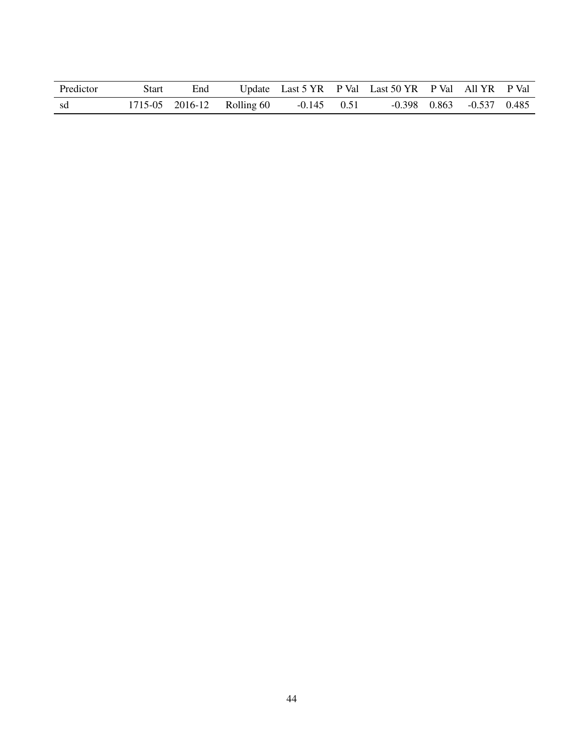| Predictor | Start | End | Update | Last 5 YR | P Val | Last 50 YR | P Val | All YR | P Val |
|---|---|---|---|---|---|---|---|---|---|
| sd | 1715-05 | 2016-12 | Rolling 60 | -0.145 | 0.51 | -0.398 | 0.863 | -0.537 | 0.485 |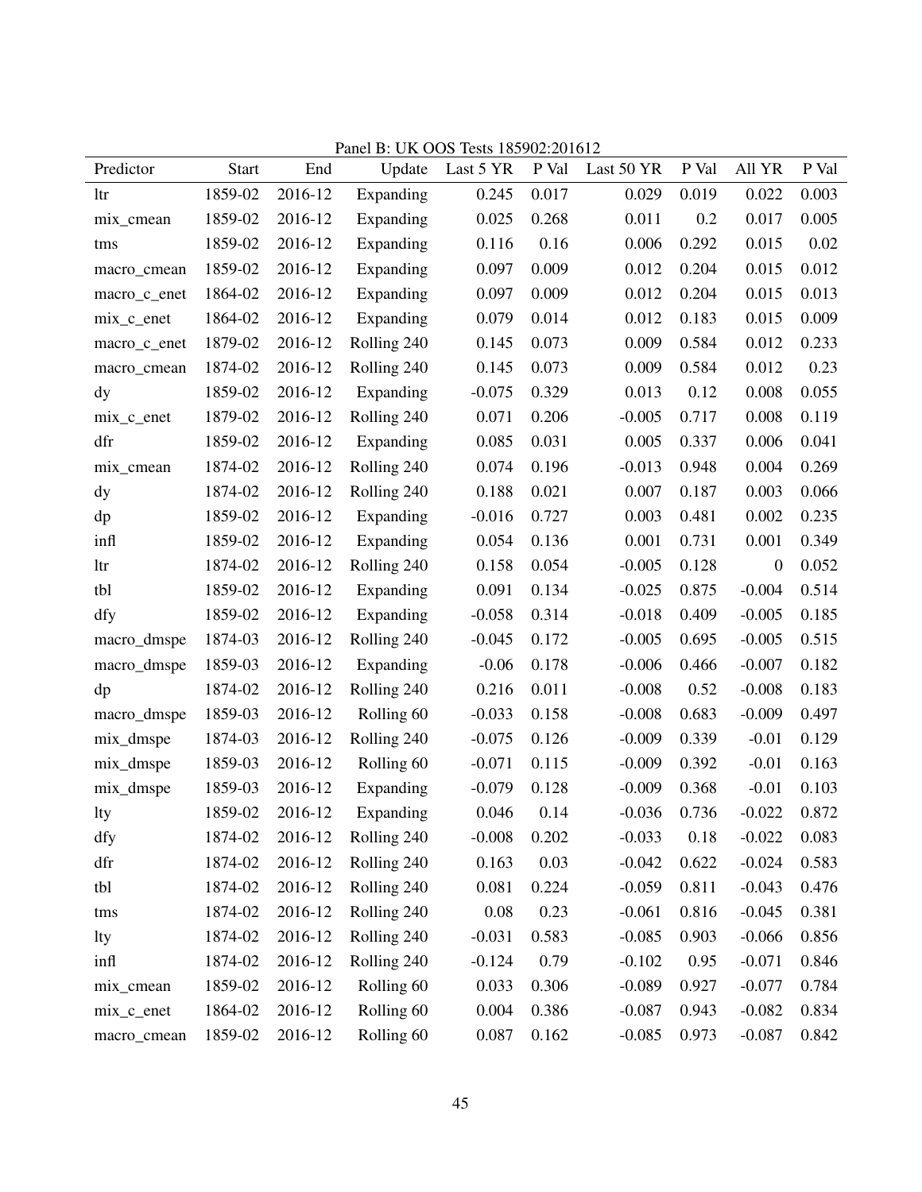Panel B: UK OOS Tests 185902:201612

| Predictor | Start | End | Update | Last 5 YR | P Val | Last 50 YR | P Val | All YR | P Val |
|---|---|---|---|---|---|---|---|---|---|
| ltr | 1859-02 | 2016-12 | Expanding | 0.245 | 0.017 | 0.029 | 0.019 | 0.022 | 0.003 |
| mix_cmean | 1859-02 | 2016-12 | Expanding | 0.025 | 0.268 | 0.011 | 0.2 | 0.017 | 0.005 |
| tms | 1859-02 | 2016-12 | Expanding | 0.116 | 0.16 | 0.006 | 0.292 | 0.015 | 0.02 |
| macro_cmean | 1859-02 | 2016-12 | Expanding | 0.097 | 0.009 | 0.012 | 0.204 | 0.015 | 0.012 |
| macro_c_enet | 1864-02 | 2016-12 | Expanding | 0.097 | 0.009 | 0.012 | 0.204 | 0.015 | 0.013 |
| mix_c_enet | 1864-02 | 2016-12 | Expanding | 0.079 | 0.014 | 0.012 | 0.183 | 0.015 | 0.009 |
| macro_c_enet | 1879-02 | 2016-12 | Rolling 240 | 0.145 | 0.073 | 0.009 | 0.584 | 0.012 | 0.233 |
| macro_cmean | 1874-02 | 2016-12 | Rolling 240 | 0.145 | 0.073 | 0.009 | 0.584 | 0.012 | 0.23 |
| dy | 1859-02 | 2016-12 | Expanding | -0.075 | 0.329 | 0.013 | 0.12 | 0.008 | 0.055 |
| mix_c_enet | 1879-02 | 2016-12 | Rolling 240 | 0.071 | 0.206 | -0.005 | 0.717 | 0.008 | 0.119 |
| dfr | 1859-02 | 2016-12 | Expanding | 0.085 | 0.031 | 0.005 | 0.337 | 0.006 | 0.041 |
| mix_cmean | 1874-02 | 2016-12 | Rolling 240 | 0.074 | 0.196 | -0.013 | 0.948 | 0.004 | 0.269 |
| dy | 1874-02 | 2016-12 | Rolling 240 | 0.188 | 0.021 | 0.007 | 0.187 | 0.003 | 0.066 |
| dp | 1859-02 | 2016-12 | Expanding | -0.016 | 0.727 | 0.003 | 0.481 | 0.002 | 0.235 |
| infl | 1859-02 | 2016-12 | Expanding | 0.054 | 0.136 | 0.001 | 0.731 | 0.001 | 0.349 |
| ltr | 1874-02 | 2016-12 | Rolling 240 | 0.158 | 0.054 | -0.005 | 0.128 | 0 | 0.052 |
| tbl | 1859-02 | 2016-12 | Expanding | 0.091 | 0.134 | -0.025 | 0.875 | -0.004 | 0.514 |
| dfy | 1859-02 | 2016-12 | Expanding | -0.058 | 0.314 | -0.018 | 0.409 | -0.005 | 0.185 |
| macro_dmspe | 1874-03 | 2016-12 | Rolling 240 | -0.045 | 0.172 | -0.005 | 0.695 | -0.005 | 0.515 |
| macro_dmspe | 1859-03 | 2016-12 | Expanding | -0.06 | 0.178 | -0.006 | 0.466 | -0.007 | 0.182 |
| dp | 1874-02 | 2016-12 | Rolling 240 | 0.216 | 0.011 | -0.008 | 0.52 | -0.008 | 0.183 |
| macro_dmspe | 1859-03 | 2016-12 | Rolling 60 | -0.033 | 0.158 | -0.008 | 0.683 | -0.009 | 0.497 |
| mix_dmspe | 1874-03 | 2016-12 | Rolling 240 | -0.075 | 0.126 | -0.009 | 0.339 | -0.01 | 0.129 |
| mix_dmspe | 1859-03 | 2016-12 | Rolling 60 | -0.071 | 0.115 | -0.009 | 0.392 | -0.01 | 0.163 |
| mix_dmspe | 1859-03 | 2016-12 | Expanding | -0.079 | 0.128 | -0.009 | 0.368 | -0.01 | 0.103 |
| lty | 1859-02 | 2016-12 | Expanding | 0.046 | 0.14 | -0.036 | 0.736 | -0.022 | 0.872 |
| dfy | 1874-02 | 2016-12 | Rolling 240 | -0.008 | 0.202 | -0.033 | 0.18 | -0.022 | 0.083 |
| dfr | 1874-02 | 2016-12 | Rolling 240 | 0.163 | 0.03 | -0.042 | 0.622 | -0.024 | 0.583 |
| tbl | 1874-02 | 2016-12 | Rolling 240 | 0.081 | 0.224 | -0.059 | 0.811 | -0.043 | 0.476 |
| tms | 1874-02 | 2016-12 | Rolling 240 | 0.08 | 0.23 | -0.061 | 0.816 | -0.045 | 0.381 |
| lty | 1874-02 | 2016-12 | Rolling 240 | -0.031 | 0.583 | -0.085 | 0.903 | -0.066 | 0.856 |
| infl | 1874-02 | 2016-12 | Rolling 240 | -0.124 | 0.79 | -0.102 | 0.95 | -0.071 | 0.846 |
| mix_cmean | 1859-02 | 2016-12 | Rolling 60 | 0.033 | 0.306 | -0.089 | 0.927 | -0.077 | 0.784 |
| mix_c_enet | 1864-02 | 2016-12 | Rolling 60 | 0.004 | 0.386 | -0.087 | 0.943 | -0.082 | 0.834 |
| macro_cmean | 1859-02 | 2016-12 | Rolling 60 | 0.087 | 0.162 | -0.085 | 0.973 | -0.087 | 0.842 |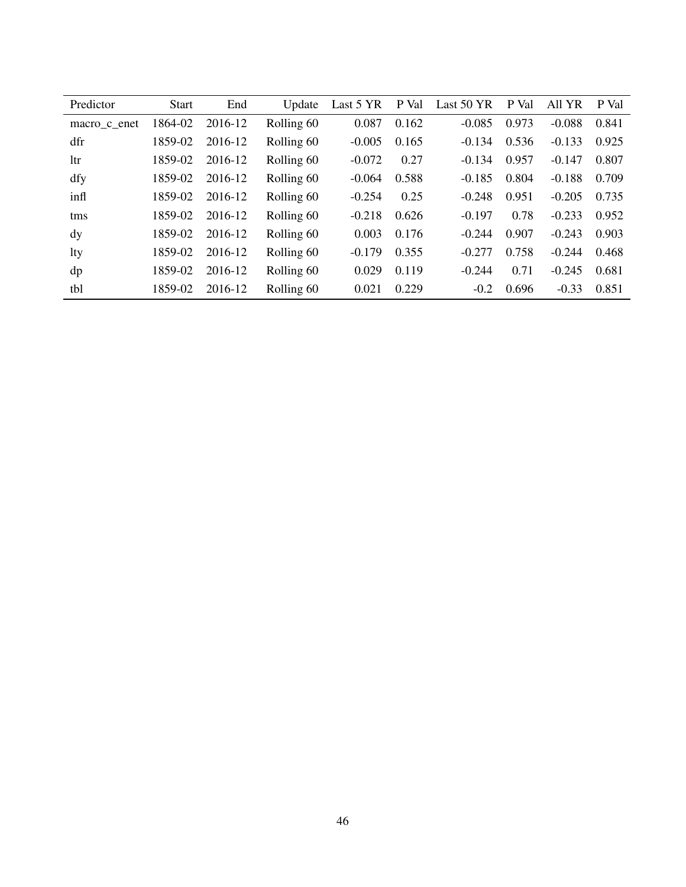| Predictor | Start | End | Update | Last 5 YR | P Val | Last 50 YR | P Val | All YR | P Val |
|---|---|---|---|---|---|---|---|---|---|
| macro_c_enet | 1864-02 | 2016-12 | Rolling 60 | 0.087 | 0.162 | -0.085 | 0.973 | -0.088 | 0.841 |
| dfr | 1859-02 | 2016-12 | Rolling 60 | -0.005 | 0.165 | -0.134 | 0.536 | -0.133 | 0.925 |
| ltr | 1859-02 | 2016-12 | Rolling 60 | -0.072 | 0.27 | -0.134 | 0.957 | -0.147 | 0.807 |
| dfy | 1859-02 | 2016-12 | Rolling 60 | -0.064 | 0.588 | -0.185 | 0.804 | -0.188 | 0.709 |
| infl | 1859-02 | 2016-12 | Rolling 60 | -0.254 | 0.25 | -0.248 | 0.951 | -0.205 | 0.735 |
| tms | 1859-02 | 2016-12 | Rolling 60 | -0.218 | 0.626 | -0.197 | 0.78 | -0.233 | 0.952 |
| dy | 1859-02 | 2016-12 | Rolling 60 | 0.003 | 0.176 | -0.244 | 0.907 | -0.243 | 0.903 |
| lty | 1859-02 | 2016-12 | Rolling 60 | -0.179 | 0.355 | -0.277 | 0.758 | -0.244 | 0.468 |
| dp | 1859-02 | 2016-12 | Rolling 60 | 0.029 | 0.119 | -0.244 | 0.71 | -0.245 | 0.681 |
| tbl | 1859-02 | 2016-12 | Rolling 60 | 0.021 | 0.229 | -0.2 | 0.696 | -0.33 | 0.851 |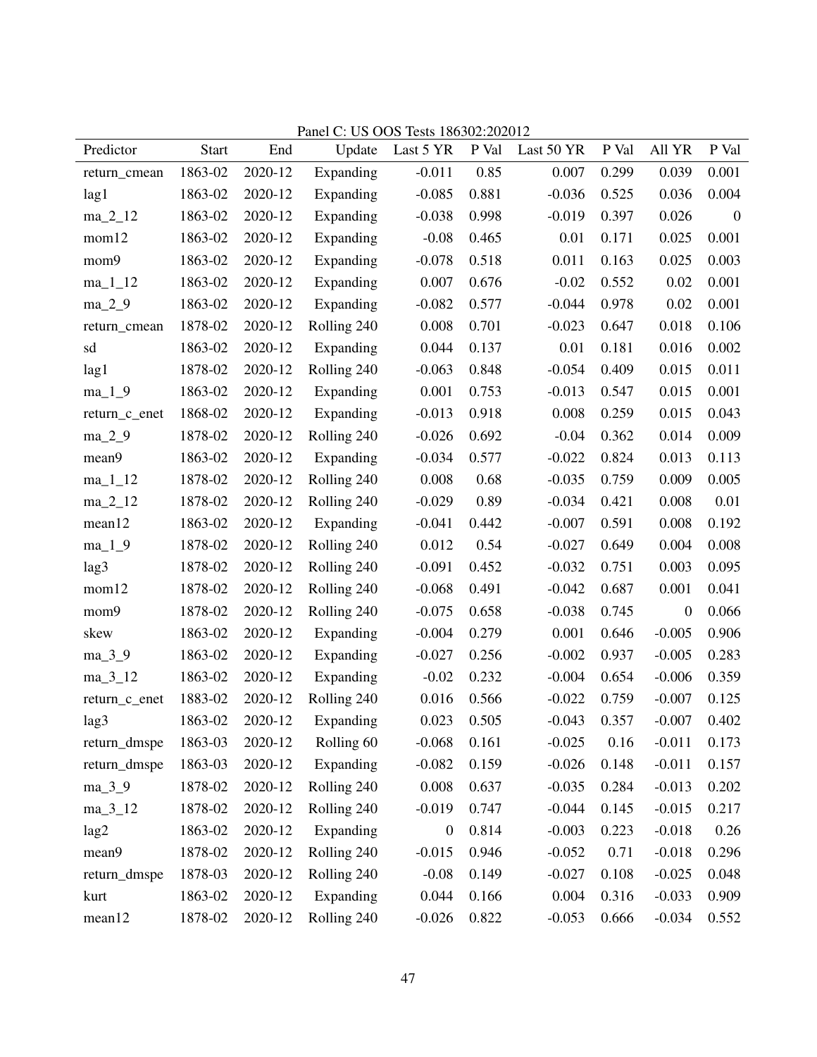Panel C: US OOS Tests 186302:202012

| Predictor | Start | End | Update | Last 5 YR | P Val | Last 50 YR | P Val | All YR | P Val |
|---|---|---|---|---|---|---|---|---|---|
| return_cmean | 1863-02 | 2020-12 | Expanding | -0.011 | 0.85 | 0.007 | 0.299 | 0.039 | 0.001 |
| lag1 | 1863-02 | 2020-12 | Expanding | -0.085 | 0.881 | -0.036 | 0.525 | 0.036 | 0.004 |
| ma_2_12 | 1863-02 | 2020-12 | Expanding | -0.038 | 0.998 | -0.019 | 0.397 | 0.026 | 0 |
| mom12 | 1863-02 | 2020-12 | Expanding | -0.08 | 0.465 | 0.01 | 0.171 | 0.025 | 0.001 |
| mom9 | 1863-02 | 2020-12 | Expanding | -0.078 | 0.518 | 0.011 | 0.163 | 0.025 | 0.003 |
| ma_1_12 | 1863-02 | 2020-12 | Expanding | 0.007 | 0.676 | -0.02 | 0.552 | 0.02 | 0.001 |
| ma_2_9 | 1863-02 | 2020-12 | Expanding | -0.082 | 0.577 | -0.044 | 0.978 | 0.02 | 0.001 |
| return_cmean | 1878-02 | 2020-12 | Rolling 240 | 0.008 | 0.701 | -0.023 | 0.647 | 0.018 | 0.106 |
| sd | 1863-02 | 2020-12 | Expanding | 0.044 | 0.137 | 0.01 | 0.181 | 0.016 | 0.002 |
| lag1 | 1878-02 | 2020-12 | Rolling 240 | -0.063 | 0.848 | -0.054 | 0.409 | 0.015 | 0.011 |
| ma_1_9 | 1863-02 | 2020-12 | Expanding | 0.001 | 0.753 | -0.013 | 0.547 | 0.015 | 0.001 |
| return_c_enet | 1868-02 | 2020-12 | Expanding | -0.013 | 0.918 | 0.008 | 0.259 | 0.015 | 0.043 |
| ma_2_9 | 1878-02 | 2020-12 | Rolling 240 | -0.026 | 0.692 | -0.04 | 0.362 | 0.014 | 0.009 |
| mean9 | 1863-02 | 2020-12 | Expanding | -0.034 | 0.577 | -0.022 | 0.824 | 0.013 | 0.113 |
| ma_1_12 | 1878-02 | 2020-12 | Rolling 240 | 0.008 | 0.68 | -0.035 | 0.759 | 0.009 | 0.005 |
| ma_2_12 | 1878-02 | 2020-12 | Rolling 240 | -0.029 | 0.89 | -0.034 | 0.421 | 0.008 | 0.01 |
| mean12 | 1863-02 | 2020-12 | Expanding | -0.041 | 0.442 | -0.007 | 0.591 | 0.008 | 0.192 |
| ma_1_9 | 1878-02 | 2020-12 | Rolling 240 | 0.012 | 0.54 | -0.027 | 0.649 | 0.004 | 0.008 |
| lag3 | 1878-02 | 2020-12 | Rolling 240 | -0.091 | 0.452 | -0.032 | 0.751 | 0.003 | 0.095 |
| mom12 | 1878-02 | 2020-12 | Rolling 240 | -0.068 | 0.491 | -0.042 | 0.687 | 0.001 | 0.041 |
| mom9 | 1878-02 | 2020-12 | Rolling 240 | -0.075 | 0.658 | -0.038 | 0.745 | 0 | 0.066 |
| skew | 1863-02 | 2020-12 | Expanding | -0.004 | 0.279 | 0.001 | 0.646 | -0.005 | 0.906 |
| ma_3_9 | 1863-02 | 2020-12 | Expanding | -0.027 | 0.256 | -0.002 | 0.937 | -0.005 | 0.283 |
| ma_3_12 | 1863-02 | 2020-12 | Expanding | -0.02 | 0.232 | -0.004 | 0.654 | -0.006 | 0.359 |
| return_c_enet | 1883-02 | 2020-12 | Rolling 240 | 0.016 | 0.566 | -0.022 | 0.759 | -0.007 | 0.125 |
| lag3 | 1863-02 | 2020-12 | Expanding | 0.023 | 0.505 | -0.043 | 0.357 | -0.007 | 0.402 |
| return_dmspe | 1863-03 | 2020-12 | Rolling 60 | -0.068 | 0.161 | -0.025 | 0.16 | -0.011 | 0.173 |
| return_dmspe | 1863-03 | 2020-12 | Expanding | -0.082 | 0.159 | -0.026 | 0.148 | -0.011 | 0.157 |
| ma_3_9 | 1878-02 | 2020-12 | Rolling 240 | 0.008 | 0.637 | -0.035 | 0.284 | -0.013 | 0.202 |
| ma_3_12 | 1878-02 | 2020-12 | Rolling 240 | -0.019 | 0.747 | -0.044 | 0.145 | -0.015 | 0.217 |
| lag2 | 1863-02 | 2020-12 | Expanding | 0 | 0.814 | -0.003 | 0.223 | -0.018 | 0.26 |
| mean9 | 1878-02 | 2020-12 | Rolling 240 | -0.015 | 0.946 | -0.052 | 0.71 | -0.018 | 0.296 |
| return_dmspe | 1878-03 | 2020-12 | Rolling 240 | -0.08 | 0.149 | -0.027 | 0.108 | -0.025 | 0.048 |
| kurt | 1863-02 | 2020-12 | Expanding | 0.044 | 0.166 | 0.004 | 0.316 | -0.033 | 0.909 |
| mean12 | 1878-02 | 2020-12 | Rolling 240 | -0.026 | 0.822 | -0.053 | 0.666 | -0.034 | 0.552 |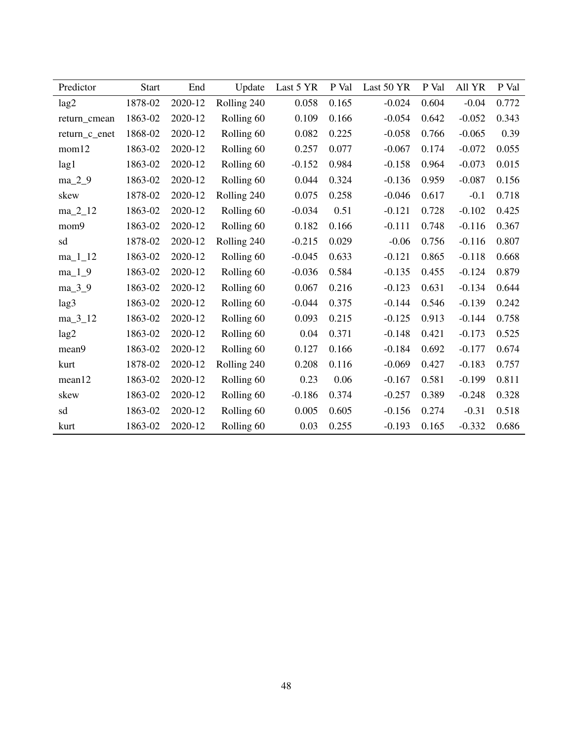| Predictor | Start | End | Update | Last 5 YR | P Val | Last 50 YR | P Val | All YR | P Val |
|---|---|---|---|---|---|---|---|---|---|
| lag2 | 1878-02 | 2020-12 | Rolling 240 | 0.058 | 0.165 | -0.024 | 0.604 | -0.04 | 0.772 |
| return_cmean | 1863-02 | 2020-12 | Rolling 60 | 0.109 | 0.166 | -0.054 | 0.642 | -0.052 | 0.343 |
| return_c_enet | 1868-02 | 2020-12 | Rolling 60 | 0.082 | 0.225 | -0.058 | 0.766 | -0.065 | 0.39 |
| mom12 | 1863-02 | 2020-12 | Rolling 60 | 0.257 | 0.077 | -0.067 | 0.174 | -0.072 | 0.055 |
| lag1 | 1863-02 | 2020-12 | Rolling 60 | -0.152 | 0.984 | -0.158 | 0.964 | -0.073 | 0.015 |
| ma_2_9 | 1863-02 | 2020-12 | Rolling 60 | 0.044 | 0.324 | -0.136 | 0.959 | -0.087 | 0.156 |
| skew | 1878-02 | 2020-12 | Rolling 240 | 0.075 | 0.258 | -0.046 | 0.617 | -0.1 | 0.718 |
| ma_2_12 | 1863-02 | 2020-12 | Rolling 60 | -0.034 | 0.51 | -0.121 | 0.728 | -0.102 | 0.425 |
| mom9 | 1863-02 | 2020-12 | Rolling 60 | 0.182 | 0.166 | -0.111 | 0.748 | -0.116 | 0.367 |
| sd | 1878-02 | 2020-12 | Rolling 240 | -0.215 | 0.029 | -0.06 | 0.756 | -0.116 | 0.807 |
| ma_1_12 | 1863-02 | 2020-12 | Rolling 60 | -0.045 | 0.633 | -0.121 | 0.865 | -0.118 | 0.668 |
| ma_1_9 | 1863-02 | 2020-12 | Rolling 60 | -0.036 | 0.584 | -0.135 | 0.455 | -0.124 | 0.879 |
| ma_3_9 | 1863-02 | 2020-12 | Rolling 60 | 0.067 | 0.216 | -0.123 | 0.631 | -0.134 | 0.644 |
| lag3 | 1863-02 | 2020-12 | Rolling 60 | -0.044 | 0.375 | -0.144 | 0.546 | -0.139 | 0.242 |
| ma_3_12 | 1863-02 | 2020-12 | Rolling 60 | 0.093 | 0.215 | -0.125 | 0.913 | -0.144 | 0.758 |
| lag2 | 1863-02 | 2020-12 | Rolling 60 | 0.04 | 0.371 | -0.148 | 0.421 | -0.173 | 0.525 |
| mean9 | 1863-02 | 2020-12 | Rolling 60 | 0.127 | 0.166 | -0.184 | 0.692 | -0.177 | 0.674 |
| kurt | 1878-02 | 2020-12 | Rolling 240 | 0.208 | 0.116 | -0.069 | 0.427 | -0.183 | 0.757 |
| mean12 | 1863-02 | 2020-12 | Rolling 60 | 0.23 | 0.06 | -0.167 | 0.581 | -0.199 | 0.811 |
| skew | 1863-02 | 2020-12 | Rolling 60 | -0.186 | 0.374 | -0.257 | 0.389 | -0.248 | 0.328 |
| sd | 1863-02 | 2020-12 | Rolling 60 | 0.005 | 0.605 | -0.156 | 0.274 | -0.31 | 0.518 |
| kurt | 1863-02 | 2020-12 | Rolling 60 | 0.03 | 0.255 | -0.193 | 0.165 | -0.332 | 0.686 |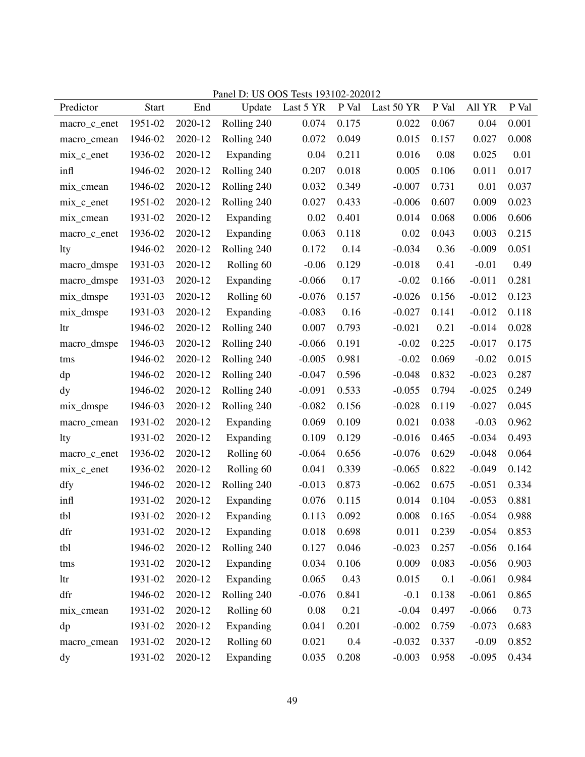Panel D: US OOS Tests 193102-202012

| Predictor | Start | End | Update | Last 5 YR | P Val | Last 50 YR | P Val | All YR | P Val |
|---|---|---|---|---|---|---|---|---|---|
| macro_c_enet | 1951-02 | 2020-12 | Rolling 240 | 0.074 | 0.175 | 0.022 | 0.067 | 0.04 | 0.001 |
| macro_cmean | 1946-02 | 2020-12 | Rolling 240 | 0.072 | 0.049 | 0.015 | 0.157 | 0.027 | 0.008 |
| mix_c_enet | 1936-02 | 2020-12 | Expanding | 0.04 | 0.211 | 0.016 | 0.08 | 0.025 | 0.01 |
| infl | 1946-02 | 2020-12 | Rolling 240 | 0.207 | 0.018 | 0.005 | 0.106 | 0.011 | 0.017 |
| mix_cmean | 1946-02 | 2020-12 | Rolling 240 | 0.032 | 0.349 | -0.007 | 0.731 | 0.01 | 0.037 |
| mix_c_enet | 1951-02 | 2020-12 | Rolling 240 | 0.027 | 0.433 | -0.006 | 0.607 | 0.009 | 0.023 |
| mix_cmean | 1931-02 | 2020-12 | Expanding | 0.02 | 0.401 | 0.014 | 0.068 | 0.006 | 0.606 |
| macro_c_enet | 1936-02 | 2020-12 | Expanding | 0.063 | 0.118 | 0.02 | 0.043 | 0.003 | 0.215 |
| lty | 1946-02 | 2020-12 | Rolling 240 | 0.172 | 0.14 | -0.034 | 0.36 | -0.009 | 0.051 |
| macro_dmspe | 1931-03 | 2020-12 | Rolling 60 | -0.06 | 0.129 | -0.018 | 0.41 | -0.01 | 0.49 |
| macro_dmspe | 1931-03 | 2020-12 | Expanding | -0.066 | 0.17 | -0.02 | 0.166 | -0.011 | 0.281 |
| mix_dmspe | 1931-03 | 2020-12 | Rolling 60 | -0.076 | 0.157 | -0.026 | 0.156 | -0.012 | 0.123 |
| mix_dmspe | 1931-03 | 2020-12 | Expanding | -0.083 | 0.16 | -0.027 | 0.141 | -0.012 | 0.118 |
| ltr | 1946-02 | 2020-12 | Rolling 240 | 0.007 | 0.793 | -0.021 | 0.21 | -0.014 | 0.028 |
| macro_dmspe | 1946-03 | 2020-12 | Rolling 240 | -0.066 | 0.191 | -0.02 | 0.225 | -0.017 | 0.175 |
| tms | 1946-02 | 2020-12 | Rolling 240 | -0.005 | 0.981 | -0.02 | 0.069 | -0.02 | 0.015 |
| dp | 1946-02 | 2020-12 | Rolling 240 | -0.047 | 0.596 | -0.048 | 0.832 | -0.023 | 0.287 |
| dy | 1946-02 | 2020-12 | Rolling 240 | -0.091 | 0.533 | -0.055 | 0.794 | -0.025 | 0.249 |
| mix_dmspe | 1946-03 | 2020-12 | Rolling 240 | -0.082 | 0.156 | -0.028 | 0.119 | -0.027 | 0.045 |
| macro_cmean | 1931-02 | 2020-12 | Expanding | 0.069 | 0.109 | 0.021 | 0.038 | -0.03 | 0.962 |
| lty | 1931-02 | 2020-12 | Expanding | 0.109 | 0.129 | -0.016 | 0.465 | -0.034 | 0.493 |
| macro_c_enet | 1936-02 | 2020-12 | Rolling 60 | -0.064 | 0.656 | -0.076 | 0.629 | -0.048 | 0.064 |
| mix_c_enet | 1936-02 | 2020-12 | Rolling 60 | 0.041 | 0.339 | -0.065 | 0.822 | -0.049 | 0.142 |
| dfy | 1946-02 | 2020-12 | Rolling 240 | -0.013 | 0.873 | -0.062 | 0.675 | -0.051 | 0.334 |
| infl | 1931-02 | 2020-12 | Expanding | 0.076 | 0.115 | 0.014 | 0.104 | -0.053 | 0.881 |
| tbl | 1931-02 | 2020-12 | Expanding | 0.113 | 0.092 | 0.008 | 0.165 | -0.054 | 0.988 |
| dfr | 1931-02 | 2020-12 | Expanding | 0.018 | 0.698 | 0.011 | 0.239 | -0.054 | 0.853 |
| tbl | 1946-02 | 2020-12 | Rolling 240 | 0.127 | 0.046 | -0.023 | 0.257 | -0.056 | 0.164 |
| tms | 1931-02 | 2020-12 | Expanding | 0.034 | 0.106 | 0.009 | 0.083 | -0.056 | 0.903 |
| ltr | 1931-02 | 2020-12 | Expanding | 0.065 | 0.43 | 0.015 | 0.1 | -0.061 | 0.984 |
| dfr | 1946-02 | 2020-12 | Rolling 240 | -0.076 | 0.841 | -0.1 | 0.138 | -0.061 | 0.865 |
| mix_cmean | 1931-02 | 2020-12 | Rolling 60 | 0.08 | 0.21 | -0.04 | 0.497 | -0.066 | 0.73 |
| dp | 1931-02 | 2020-12 | Expanding | 0.041 | 0.201 | -0.002 | 0.759 | -0.073 | 0.683 |
| macro_cmean | 1931-02 | 2020-12 | Rolling 60 | 0.021 | 0.4 | -0.032 | 0.337 | -0.09 | 0.852 |
| dy | 1931-02 | 2020-12 | Expanding | 0.035 | 0.208 | -0.003 | 0.958 | -0.095 | 0.434 |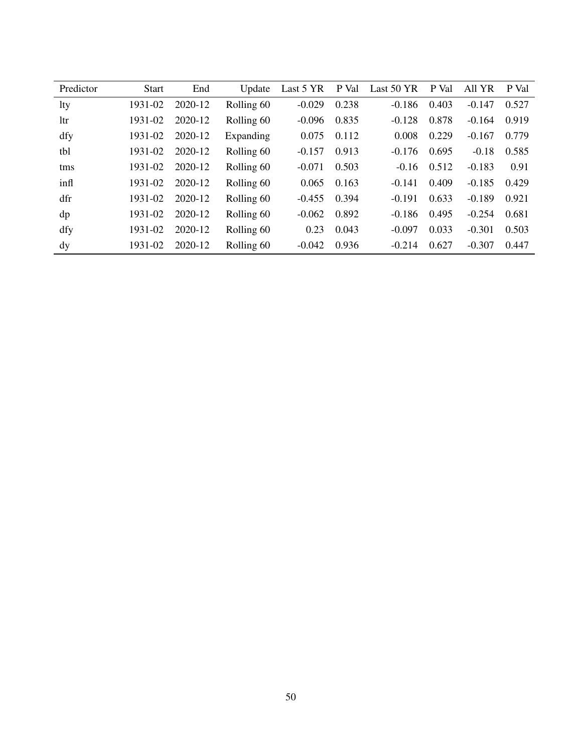| Predictor | Start | End | Update | Last 5 YR | P Val | Last 50 YR | P Val | All YR | P Val |
|---|---|---|---|---|---|---|---|---|---|
| lty | 1931-02 | 2020-12 | Rolling 60 | -0.029 | 0.238 | -0.186 | 0.403 | -0.147 | 0.527 |
| ltr | 1931-02 | 2020-12 | Rolling 60 | -0.096 | 0.835 | -0.128 | 0.878 | -0.164 | 0.919 |
| dfy | 1931-02 | 2020-12 | Expanding | 0.075 | 0.112 | 0.008 | 0.229 | -0.167 | 0.779 |
| tbl | 1931-02 | 2020-12 | Rolling 60 | -0.157 | 0.913 | -0.176 | 0.695 | -0.18 | 0.585 |
| tms | 1931-02 | 2020-12 | Rolling 60 | -0.071 | 0.503 | -0.16 | 0.512 | -0.183 | 0.91 |
| infl | 1931-02 | 2020-12 | Rolling 60 | 0.065 | 0.163 | -0.141 | 0.409 | -0.185 | 0.429 |
| dfr | 1931-02 | 2020-12 | Rolling 60 | -0.455 | 0.394 | -0.191 | 0.633 | -0.189 | 0.921 |
| dp | 1931-02 | 2020-12 | Rolling 60 | -0.062 | 0.892 | -0.186 | 0.495 | -0.254 | 0.681 |
| dfy | 1931-02 | 2020-12 | Rolling 60 | 0.23 | 0.043 | -0.097 | 0.033 | -0.301 | 0.503 |
| dy | 1931-02 | 2020-12 | Rolling 60 | -0.042 | 0.936 | -0.214 | 0.627 | -0.307 | 0.447 |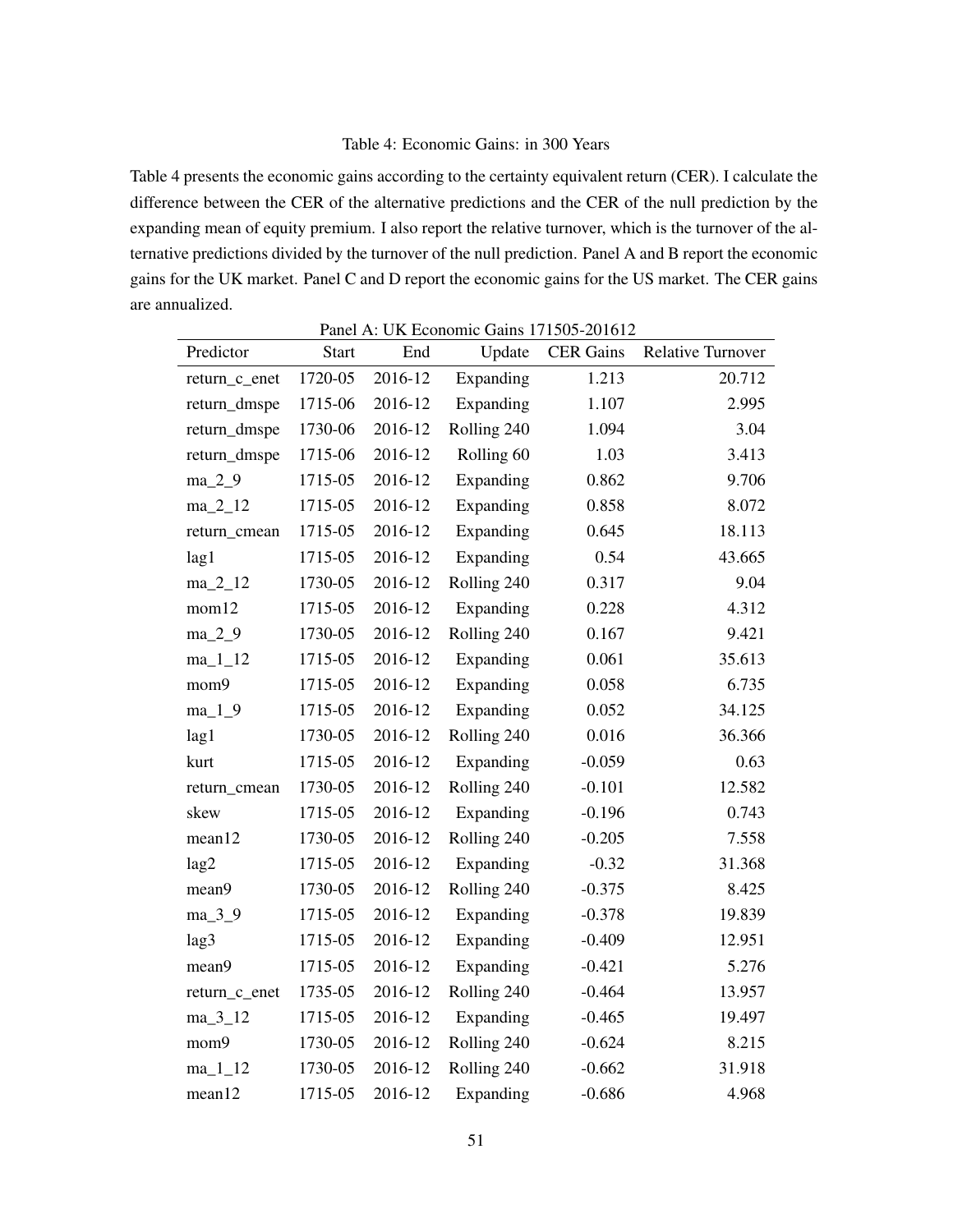Table 4: Economic Gains: in 300 Years

Table 4 presents the economic gains according to the certainty equivalent return (CER). I calculate the difference between the CER of the alternative predictions and the CER of the null prediction by the expanding mean of equity premium. I also report the relative turnover, which is the turnover of the alternative predictions divided by the turnover of the null prediction. Panel A and B report the economic gains for the UK market. Panel C and D report the economic gains for the US market. The CER gains are annualized.

Panel A: UK Economic Gains 171505-201612

| Predictor | Start | End | Update | CER Gains | Relative Turnover |
|---|---|---|---|---|---|
| return_c_enet | 1720-05 | 2016-12 | Expanding | 1.213 | 20.712 |
| return_dmspe | 1715-06 | 2016-12 | Expanding | 1.107 | 2.995 |
| return_dmspe | 1730-06 | 2016-12 | Rolling 240 | 1.094 | 3.04 |
| return_dmspe | 1715-06 | 2016-12 | Rolling 60 | 1.03 | 3.413 |
| ma_2_9 | 1715-05 | 2016-12 | Expanding | 0.862 | 9.706 |
| ma_2_12 | 1715-05 | 2016-12 | Expanding | 0.858 | 8.072 |
| return_cmean | 1715-05 | 2016-12 | Expanding | 0.645 | 18.113 |
| lag1 | 1715-05 | 2016-12 | Expanding | 0.54 | 43.665 |
| ma_2_12 | 1730-05 | 2016-12 | Rolling 240 | 0.317 | 9.04 |
| mom12 | 1715-05 | 2016-12 | Expanding | 0.228 | 4.312 |
| ma_2_9 | 1730-05 | 2016-12 | Rolling 240 | 0.167 | 9.421 |
| ma_1_12 | 1715-05 | 2016-12 | Expanding | 0.061 | 35.613 |
| mom9 | 1715-05 | 2016-12 | Expanding | 0.058 | 6.735 |
| ma_1_9 | 1715-05 | 2016-12 | Expanding | 0.052 | 34.125 |
| lag1 | 1730-05 | 2016-12 | Rolling 240 | 0.016 | 36.366 |
| kurt | 1715-05 | 2016-12 | Expanding | -0.059 | 0.63 |
| return_cmean | 1730-05 | 2016-12 | Rolling 240 | -0.101 | 12.582 |
| skew | 1715-05 | 2016-12 | Expanding | -0.196 | 0.743 |
| mean12 | 1730-05 | 2016-12 | Rolling 240 | -0.205 | 7.558 |
| lag2 | 1715-05 | 2016-12 | Expanding | -0.32 | 31.368 |
| mean9 | 1730-05 | 2016-12 | Rolling 240 | -0.375 | 8.425 |
| ma_3_9 | 1715-05 | 2016-12 | Expanding | -0.378 | 19.839 |
| lag3 | 1715-05 | 2016-12 | Expanding | -0.409 | 12.951 |
| mean9 | 1715-05 | 2016-12 | Expanding | -0.421 | 5.276 |
| return_c_enet | 1735-05 | 2016-12 | Rolling 240 | -0.464 | 13.957 |
| ma_3_12 | 1715-05 | 2016-12 | Expanding | -0.465 | 19.497 |
| mom9 | 1730-05 | 2016-12 | Rolling 240 | -0.624 | 8.215 |
| ma_1_12 | 1730-05 | 2016-12 | Rolling 240 | -0.662 | 31.918 |
| mean12 | 1715-05 | 2016-12 | Expanding | -0.686 | 4.968 |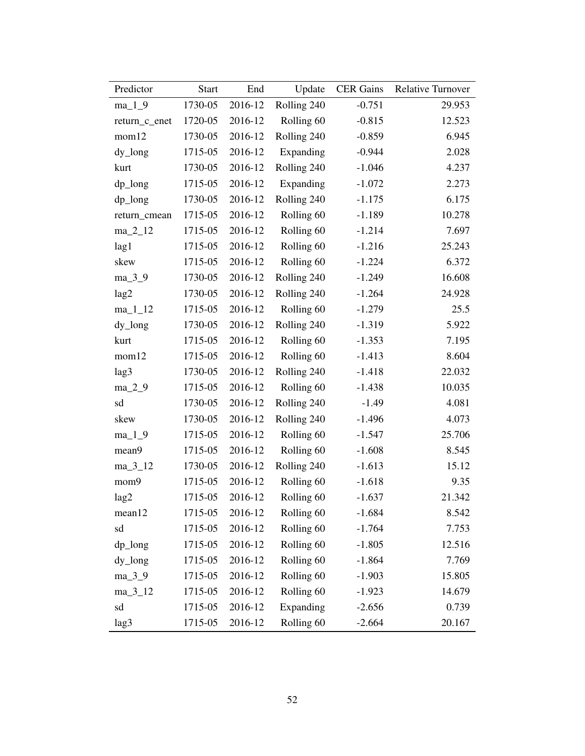| Predictor | Start | End | Update | CER Gains | Relative Turnover |
|---|---|---|---|---|---|
| ma_1_9 | 1730-05 | 2016-12 | Rolling 240 | -0.751 | 29.953 |
| return_c_enet | 1720-05 | 2016-12 | Rolling 60 | -0.815 | 12.523 |
| mom12 | 1730-05 | 2016-12 | Rolling 240 | -0.859 | 6.945 |
| dy_long | 1715-05 | 2016-12 | Expanding | -0.944 | 2.028 |
| kurt | 1730-05 | 2016-12 | Rolling 240 | -1.046 | 4.237 |
| dp_long | 1715-05 | 2016-12 | Expanding | -1.072 | 2.273 |
| dp_long | 1730-05 | 2016-12 | Rolling 240 | -1.175 | 6.175 |
| return_cmean | 1715-05 | 2016-12 | Rolling 60 | -1.189 | 10.278 |
| ma_2_12 | 1715-05 | 2016-12 | Rolling 60 | -1.214 | 7.697 |
| lag1 | 1715-05 | 2016-12 | Rolling 60 | -1.216 | 25.243 |
| skew | 1715-05 | 2016-12 | Rolling 60 | -1.224 | 6.372 |
| ma_3_9 | 1730-05 | 2016-12 | Rolling 240 | -1.249 | 16.608 |
| lag2 | 1730-05 | 2016-12 | Rolling 240 | -1.264 | 24.928 |
| ma_1_12 | 1715-05 | 2016-12 | Rolling 60 | -1.279 | 25.5 |
| dy_long | 1730-05 | 2016-12 | Rolling 240 | -1.319 | 5.922 |
| kurt | 1715-05 | 2016-12 | Rolling 60 | -1.353 | 7.195 |
| mom12 | 1715-05 | 2016-12 | Rolling 60 | -1.413 | 8.604 |
| lag3 | 1730-05 | 2016-12 | Rolling 240 | -1.418 | 22.032 |
| ma_2_9 | 1715-05 | 2016-12 | Rolling 60 | -1.438 | 10.035 |
| sd | 1730-05 | 2016-12 | Rolling 240 | -1.49 | 4.081 |
| skew | 1730-05 | 2016-12 | Rolling 240 | -1.496 | 4.073 |
| ma_1_9 | 1715-05 | 2016-12 | Rolling 60 | -1.547 | 25.706 |
| mean9 | 1715-05 | 2016-12 | Rolling 60 | -1.608 | 8.545 |
| ma_3_12 | 1730-05 | 2016-12 | Rolling 240 | -1.613 | 15.12 |
| mom9 | 1715-05 | 2016-12 | Rolling 60 | -1.618 | 9.35 |
| lag2 | 1715-05 | 2016-12 | Rolling 60 | -1.637 | 21.342 |
| mean12 | 1715-05 | 2016-12 | Rolling 60 | -1.684 | 8.542 |
| sd | 1715-05 | 2016-12 | Rolling 60 | -1.764 | 7.753 |
| dp_long | 1715-05 | 2016-12 | Rolling 60 | -1.805 | 12.516 |
| dy_long | 1715-05 | 2016-12 | Rolling 60 | -1.864 | 7.769 |
| ma_3_9 | 1715-05 | 2016-12 | Rolling 60 | -1.903 | 15.805 |
| ma_3_12 | 1715-05 | 2016-12 | Rolling 60 | -1.923 | 14.679 |
| sd | 1715-05 | 2016-12 | Expanding | -2.656 | 0.739 |
| lag3 | 1715-05 | 2016-12 | Rolling 60 | -2.664 | 20.167 |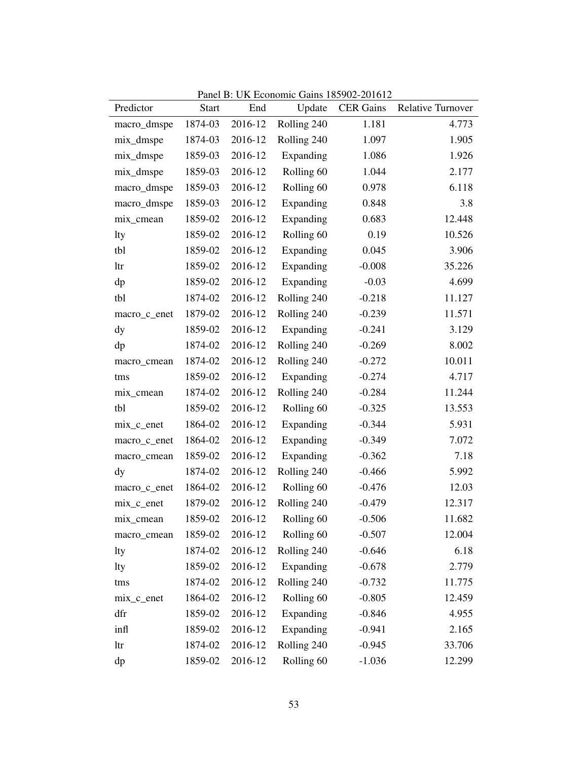Panel B: UK Economic Gains 185902-201612

| Predictor | Start | End | Update | CER Gains | Relative Turnover |
|---|---|---|---|---|---|
| macro_dmspe | 1874-03 | 2016-12 | Rolling 240 | 1.181 | 4.773 |
| mix_dmspe | 1874-03 | 2016-12 | Rolling 240 | 1.097 | 1.905 |
| mix_dmspe | 1859-03 | 2016-12 | Expanding | 1.086 | 1.926 |
| mix_dmspe | 1859-03 | 2016-12 | Rolling 60 | 1.044 | 2.177 |
| macro_dmspe | 1859-03 | 2016-12 | Rolling 60 | 0.978 | 6.118 |
| macro_dmspe | 1859-03 | 2016-12 | Expanding | 0.848 | 3.8 |
| mix_cmean | 1859-02 | 2016-12 | Expanding | 0.683 | 12.448 |
| lty | 1859-02 | 2016-12 | Rolling 60 | 0.19 | 10.526 |
| tbl | 1859-02 | 2016-12 | Expanding | 0.045 | 3.906 |
| ltr | 1859-02 | 2016-12 | Expanding | -0.008 | 35.226 |
| dp | 1859-02 | 2016-12 | Expanding | -0.03 | 4.699 |
| tbl | 1874-02 | 2016-12 | Rolling 240 | -0.218 | 11.127 |
| macro_c_enet | 1879-02 | 2016-12 | Rolling 240 | -0.239 | 11.571 |
| dy | 1859-02 | 2016-12 | Expanding | -0.241 | 3.129 |
| dp | 1874-02 | 2016-12 | Rolling 240 | -0.269 | 8.002 |
| macro_cmean | 1874-02 | 2016-12 | Rolling 240 | -0.272 | 10.011 |
| tms | 1859-02 | 2016-12 | Expanding | -0.274 | 4.717 |
| mix_cmean | 1874-02 | 2016-12 | Rolling 240 | -0.284 | 11.244 |
| tbl | 1859-02 | 2016-12 | Rolling 60 | -0.325 | 13.553 |
| mix_c_enet | 1864-02 | 2016-12 | Expanding | -0.344 | 5.931 |
| macro_c_enet | 1864-02 | 2016-12 | Expanding | -0.349 | 7.072 |
| macro_cmean | 1859-02 | 2016-12 | Expanding | -0.362 | 7.18 |
| dy | 1874-02 | 2016-12 | Rolling 240 | -0.466 | 5.992 |
| macro_c_enet | 1864-02 | 2016-12 | Rolling 60 | -0.476 | 12.03 |
| mix_c_enet | 1879-02 | 2016-12 | Rolling 240 | -0.479 | 12.317 |
| mix_cmean | 1859-02 | 2016-12 | Rolling 60 | -0.506 | 11.682 |
| macro_cmean | 1859-02 | 2016-12 | Rolling 60 | -0.507 | 12.004 |
| lty | 1874-02 | 2016-12 | Rolling 240 | -0.646 | 6.18 |
| lty | 1859-02 | 2016-12 | Expanding | -0.678 | 2.779 |
| tms | 1874-02 | 2016-12 | Rolling 240 | -0.732 | 11.775 |
| mix_c_enet | 1864-02 | 2016-12 | Rolling 60 | -0.805 | 12.459 |
| dfr | 1859-02 | 2016-12 | Expanding | -0.846 | 4.955 |
| infl | 1859-02 | 2016-12 | Expanding | -0.941 | 2.165 |
| ltr | 1874-02 | 2016-12 | Rolling 240 | -0.945 | 33.706 |
| dp | 1859-02 | 2016-12 | Rolling 60 | -1.036 | 12.299 |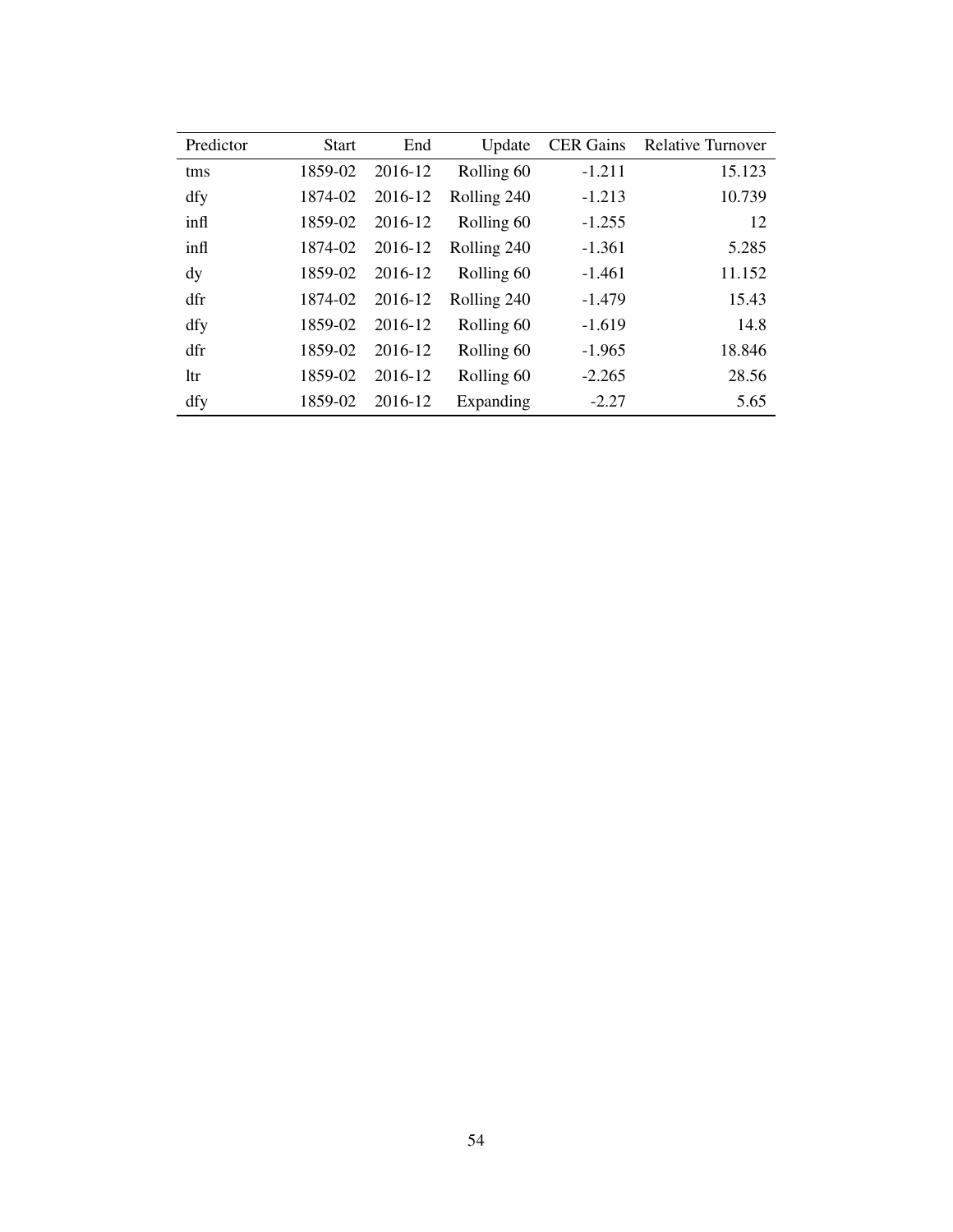| Predictor | Start | End | Update | CER Gains | Relative Turnover |
|---|---|---|---|---|---|
| tms | 1859-02 | 2016-12 | Rolling 60 | -1.211 | 15.123 |
| dfy | 1874-02 | 2016-12 | Rolling 240 | -1.213 | 10.739 |
| infl | 1859-02 | 2016-12 | Rolling 60 | -1.255 | 12 |
| infl | 1874-02 | 2016-12 | Rolling 240 | -1.361 | 5.285 |
| dy | 1859-02 | 2016-12 | Rolling 60 | -1.461 | 11.152 |
| dfr | 1874-02 | 2016-12 | Rolling 240 | -1.479 | 15.43 |
| dfy | 1859-02 | 2016-12 | Rolling 60 | -1.619 | 14.8 |
| dfr | 1859-02 | 2016-12 | Rolling 60 | -1.965 | 18.846 |
| ltr | 1859-02 | 2016-12 | Rolling 60 | -2.265 | 28.56 |
| dfy | 1859-02 | 2016-12 | Expanding | -2.27 | 5.65 |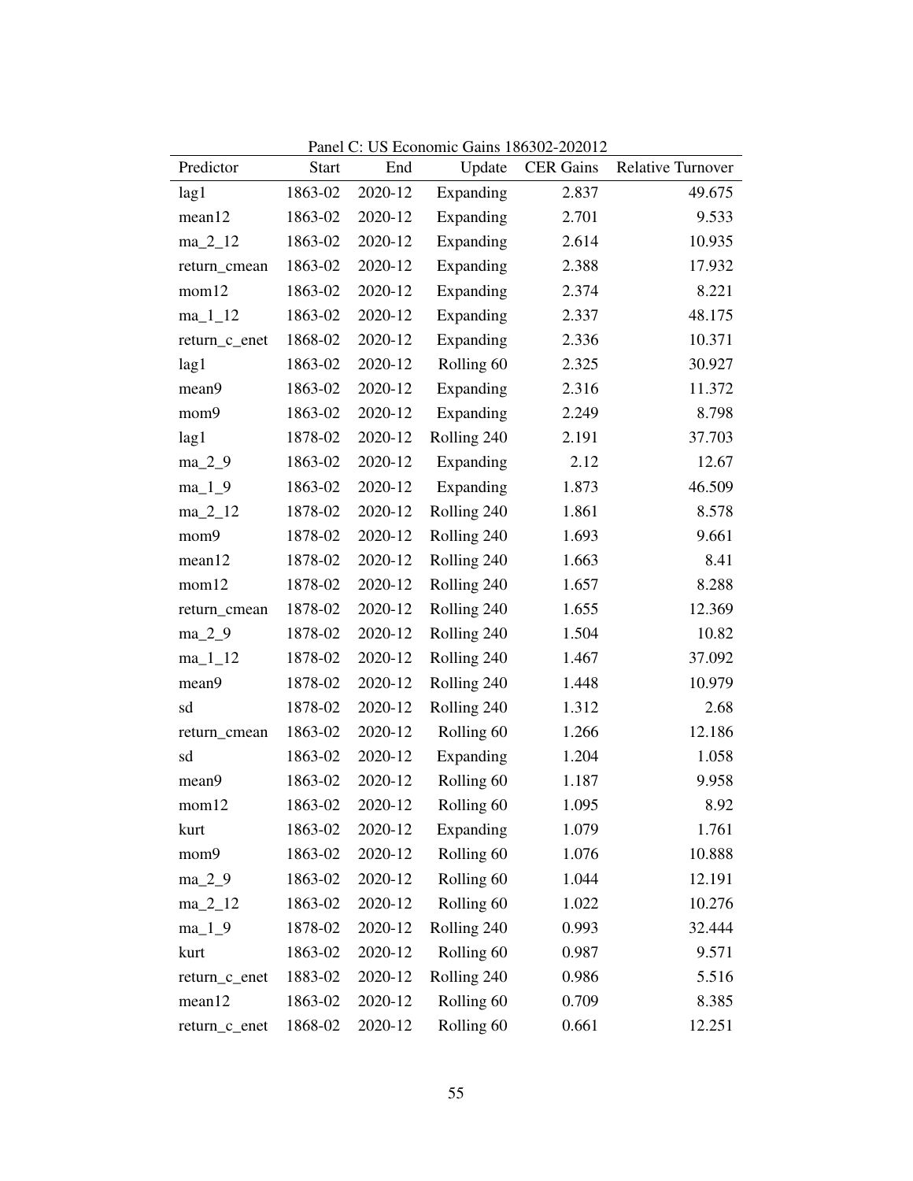Panel C: US Economic Gains 186302-202012

| Predictor | Start | End | Update | CER Gains | Relative Turnover |
|---|---|---|---|---|---|
| lag1 | 1863-02 | 2020-12 | Expanding | 2.837 | 49.675 |
| mean12 | 1863-02 | 2020-12 | Expanding | 2.701 | 9.533 |
| ma_2_12 | 1863-02 | 2020-12 | Expanding | 2.614 | 10.935 |
| return_cmean | 1863-02 | 2020-12 | Expanding | 2.388 | 17.932 |
| mom12 | 1863-02 | 2020-12 | Expanding | 2.374 | 8.221 |
| ma_1_12 | 1863-02 | 2020-12 | Expanding | 2.337 | 48.175 |
| return_c_enet | 1868-02 | 2020-12 | Expanding | 2.336 | 10.371 |
| lag1 | 1863-02 | 2020-12 | Rolling 60 | 2.325 | 30.927 |
| mean9 | 1863-02 | 2020-12 | Expanding | 2.316 | 11.372 |
| mom9 | 1863-02 | 2020-12 | Expanding | 2.249 | 8.798 |
| lag1 | 1878-02 | 2020-12 | Rolling 240 | 2.191 | 37.703 |
| ma_2_9 | 1863-02 | 2020-12 | Expanding | 2.12 | 12.67 |
| ma_1_9 | 1863-02 | 2020-12 | Expanding | 1.873 | 46.509 |
| ma_2_12 | 1878-02 | 2020-12 | Rolling 240 | 1.861 | 8.578 |
| mom9 | 1878-02 | 2020-12 | Rolling 240 | 1.693 | 9.661 |
| mean12 | 1878-02 | 2020-12 | Rolling 240 | 1.663 | 8.41 |
| mom12 | 1878-02 | 2020-12 | Rolling 240 | 1.657 | 8.288 |
| return_cmean | 1878-02 | 2020-12 | Rolling 240 | 1.655 | 12.369 |
| ma_2_9 | 1878-02 | 2020-12 | Rolling 240 | 1.504 | 10.82 |
| ma_1_12 | 1878-02 | 2020-12 | Rolling 240 | 1.467 | 37.092 |
| mean9 | 1878-02 | 2020-12 | Rolling 240 | 1.448 | 10.979 |
| sd | 1878-02 | 2020-12 | Rolling 240 | 1.312 | 2.68 |
| return_cmean | 1863-02 | 2020-12 | Rolling 60 | 1.266 | 12.186 |
| sd | 1863-02 | 2020-12 | Expanding | 1.204 | 1.058 |
| mean9 | 1863-02 | 2020-12 | Rolling 60 | 1.187 | 9.958 |
| mom12 | 1863-02 | 2020-12 | Rolling 60 | 1.095 | 8.92 |
| kurt | 1863-02 | 2020-12 | Expanding | 1.079 | 1.761 |
| mom9 | 1863-02 | 2020-12 | Rolling 60 | 1.076 | 10.888 |
| ma_2_9 | 1863-02 | 2020-12 | Rolling 60 | 1.044 | 12.191 |
| ma_2_12 | 1863-02 | 2020-12 | Rolling 60 | 1.022 | 10.276 |
| ma_1_9 | 1878-02 | 2020-12 | Rolling 240 | 0.993 | 32.444 |
| kurt | 1863-02 | 2020-12 | Rolling 60 | 0.987 | 9.571 |
| return_c_enet | 1883-02 | 2020-12 | Rolling 240 | 0.986 | 5.516 |
| mean12 | 1863-02 | 2020-12 | Rolling 60 | 0.709 | 8.385 |
| return_c_enet | 1868-02 | 2020-12 | Rolling 60 | 0.661 | 12.251 |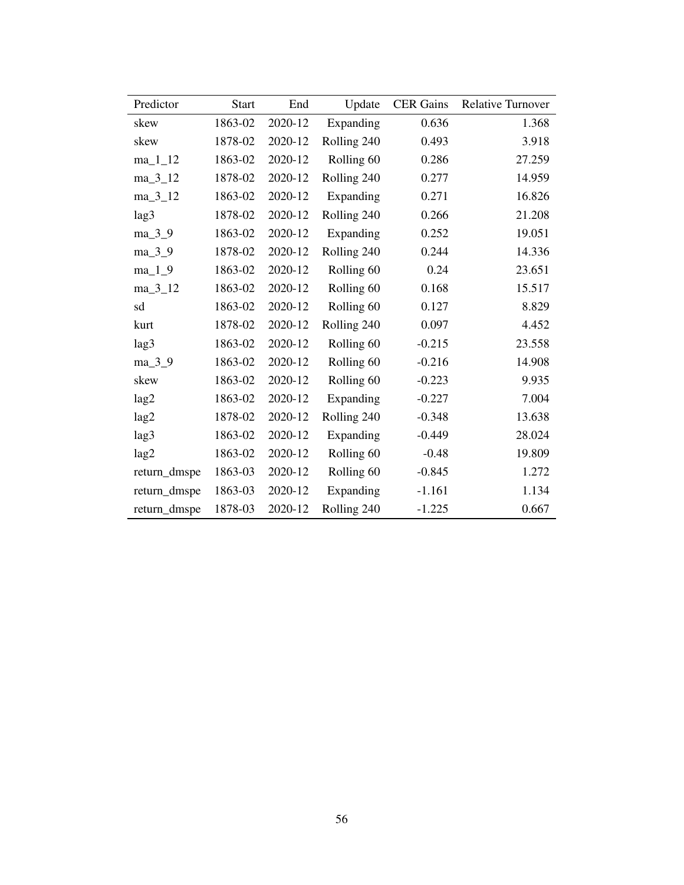| Predictor | Start | End | Update | CER Gains | Relative Turnover |
|---|---|---|---|---|---|
| skew | 1863-02 | 2020-12 | Expanding | 0.636 | 1.368 |
| skew | 1878-02 | 2020-12 | Rolling 240 | 0.493 | 3.918 |
| ma_1_12 | 1863-02 | 2020-12 | Rolling 60 | 0.286 | 27.259 |
| ma_3_12 | 1878-02 | 2020-12 | Rolling 240 | 0.277 | 14.959 |
| ma_3_12 | 1863-02 | 2020-12 | Expanding | 0.271 | 16.826 |
| lag3 | 1878-02 | 2020-12 | Rolling 240 | 0.266 | 21.208 |
| ma_3_9 | 1863-02 | 2020-12 | Expanding | 0.252 | 19.051 |
| ma_3_9 | 1878-02 | 2020-12 | Rolling 240 | 0.244 | 14.336 |
| ma_1_9 | 1863-02 | 2020-12 | Rolling 60 | 0.24 | 23.651 |
| ma_3_12 | 1863-02 | 2020-12 | Rolling 60 | 0.168 | 15.517 |
| sd | 1863-02 | 2020-12 | Rolling 60 | 0.127 | 8.829 |
| kurt | 1878-02 | 2020-12 | Rolling 240 | 0.097 | 4.452 |
| lag3 | 1863-02 | 2020-12 | Rolling 60 | -0.215 | 23.558 |
| ma_3_9 | 1863-02 | 2020-12 | Rolling 60 | -0.216 | 14.908 |
| skew | 1863-02 | 2020-12 | Rolling 60 | -0.223 | 9.935 |
| lag2 | 1863-02 | 2020-12 | Expanding | -0.227 | 7.004 |
| lag2 | 1878-02 | 2020-12 | Rolling 240 | -0.348 | 13.638 |
| lag3 | 1863-02 | 2020-12 | Expanding | -0.449 | 28.024 |
| lag2 | 1863-02 | 2020-12 | Rolling 60 | -0.48 | 19.809 |
| return_dmspe | 1863-03 | 2020-12 | Rolling 60 | -0.845 | 1.272 |
| return_dmspe | 1863-03 | 2020-12 | Expanding | -1.161 | 1.134 |
| return_dmspe | 1878-03 | 2020-12 | Rolling 240 | -1.225 | 0.667 |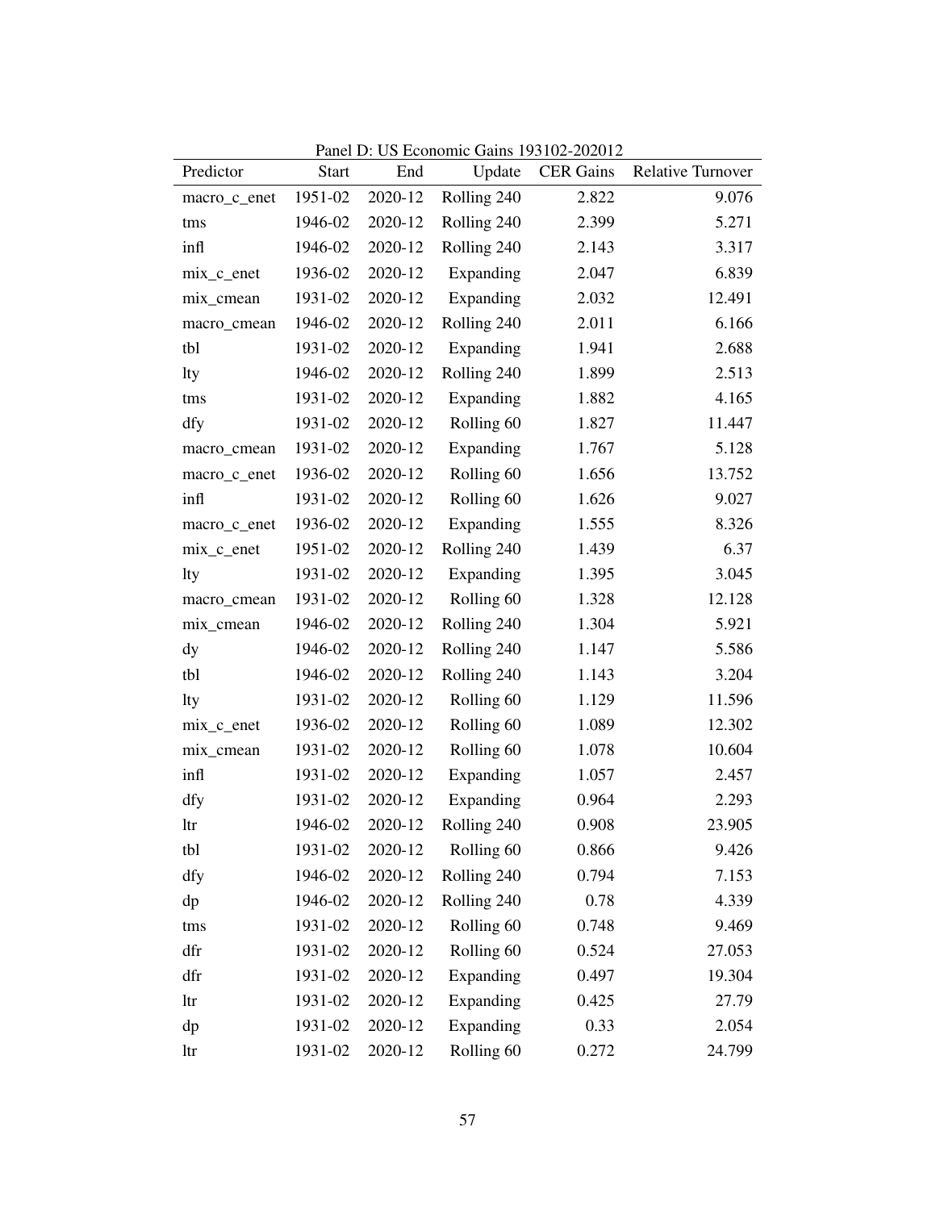Panel D: US Economic Gains 193102-202012

| Predictor | Start | End | Update | CER Gains | Relative Turnover |
|---|---|---|---|---|---|
| macro_c_enet | 1951-02 | 2020-12 | Rolling 240 | 2.822 | 9.076 |
| tms | 1946-02 | 2020-12 | Rolling 240 | 2.399 | 5.271 |
| infl | 1946-02 | 2020-12 | Rolling 240 | 2.143 | 3.317 |
| mix_c_enet | 1936-02 | 2020-12 | Expanding | 2.047 | 6.839 |
| mix_cmean | 1931-02 | 2020-12 | Expanding | 2.032 | 12.491 |
| macro_cmean | 1946-02 | 2020-12 | Rolling 240 | 2.011 | 6.166 |
| tbl | 1931-02 | 2020-12 | Expanding | 1.941 | 2.688 |
| lty | 1946-02 | 2020-12 | Rolling 240 | 1.899 | 2.513 |
| tms | 1931-02 | 2020-12 | Expanding | 1.882 | 4.165 |
| dfy | 1931-02 | 2020-12 | Rolling 60 | 1.827 | 11.447 |
| macro_cmean | 1931-02 | 2020-12 | Expanding | 1.767 | 5.128 |
| macro_c_enet | 1936-02 | 2020-12 | Rolling 60 | 1.656 | 13.752 |
| infl | 1931-02 | 2020-12 | Rolling 60 | 1.626 | 9.027 |
| macro_c_enet | 1936-02 | 2020-12 | Expanding | 1.555 | 8.326 |
| mix_c_enet | 1951-02 | 2020-12 | Rolling 240 | 1.439 | 6.37 |
| lty | 1931-02 | 2020-12 | Expanding | 1.395 | 3.045 |
| macro_cmean | 1931-02 | 2020-12 | Rolling 60 | 1.328 | 12.128 |
| mix_cmean | 1946-02 | 2020-12 | Rolling 240 | 1.304 | 5.921 |
| dy | 1946-02 | 2020-12 | Rolling 240 | 1.147 | 5.586 |
| tbl | 1946-02 | 2020-12 | Rolling 240 | 1.143 | 3.204 |
| lty | 1931-02 | 2020-12 | Rolling 60 | 1.129 | 11.596 |
| mix_c_enet | 1936-02 | 2020-12 | Rolling 60 | 1.089 | 12.302 |
| mix_cmean | 1931-02 | 2020-12 | Rolling 60 | 1.078 | 10.604 |
| infl | 1931-02 | 2020-12 | Expanding | 1.057 | 2.457 |
| dfy | 1931-02 | 2020-12 | Expanding | 0.964 | 2.293 |
| ltr | 1946-02 | 2020-12 | Rolling 240 | 0.908 | 23.905 |
| tbl | 1931-02 | 2020-12 | Rolling 60 | 0.866 | 9.426 |
| dfy | 1946-02 | 2020-12 | Rolling 240 | 0.794 | 7.153 |
| dp | 1946-02 | 2020-12 | Rolling 240 | 0.78 | 4.339 |
| tms | 1931-02 | 2020-12 | Rolling 60 | 0.748 | 9.469 |
| dfr | 1931-02 | 2020-12 | Rolling 60 | 0.524 | 27.053 |
| dfr | 1931-02 | 2020-12 | Expanding | 0.497 | 19.304 |
| ltr | 1931-02 | 2020-12 | Expanding | 0.425 | 27.79 |
| dp | 1931-02 | 2020-12 | Expanding | 0.33 | 2.054 |
| ltr | 1931-02 | 2020-12 | Rolling 60 | 0.272 | 24.799 |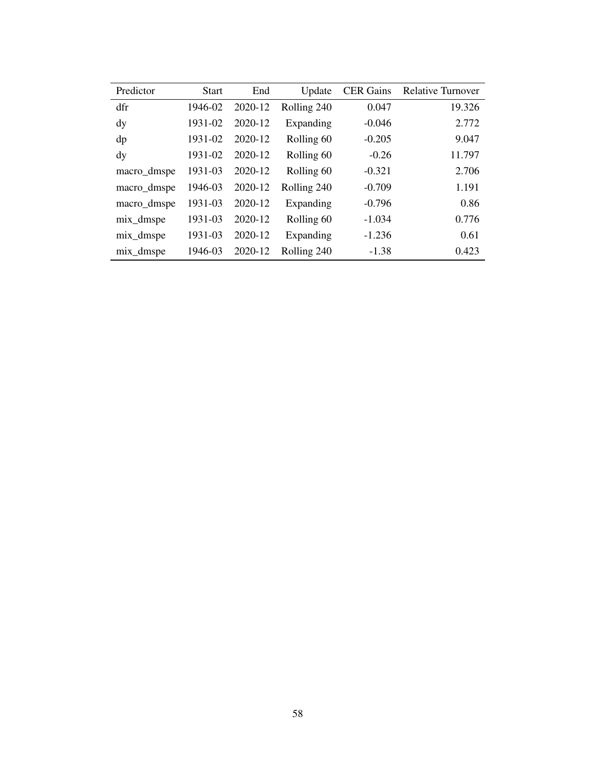| Predictor | Start | End | Update | CER Gains | Relative Turnover |
|---|---|---|---|---|---|
| dfr | 1946-02 | 2020-12 | Rolling 240 | 0.047 | 19.326 |
| dy | 1931-02 | 2020-12 | Expanding | -0.046 | 2.772 |
| dp | 1931-02 | 2020-12 | Rolling 60 | -0.205 | 9.047 |
| dy | 1931-02 | 2020-12 | Rolling 60 | -0.26 | 11.797 |
| macro_dmspe | 1931-03 | 2020-12 | Rolling 60 | -0.321 | 2.706 |
| macro_dmspe | 1946-03 | 2020-12 | Rolling 240 | -0.709 | 1.191 |
| macro_dmspe | 1931-03 | 2020-12 | Expanding | -0.796 | 0.86 |
| mix_dmspe | 1931-03 | 2020-12 | Rolling 60 | -1.034 | 0.776 |
| mix_dmspe | 1931-03 | 2020-12 | Expanding | -1.236 | 0.61 |
| mix_dmspe | 1946-03 | 2020-12 | Rolling 240 | -1.38 | 0.423 |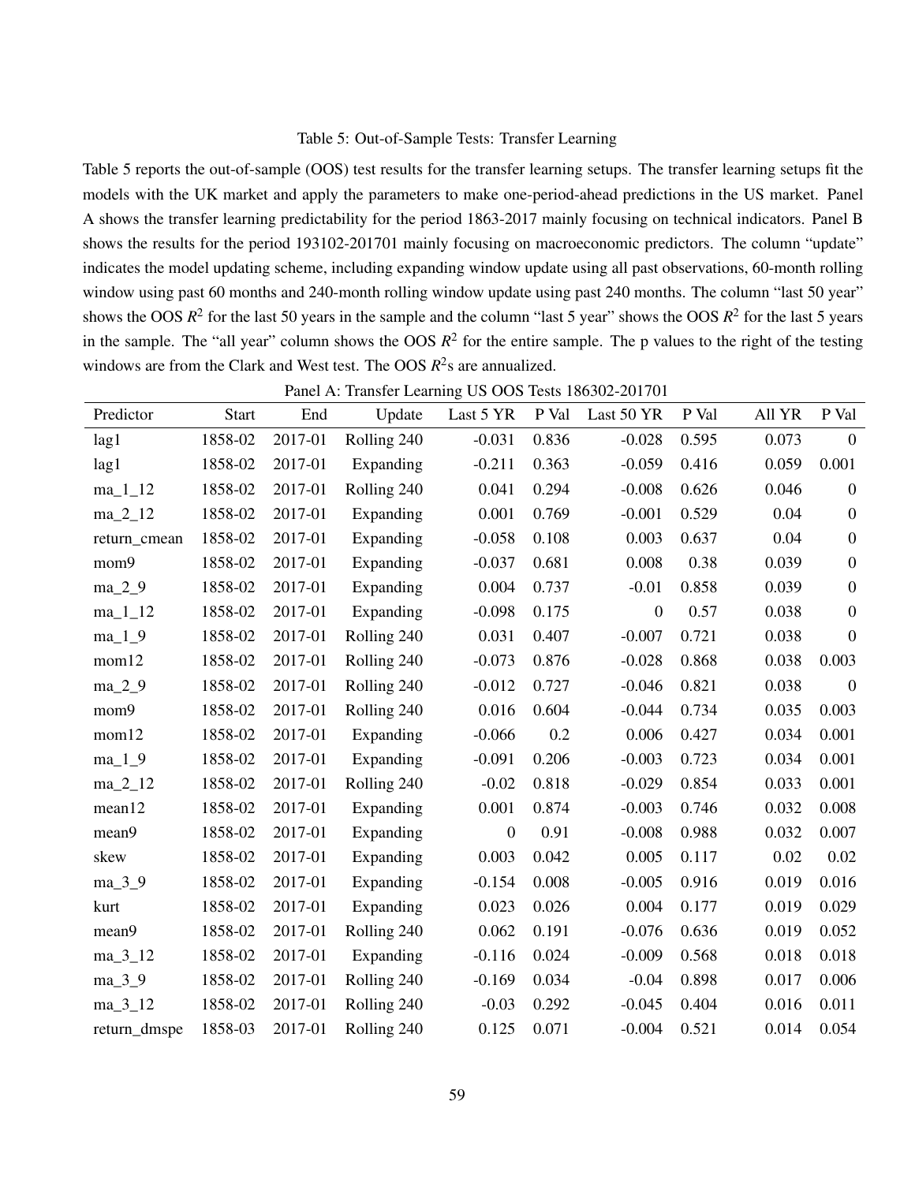Table 5: Out-of-Sample Tests: Transfer Learning

Table 5 reports the out-of-sample (OOS) test results for the transfer learning setups. The transfer learning setups fit the models with the UK market and apply the parameters to make one-period-ahead predictions in the US market. Panel A shows the transfer learning predictability for the period 1863-2017 mainly focusing on technical indicators. Panel B shows the results for the period 193102-201701 mainly focusing on macroeconomic predictors. The column "update" indicates the model updating scheme, including expanding window update using all past observations, 60-month rolling window using past 60 months and 240-month rolling window update using past 240 months. The column "last 50 year" shows the OOS $R^2$ for the last 50 years in the sample and the column "last 5 year" shows the OOS $R^2$ for the last 5 years in the sample. The "all year" column shows the OOS $R^2$ for the entire sample. The p values to the right of the testing windows are from the Clark and West test. The OOS $R^2$s are annualized.

Panel A: Transfer Learning US OOS Tests 186302-201701

| Predictor | Start | End | Update | Last 5 YR | P Val | Last 50 YR | P Val | All YR | P Val |
|---|---|---|---|---|---|---|---|---|---|
| lag1 | 1858-02 | 2017-01 | Rolling 240 | -0.031 | 0.836 | -0.028 | 0.595 | 0.073 | 0 |
| lag1 | 1858-02 | 2017-01 | Expanding | -0.211 | 0.363 | -0.059 | 0.416 | 0.059 | 0.001 |
| ma_1_12 | 1858-02 | 2017-01 | Rolling 240 | 0.041 | 0.294 | -0.008 | 0.626 | 0.046 | 0 |
| ma_2_12 | 1858-02 | 2017-01 | Expanding | 0.001 | 0.769 | -0.001 | 0.529 | 0.04 | 0 |
| return_cmean | 1858-02 | 2017-01 | Expanding | -0.058 | 0.108 | 0.003 | 0.637 | 0.04 | 0 |
| mom9 | 1858-02 | 2017-01 | Expanding | -0.037 | 0.681 | 0.008 | 0.38 | 0.039 | 0 |
| ma_2_9 | 1858-02 | 2017-01 | Expanding | 0.004 | 0.737 | -0.01 | 0.858 | 0.039 | 0 |
| ma_1_12 | 1858-02 | 2017-01 | Expanding | -0.098 | 0.175 | 0 | 0.57 | 0.038 | 0 |
| ma_1_9 | 1858-02 | 2017-01 | Rolling 240 | 0.031 | 0.407 | -0.007 | 0.721 | 0.038 | 0 |
| mom12 | 1858-02 | 2017-01 | Rolling 240 | -0.073 | 0.876 | -0.028 | 0.868 | 0.038 | 0.003 |
| ma_2_9 | 1858-02 | 2017-01 | Rolling 240 | -0.012 | 0.727 | -0.046 | 0.821 | 0.038 | 0 |
| mom9 | 1858-02 | 2017-01 | Rolling 240 | 0.016 | 0.604 | -0.044 | 0.734 | 0.035 | 0.003 |
| mom12 | 1858-02 | 2017-01 | Expanding | -0.066 | 0.2 | 0.006 | 0.427 | 0.034 | 0.001 |
| ma_1_9 | 1858-02 | 2017-01 | Expanding | -0.091 | 0.206 | -0.003 | 0.723 | 0.034 | 0.001 |
| ma_2_12 | 1858-02 | 2017-01 | Rolling 240 | -0.02 | 0.818 | -0.029 | 0.854 | 0.033 | 0.001 |
| mean12 | 1858-02 | 2017-01 | Expanding | 0.001 | 0.874 | -0.003 | 0.746 | 0.032 | 0.008 |
| mean9 | 1858-02 | 2017-01 | Expanding | 0 | 0.91 | -0.008 | 0.988 | 0.032 | 0.007 |
| skew | 1858-02 | 2017-01 | Expanding | 0.003 | 0.042 | 0.005 | 0.117 | 0.02 | 0.02 |
| ma_3_9 | 1858-02 | 2017-01 | Expanding | -0.154 | 0.008 | -0.005 | 0.916 | 0.019 | 0.016 |
| kurt | 1858-02 | 2017-01 | Expanding | 0.023 | 0.026 | 0.004 | 0.177 | 0.019 | 0.029 |
| mean9 | 1858-02 | 2017-01 | Rolling 240 | 0.062 | 0.191 | -0.076 | 0.636 | 0.019 | 0.052 |
| ma_3_12 | 1858-02 | 2017-01 | Expanding | -0.116 | 0.024 | -0.009 | 0.568 | 0.018 | 0.018 |
| ma_3_9 | 1858-02 | 2017-01 | Rolling 240 | -0.169 | 0.034 | -0.04 | 0.898 | 0.017 | 0.006 |
| ma_3_12 | 1858-02 | 2017-01 | Rolling 240 | -0.03 | 0.292 | -0.045 | 0.404 | 0.016 | 0.011 |
| return_dmspe | 1858-03 | 2017-01 | Rolling 240 | 0.125 | 0.071 | -0.004 | 0.521 | 0.014 | 0.054 |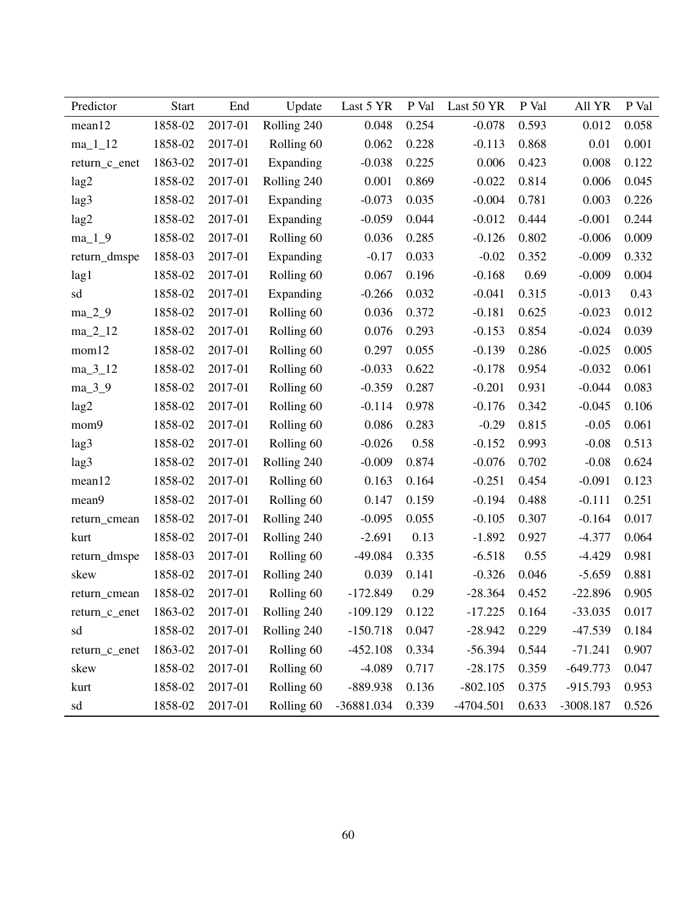| Predictor | Start | End | Update | Last 5 YR | P Val | Last 50 YR | P Val | All YR | P Val |
|---|---|---|---|---|---|---|---|---|---|
| mean12 | 1858-02 | 2017-01 | Rolling 240 | 0.048 | 0.254 | -0.078 | 0.593 | 0.012 | 0.058 |
| ma_1_12 | 1858-02 | 2017-01 | Rolling 60 | 0.062 | 0.228 | -0.113 | 0.868 | 0.01 | 0.001 |
| return_c_enet | 1863-02 | 2017-01 | Expanding | -0.038 | 0.225 | 0.006 | 0.423 | 0.008 | 0.122 |
| lag2 | 1858-02 | 2017-01 | Rolling 240 | 0.001 | 0.869 | -0.022 | 0.814 | 0.006 | 0.045 |
| lag3 | 1858-02 | 2017-01 | Expanding | -0.073 | 0.035 | -0.004 | 0.781 | 0.003 | 0.226 |
| lag2 | 1858-02 | 2017-01 | Expanding | -0.059 | 0.044 | -0.012 | 0.444 | -0.001 | 0.244 |
| ma_1_9 | 1858-02 | 2017-01 | Rolling 60 | 0.036 | 0.285 | -0.126 | 0.802 | -0.006 | 0.009 |
| return_dmspe | 1858-03 | 2017-01 | Expanding | -0.17 | 0.033 | -0.02 | 0.352 | -0.009 | 0.332 |
| lag1 | 1858-02 | 2017-01 | Rolling 60 | 0.067 | 0.196 | -0.168 | 0.69 | -0.009 | 0.004 |
| sd | 1858-02 | 2017-01 | Expanding | -0.266 | 0.032 | -0.041 | 0.315 | -0.013 | 0.43 |
| ma_2_9 | 1858-02 | 2017-01 | Rolling 60 | 0.036 | 0.372 | -0.181 | 0.625 | -0.023 | 0.012 |
| ma_2_12 | 1858-02 | 2017-01 | Rolling 60 | 0.076 | 0.293 | -0.153 | 0.854 | -0.024 | 0.039 |
| mom12 | 1858-02 | 2017-01 | Rolling 60 | 0.297 | 0.055 | -0.139 | 0.286 | -0.025 | 0.005 |
| ma_3_12 | 1858-02 | 2017-01 | Rolling 60 | -0.033 | 0.622 | -0.178 | 0.954 | -0.032 | 0.061 |
| ma_3_9 | 1858-02 | 2017-01 | Rolling 60 | -0.359 | 0.287 | -0.201 | 0.931 | -0.044 | 0.083 |
| lag2 | 1858-02 | 2017-01 | Rolling 60 | -0.114 | 0.978 | -0.176 | 0.342 | -0.045 | 0.106 |
| mom9 | 1858-02 | 2017-01 | Rolling 60 | 0.086 | 0.283 | -0.29 | 0.815 | -0.05 | 0.061 |
| lag3 | 1858-02 | 2017-01 | Rolling 60 | -0.026 | 0.58 | -0.152 | 0.993 | -0.08 | 0.513 |
| lag3 | 1858-02 | 2017-01 | Rolling 240 | -0.009 | 0.874 | -0.076 | 0.702 | -0.08 | 0.624 |
| mean12 | 1858-02 | 2017-01 | Rolling 60 | 0.163 | 0.164 | -0.251 | 0.454 | -0.091 | 0.123 |
| mean9 | 1858-02 | 2017-01 | Rolling 60 | 0.147 | 0.159 | -0.194 | 0.488 | -0.111 | 0.251 |
| return_cmean | 1858-02 | 2017-01 | Rolling 240 | -0.095 | 0.055 | -0.105 | 0.307 | -0.164 | 0.017 |
| kurt | 1858-02 | 2017-01 | Rolling 240 | -2.691 | 0.13 | -1.892 | 0.927 | -4.377 | 0.064 |
| return_dmspe | 1858-03 | 2017-01 | Rolling 60 | -49.084 | 0.335 | -6.518 | 0.55 | -4.429 | 0.981 |
| skew | 1858-02 | 2017-01 | Rolling 240 | 0.039 | 0.141 | -0.326 | 0.046 | -5.659 | 0.881 |
| return_cmean | 1858-02 | 2017-01 | Rolling 60 | -172.849 | 0.29 | -28.364 | 0.452 | -22.896 | 0.905 |
| return_c_enet | 1863-02 | 2017-01 | Rolling 240 | -109.129 | 0.122 | -17.225 | 0.164 | -33.035 | 0.017 |
| sd | 1858-02 | 2017-01 | Rolling 240 | -150.718 | 0.047 | -28.942 | 0.229 | -47.539 | 0.184 |
| return_c_enet | 1863-02 | 2017-01 | Rolling 60 | -452.108 | 0.334 | -56.394 | 0.544 | -71.241 | 0.907 |
| skew | 1858-02 | 2017-01 | Rolling 60 | -4.089 | 0.717 | -28.175 | 0.359 | -649.773 | 0.047 |
| kurt | 1858-02 | 2017-01 | Rolling 60 | -889.938 | 0.136 | -802.105 | 0.375 | -915.793 | 0.953 |
| sd | 1858-02 | 2017-01 | Rolling 60 | -36881.034 | 0.339 | -4704.501 | 0.633 | -3008.187 | 0.526 |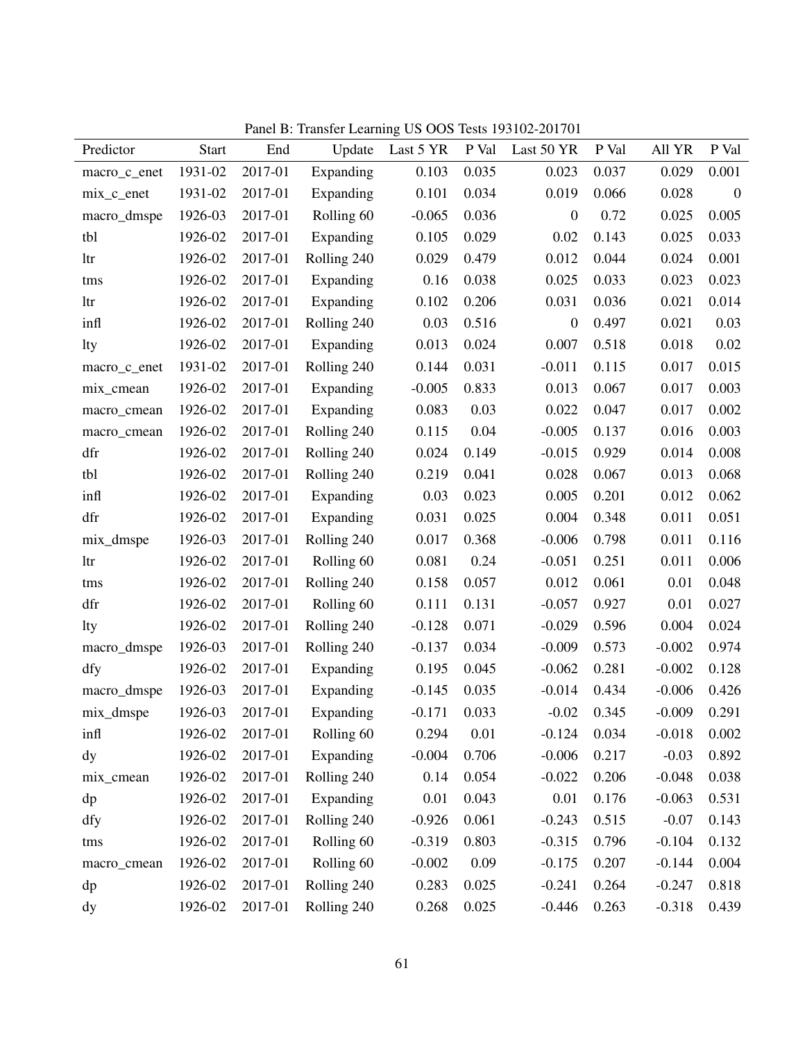Panel B: Transfer Learning US OOS Tests 193102-201701

| Predictor | Start | End | Update | Last 5 YR | P Val | Last 50 YR | P Val | All YR | P Val |
|---|---|---|---|---|---|---|---|---|---|
| macro_c_enet | 1931-02 | 2017-01 | Expanding | 0.103 | 0.035 | 0.023 | 0.037 | 0.029 | 0.001 |
| mix_c_enet | 1931-02 | 2017-01 | Expanding | 0.101 | 0.034 | 0.019 | 0.066 | 0.028 | 0 |
| macro_dmspe | 1926-03 | 2017-01 | Rolling 60 | -0.065 | 0.036 | 0 | 0.72 | 0.025 | 0.005 |
| tbl | 1926-02 | 2017-01 | Expanding | 0.105 | 0.029 | 0.02 | 0.143 | 0.025 | 0.033 |
| ltr | 1926-02 | 2017-01 | Rolling 240 | 0.029 | 0.479 | 0.012 | 0.044 | 0.024 | 0.001 |
| tms | 1926-02 | 2017-01 | Expanding | 0.16 | 0.038 | 0.025 | 0.033 | 0.023 | 0.023 |
| ltr | 1926-02 | 2017-01 | Expanding | 0.102 | 0.206 | 0.031 | 0.036 | 0.021 | 0.014 |
| infl | 1926-02 | 2017-01 | Rolling 240 | 0.03 | 0.516 | 0 | 0.497 | 0.021 | 0.03 |
| lty | 1926-02 | 2017-01 | Expanding | 0.013 | 0.024 | 0.007 | 0.518 | 0.018 | 0.02 |
| macro_c_enet | 1931-02 | 2017-01 | Rolling 240 | 0.144 | 0.031 | -0.011 | 0.115 | 0.017 | 0.015 |
| mix_cmean | 1926-02 | 2017-01 | Expanding | -0.005 | 0.833 | 0.013 | 0.067 | 0.017 | 0.003 |
| macro_cmean | 1926-02 | 2017-01 | Expanding | 0.083 | 0.03 | 0.022 | 0.047 | 0.017 | 0.002 |
| macro_cmean | 1926-02 | 2017-01 | Rolling 240 | 0.115 | 0.04 | -0.005 | 0.137 | 0.016 | 0.003 |
| dfr | 1926-02 | 2017-01 | Rolling 240 | 0.024 | 0.149 | -0.015 | 0.929 | 0.014 | 0.008 |
| tbl | 1926-02 | 2017-01 | Rolling 240 | 0.219 | 0.041 | 0.028 | 0.067 | 0.013 | 0.068 |
| infl | 1926-02 | 2017-01 | Expanding | 0.03 | 0.023 | 0.005 | 0.201 | 0.012 | 0.062 |
| dfr | 1926-02 | 2017-01 | Expanding | 0.031 | 0.025 | 0.004 | 0.348 | 0.011 | 0.051 |
| mix_dmspe | 1926-03 | 2017-01 | Rolling 240 | 0.017 | 0.368 | -0.006 | 0.798 | 0.011 | 0.116 |
| ltr | 1926-02 | 2017-01 | Rolling 60 | 0.081 | 0.24 | -0.051 | 0.251 | 0.011 | 0.006 |
| tms | 1926-02 | 2017-01 | Rolling 240 | 0.158 | 0.057 | 0.012 | 0.061 | 0.01 | 0.048 |
| dfr | 1926-02 | 2017-01 | Rolling 60 | 0.111 | 0.131 | -0.057 | 0.927 | 0.01 | 0.027 |
| lty | 1926-02 | 2017-01 | Rolling 240 | -0.128 | 0.071 | -0.029 | 0.596 | 0.004 | 0.024 |
| macro_dmspe | 1926-03 | 2017-01 | Rolling 240 | -0.137 | 0.034 | -0.009 | 0.573 | -0.002 | 0.974 |
| dfy | 1926-02 | 2017-01 | Expanding | 0.195 | 0.045 | -0.062 | 0.281 | -0.002 | 0.128 |
| macro_dmspe | 1926-03 | 2017-01 | Expanding | -0.145 | 0.035 | -0.014 | 0.434 | -0.006 | 0.426 |
| mix_dmspe | 1926-03 | 2017-01 | Expanding | -0.171 | 0.033 | -0.02 | 0.345 | -0.009 | 0.291 |
| infl | 1926-02 | 2017-01 | Rolling 60 | 0.294 | 0.01 | -0.124 | 0.034 | -0.018 | 0.002 |
| dy | 1926-02 | 2017-01 | Expanding | -0.004 | 0.706 | -0.006 | 0.217 | -0.03 | 0.892 |
| mix_cmean | 1926-02 | 2017-01 | Rolling 240 | 0.14 | 0.054 | -0.022 | 0.206 | -0.048 | 0.038 |
| dp | 1926-02 | 2017-01 | Expanding | 0.01 | 0.043 | 0.01 | 0.176 | -0.063 | 0.531 |
| dfy | 1926-02 | 2017-01 | Rolling 240 | -0.926 | 0.061 | -0.243 | 0.515 | -0.07 | 0.143 |
| tms | 1926-02 | 2017-01 | Rolling 60 | -0.319 | 0.803 | -0.315 | 0.796 | -0.104 | 0.132 |
| macro_cmean | 1926-02 | 2017-01 | Rolling 60 | -0.002 | 0.09 | -0.175 | 0.207 | -0.144 | 0.004 |
| dp | 1926-02 | 2017-01 | Rolling 240 | 0.283 | 0.025 | -0.241 | 0.264 | -0.247 | 0.818 |
| dy | 1926-02 | 2017-01 | Rolling 240 | 0.268 | 0.025 | -0.446 | 0.263 | -0.318 | 0.439 |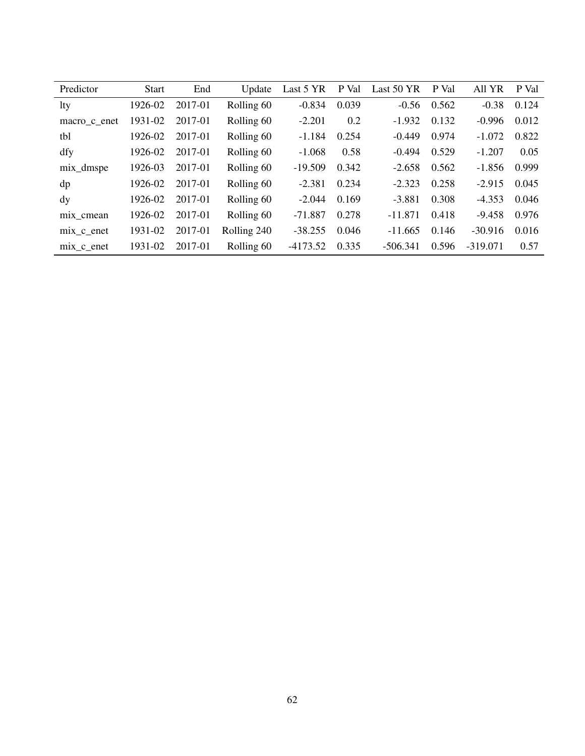| Predictor | Start | End | Update | Last 5 YR | P Val | Last 50 YR | P Val | All YR | P Val |
|---|---|---|---|---|---|---|---|---|---|
| lty | 1926-02 | 2017-01 | Rolling 60 | -0.834 | 0.039 | -0.56 | 0.562 | -0.38 | 0.124 |
| macro_c_enet | 1931-02 | 2017-01 | Rolling 60 | -2.201 | 0.2 | -1.932 | 0.132 | -0.996 | 0.012 |
| tbl | 1926-02 | 2017-01 | Rolling 60 | -1.184 | 0.254 | -0.449 | 0.974 | -1.072 | 0.822 |
| dfy | 1926-02 | 2017-01 | Rolling 60 | -1.068 | 0.58 | -0.494 | 0.529 | -1.207 | 0.05 |
| mix_dmspe | 1926-03 | 2017-01 | Rolling 60 | -19.509 | 0.342 | -2.658 | 0.562 | -1.856 | 0.999 |
| dp | 1926-02 | 2017-01 | Rolling 60 | -2.381 | 0.234 | -2.323 | 0.258 | -2.915 | 0.045 |
| dy | 1926-02 | 2017-01 | Rolling 60 | -2.044 | 0.169 | -3.881 | 0.308 | -4.353 | 0.046 |
| mix_cmean | 1926-02 | 2017-01 | Rolling 60 | -71.887 | 0.278 | -11.871 | 0.418 | -9.458 | 0.976 |
| mix_c_enet | 1931-02 | 2017-01 | Rolling 240 | -38.255 | 0.046 | -11.665 | 0.146 | -30.916 | 0.016 |
| mix_c_enet | 1931-02 | 2017-01 | Rolling 60 | -4173.52 | 0.335 | -506.341 | 0.596 | -319.071 | 0.57 |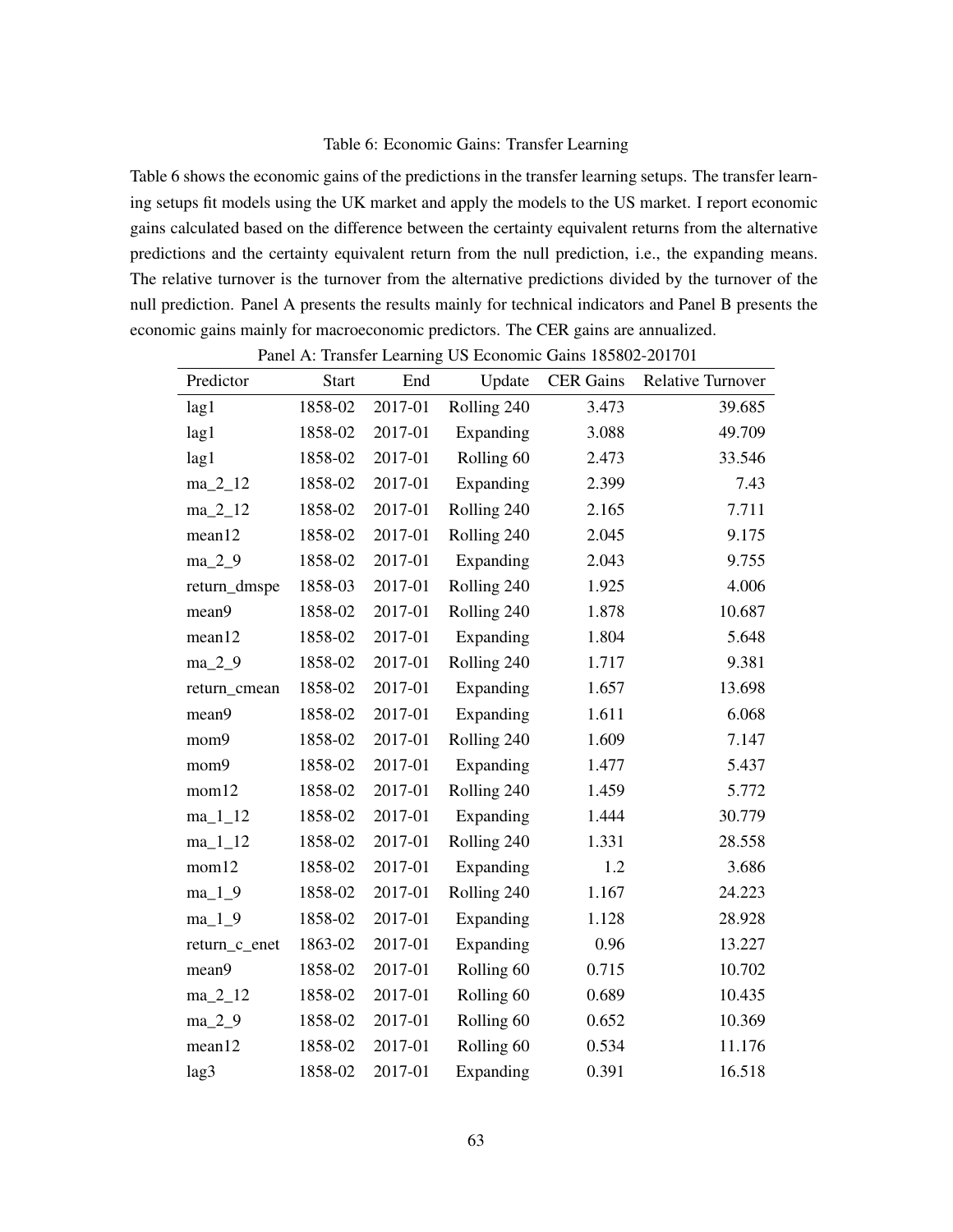Table 6: Economic Gains: Transfer Learning

Table 6 shows the economic gains of the predictions in the transfer learning setups. The transfer learning setups fit models using the UK market and apply the models to the US market. I report economic gains calculated based on the difference between the certainty equivalent returns from the alternative predictions and the certainty equivalent return from the null prediction, i.e., the expanding means. The relative turnover is the turnover from the alternative predictions divided by the turnover of the null prediction. Panel A presents the results mainly for technical indicators and Panel B presents the economic gains mainly for macroeconomic predictors. The CER gains are annualized.

Panel A: Transfer Learning US Economic Gains 185802-201701

| Predictor | Start | End | Update | CER Gains | Relative Turnover |
|---|---|---|---|---|---|
| lag1 | 1858-02 | 2017-01 | Rolling 240 | 3.473 | 39.685 |
| lag1 | 1858-02 | 2017-01 | Expanding | 3.088 | 49.709 |
| lag1 | 1858-02 | 2017-01 | Rolling 60 | 2.473 | 33.546 |
| ma_2_12 | 1858-02 | 2017-01 | Expanding | 2.399 | 7.43 |
| ma_2_12 | 1858-02 | 2017-01 | Rolling 240 | 2.165 | 7.711 |
| mean12 | 1858-02 | 2017-01 | Rolling 240 | 2.045 | 9.175 |
| ma_2_9 | 1858-02 | 2017-01 | Expanding | 2.043 | 9.755 |
| return_dmspe | 1858-03 | 2017-01 | Rolling 240 | 1.925 | 4.006 |
| mean9 | 1858-02 | 2017-01 | Rolling 240 | 1.878 | 10.687 |
| mean12 | 1858-02 | 2017-01 | Expanding | 1.804 | 5.648 |
| ma_2_9 | 1858-02 | 2017-01 | Rolling 240 | 1.717 | 9.381 |
| return_cmean | 1858-02 | 2017-01 | Expanding | 1.657 | 13.698 |
| mean9 | 1858-02 | 2017-01 | Expanding | 1.611 | 6.068 |
| mom9 | 1858-02 | 2017-01 | Rolling 240 | 1.609 | 7.147 |
| mom9 | 1858-02 | 2017-01 | Expanding | 1.477 | 5.437 |
| mom12 | 1858-02 | 2017-01 | Rolling 240 | 1.459 | 5.772 |
| ma_1_12 | 1858-02 | 2017-01 | Expanding | 1.444 | 30.779 |
| ma_1_12 | 1858-02 | 2017-01 | Rolling 240 | 1.331 | 28.558 |
| mom12 | 1858-02 | 2017-01 | Expanding | 1.2 | 3.686 |
| ma_1_9 | 1858-02 | 2017-01 | Rolling 240 | 1.167 | 24.223 |
| ma_1_9 | 1858-02 | 2017-01 | Expanding | 1.128 | 28.928 |
| return_c_enet | 1863-02 | 2017-01 | Expanding | 0.96 | 13.227 |
| mean9 | 1858-02 | 2017-01 | Rolling 60 | 0.715 | 10.702 |
| ma_2_12 | 1858-02 | 2017-01 | Rolling 60 | 0.689 | 10.435 |
| ma_2_9 | 1858-02 | 2017-01 | Rolling 60 | 0.652 | 10.369 |
| mean12 | 1858-02 | 2017-01 | Rolling 60 | 0.534 | 11.176 |
| lag3 | 1858-02 | 2017-01 | Expanding | 0.391 | 16.518 |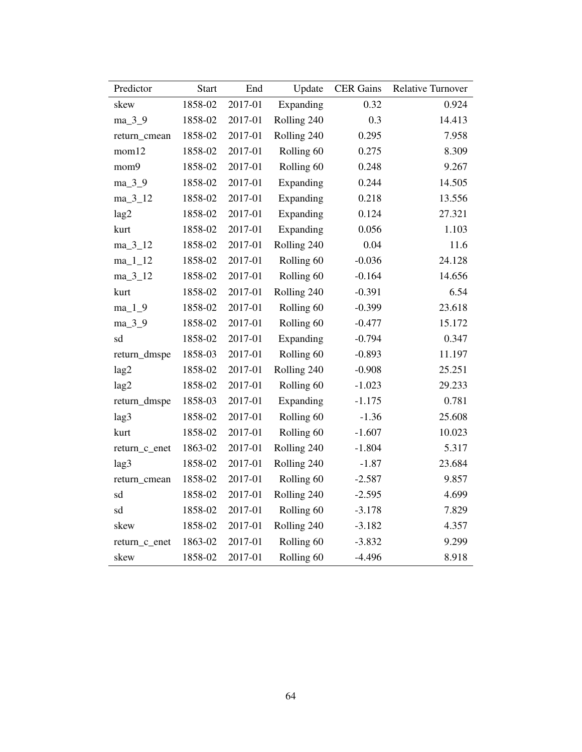| Predictor | Start | End | Update | CER Gains | Relative Turnover |
|---|---|---|---|---|---|
| skew | 1858-02 | 2017-01 | Expanding | 0.32 | 0.924 |
| ma_3_9 | 1858-02 | 2017-01 | Rolling 240 | 0.3 | 14.413 |
| return_cmean | 1858-02 | 2017-01 | Rolling 240 | 0.295 | 7.958 |
| mom12 | 1858-02 | 2017-01 | Rolling 60 | 0.275 | 8.309 |
| mom9 | 1858-02 | 2017-01 | Rolling 60 | 0.248 | 9.267 |
| ma_3_9 | 1858-02 | 2017-01 | Expanding | 0.244 | 14.505 |
| ma_3_12 | 1858-02 | 2017-01 | Expanding | 0.218 | 13.556 |
| lag2 | 1858-02 | 2017-01 | Expanding | 0.124 | 27.321 |
| kurt | 1858-02 | 2017-01 | Expanding | 0.056 | 1.103 |
| ma_3_12 | 1858-02 | 2017-01 | Rolling 240 | 0.04 | 11.6 |
| ma_1_12 | 1858-02 | 2017-01 | Rolling 60 | -0.036 | 24.128 |
| ma_3_12 | 1858-02 | 2017-01 | Rolling 60 | -0.164 | 14.656 |
| kurt | 1858-02 | 2017-01 | Rolling 240 | -0.391 | 6.54 |
| ma_1_9 | 1858-02 | 2017-01 | Rolling 60 | -0.399 | 23.618 |
| ma_3_9 | 1858-02 | 2017-01 | Rolling 60 | -0.477 | 15.172 |
| sd | 1858-02 | 2017-01 | Expanding | -0.794 | 0.347 |
| return_dmspe | 1858-03 | 2017-01 | Rolling 60 | -0.893 | 11.197 |
| lag2 | 1858-02 | 2017-01 | Rolling 240 | -0.908 | 25.251 |
| lag2 | 1858-02 | 2017-01 | Rolling 60 | -1.023 | 29.233 |
| return_dmspe | 1858-03 | 2017-01 | Expanding | -1.175 | 0.781 |
| lag3 | 1858-02 | 2017-01 | Rolling 60 | -1.36 | 25.608 |
| kurt | 1858-02 | 2017-01 | Rolling 60 | -1.607 | 10.023 |
| return_c_enet | 1863-02 | 2017-01 | Rolling 240 | -1.804 | 5.317 |
| lag3 | 1858-02 | 2017-01 | Rolling 240 | -1.87 | 23.684 |
| return_cmean | 1858-02 | 2017-01 | Rolling 60 | -2.587 | 9.857 |
| sd | 1858-02 | 2017-01 | Rolling 240 | -2.595 | 4.699 |
| sd | 1858-02 | 2017-01 | Rolling 60 | -3.178 | 7.829 |
| skew | 1858-02 | 2017-01 | Rolling 240 | -3.182 | 4.357 |
| return_c_enet | 1863-02 | 2017-01 | Rolling 60 | -3.832 | 9.299 |
| skew | 1858-02 | 2017-01 | Rolling 60 | -4.496 | 8.918 |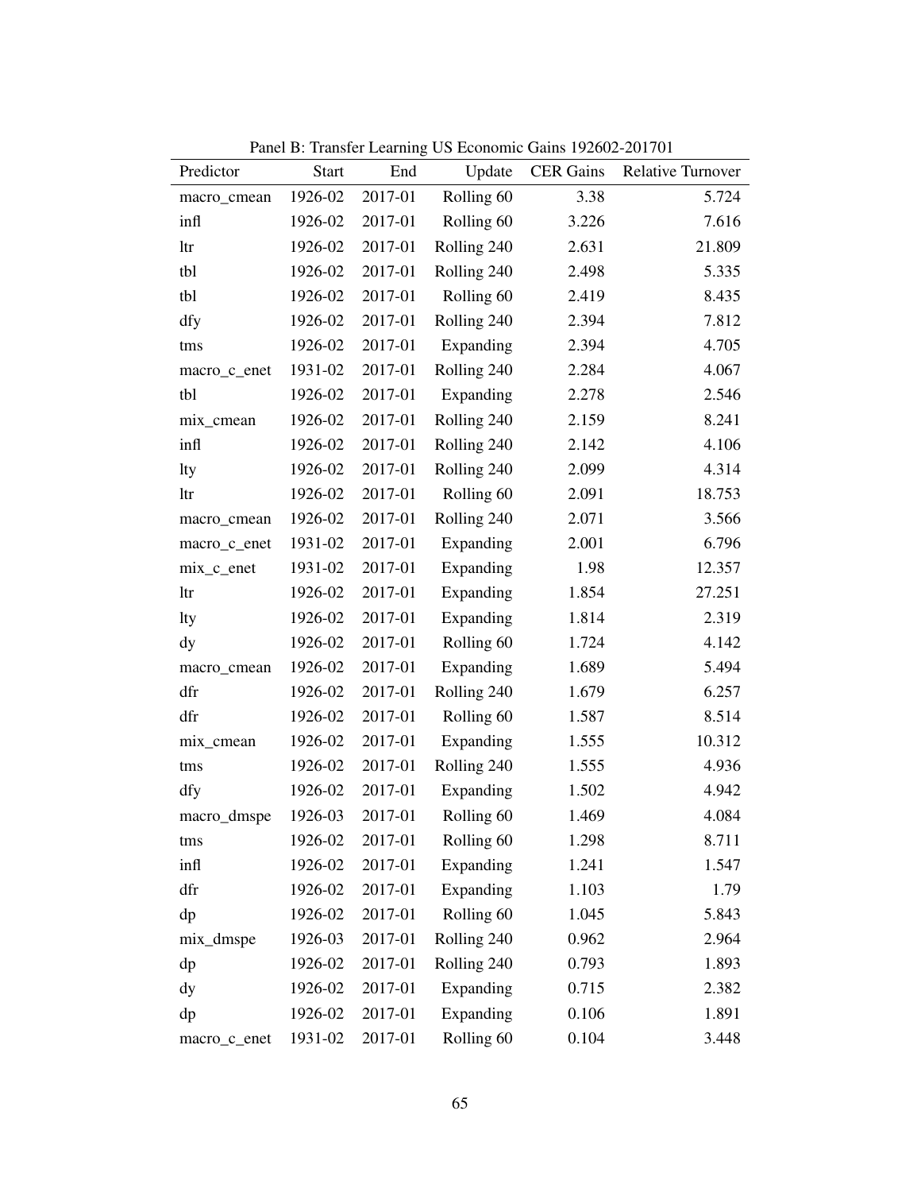Panel B: Transfer Learning US Economic Gains 192602-201701

| Predictor | Start | End | Update | CER Gains | Relative Turnover |
|---|---|---|---|---|---|
| macro_cmean | 1926-02 | 2017-01 | Rolling 60 | 3.38 | 5.724 |
| infl | 1926-02 | 2017-01 | Rolling 60 | 3.226 | 7.616 |
| ltr | 1926-02 | 2017-01 | Rolling 240 | 2.631 | 21.809 |
| tbl | 1926-02 | 2017-01 | Rolling 240 | 2.498 | 5.335 |
| tbl | 1926-02 | 2017-01 | Rolling 60 | 2.419 | 8.435 |
| dfy | 1926-02 | 2017-01 | Rolling 240 | 2.394 | 7.812 |
| tms | 1926-02 | 2017-01 | Expanding | 2.394 | 4.705 |
| macro_c_enet | 1931-02 | 2017-01 | Rolling 240 | 2.284 | 4.067 |
| tbl | 1926-02 | 2017-01 | Expanding | 2.278 | 2.546 |
| mix_cmean | 1926-02 | 2017-01 | Rolling 240 | 2.159 | 8.241 |
| infl | 1926-02 | 2017-01 | Rolling 240 | 2.142 | 4.106 |
| lty | 1926-02 | 2017-01 | Rolling 240 | 2.099 | 4.314 |
| ltr | 1926-02 | 2017-01 | Rolling 60 | 2.091 | 18.753 |
| macro_cmean | 1926-02 | 2017-01 | Rolling 240 | 2.071 | 3.566 |
| macro_c_enet | 1931-02 | 2017-01 | Expanding | 2.001 | 6.796 |
| mix_c_enet | 1931-02 | 2017-01 | Expanding | 1.98 | 12.357 |
| ltr | 1926-02 | 2017-01 | Expanding | 1.854 | 27.251 |
| lty | 1926-02 | 2017-01 | Expanding | 1.814 | 2.319 |
| dy | 1926-02 | 2017-01 | Rolling 60 | 1.724 | 4.142 |
| macro_cmean | 1926-02 | 2017-01 | Expanding | 1.689 | 5.494 |
| dfr | 1926-02 | 2017-01 | Rolling 240 | 1.679 | 6.257 |
| dfr | 1926-02 | 2017-01 | Rolling 60 | 1.587 | 8.514 |
| mix_cmean | 1926-02 | 2017-01 | Expanding | 1.555 | 10.312 |
| tms | 1926-02 | 2017-01 | Rolling 240 | 1.555 | 4.936 |
| dfy | 1926-02 | 2017-01 | Expanding | 1.502 | 4.942 |
| macro_dmspe | 1926-03 | 2017-01 | Rolling 60 | 1.469 | 4.084 |
| tms | 1926-02 | 2017-01 | Rolling 60 | 1.298 | 8.711 |
| infl | 1926-02 | 2017-01 | Expanding | 1.241 | 1.547 |
| dfr | 1926-02 | 2017-01 | Expanding | 1.103 | 1.79 |
| dp | 1926-02 | 2017-01 | Rolling 60 | 1.045 | 5.843 |
| mix_dmspe | 1926-03 | 2017-01 | Rolling 240 | 0.962 | 2.964 |
| dp | 1926-02 | 2017-01 | Rolling 240 | 0.793 | 1.893 |
| dy | 1926-02 | 2017-01 | Expanding | 0.715 | 2.382 |
| dp | 1926-02 | 2017-01 | Expanding | 0.106 | 1.891 |
| macro_c_enet | 1931-02 | 2017-01 | Rolling 60 | 0.104 | 3.448 |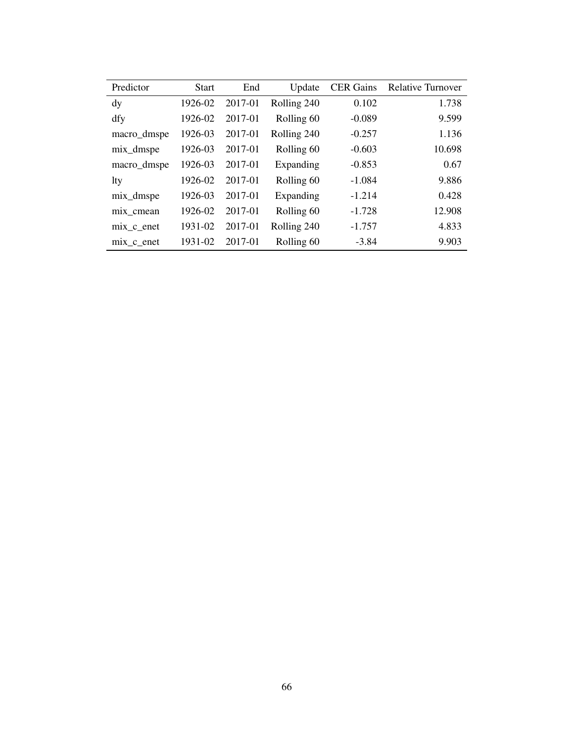| Predictor | Start | End | Update | CER Gains | Relative Turnover |
|---|---|---|---|---|---|
| dy | 1926-02 | 2017-01 | Rolling 240 | 0.102 | 1.738 |
| dfy | 1926-02 | 2017-01 | Rolling 60 | -0.089 | 9.599 |
| macro_dmspe | 1926-03 | 2017-01 | Rolling 240 | -0.257 | 1.136 |
| mix_dmspe | 1926-03 | 2017-01 | Rolling 60 | -0.603 | 10.698 |
| macro_dmspe | 1926-03 | 2017-01 | Expanding | -0.853 | 0.67 |
| lty | 1926-02 | 2017-01 | Rolling 60 | -1.084 | 9.886 |
| mix_dmspe | 1926-03 | 2017-01 | Expanding | -1.214 | 0.428 |
| mix_cmean | 1926-02 | 2017-01 | Rolling 60 | -1.728 | 12.908 |
| mix_c_enet | 1931-02 | 2017-01 | Rolling 240 | -1.757 | 4.833 |
| mix_c_enet | 1931-02 | 2017-01 | Rolling 60 | -3.84 | 9.903 |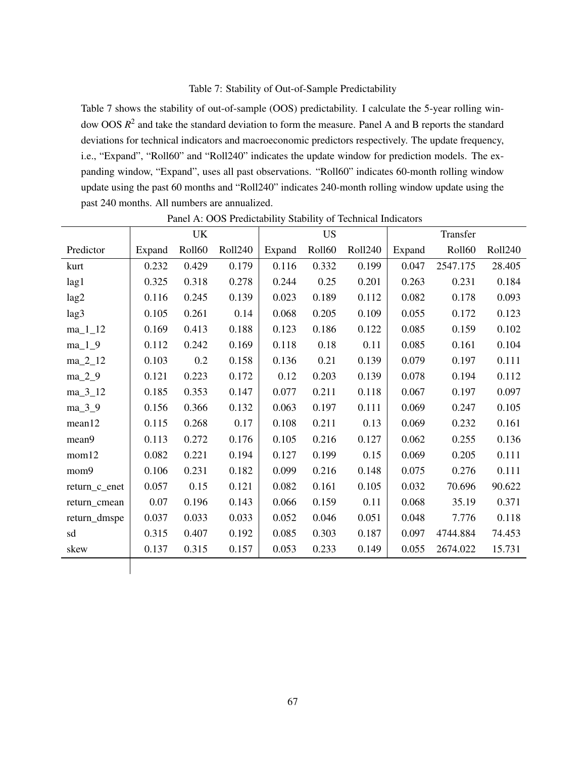Table 7: Stability of Out-of-Sample Predictability

Table 7 shows the stability of out-of-sample (OOS) predictability. I calculate the 5-year rolling window OOS $R^2$ and take the standard deviation to form the measure. Panel A and B reports the standard deviations for technical indicators and macroeconomic predictors respectively. The update frequency, i.e., "Expand", "Roll60" and "Roll240" indicates the update window for prediction models. The expanding window, "Expand", uses all past observations. "Roll60" indicates 60-month rolling window update using the past 60 months and "Roll240" indicates 240-month rolling window update using the past 240 months. All numbers are annualized.

Panel A: OOS Predictability Stability of Technical Indicators

| | UK | | | US | | | Transfer | | |
|---|---|---|---|---|---|---|---|---|---|
| Predictor | Expand | Roll60 | Roll240 | Expand | Roll60 | Roll240 | Expand | Roll60 | Roll240 |
| kurt | 0.232 | 0.429 | 0.179 | 0.116 | 0.332 | 0.199 | 0.047 | 2547.175 | 28.405 |
| lag1 | 0.325 | 0.318 | 0.278 | 0.244 | 0.25 | 0.201 | 0.263 | 0.231 | 0.184 |
| lag2 | 0.116 | 0.245 | 0.139 | 0.023 | 0.189 | 0.112 | 0.082 | 0.178 | 0.093 |
| lag3 | 0.105 | 0.261 | 0.14 | 0.068 | 0.205 | 0.109 | 0.055 | 0.172 | 0.123 |
| ma_1_12 | 0.169 | 0.413 | 0.188 | 0.123 | 0.186 | 0.122 | 0.085 | 0.159 | 0.102 |
| ma_1_9 | 0.112 | 0.242 | 0.169 | 0.118 | 0.18 | 0.11 | 0.085 | 0.161 | 0.104 |
| ma_2_12 | 0.103 | 0.2 | 0.158 | 0.136 | 0.21 | 0.139 | 0.079 | 0.197 | 0.111 |
| ma_2_9 | 0.121 | 0.223 | 0.172 | 0.12 | 0.203 | 0.139 | 0.078 | 0.194 | 0.112 |
| ma_3_12 | 0.185 | 0.353 | 0.147 | 0.077 | 0.211 | 0.118 | 0.067 | 0.197 | 0.097 |
| ma_3_9 | 0.156 | 0.366 | 0.132 | 0.063 | 0.197 | 0.111 | 0.069 | 0.247 | 0.105 |
| mean12 | 0.115 | 0.268 | 0.17 | 0.108 | 0.211 | 0.13 | 0.069 | 0.232 | 0.161 |
| mean9 | 0.113 | 0.272 | 0.176 | 0.105 | 0.216 | 0.127 | 0.062 | 0.255 | 0.136 |
| mom12 | 0.082 | 0.221 | 0.194 | 0.127 | 0.199 | 0.15 | 0.069 | 0.205 | 0.111 |
| mom9 | 0.106 | 0.231 | 0.182 | 0.099 | 0.216 | 0.148 | 0.075 | 0.276 | 0.111 |
| return_c_enet | 0.057 | 0.15 | 0.121 | 0.082 | 0.161 | 0.105 | 0.032 | 70.696 | 90.622 |
| return_cmean | 0.07 | 0.196 | 0.143 | 0.066 | 0.159 | 0.11 | 0.068 | 35.19 | 0.371 |
| return_dmspe | 0.037 | 0.033 | 0.033 | 0.052 | 0.046 | 0.051 | 0.048 | 7.776 | 0.118 |
| sd | 0.315 | 0.407 | 0.192 | 0.085 | 0.303 | 0.187 | 0.097 | 4744.884 | 74.453 |
| skew | 0.137 | 0.315 | 0.157 | 0.053 | 0.233 | 0.149 | 0.055 | 2674.022 | 15.731 |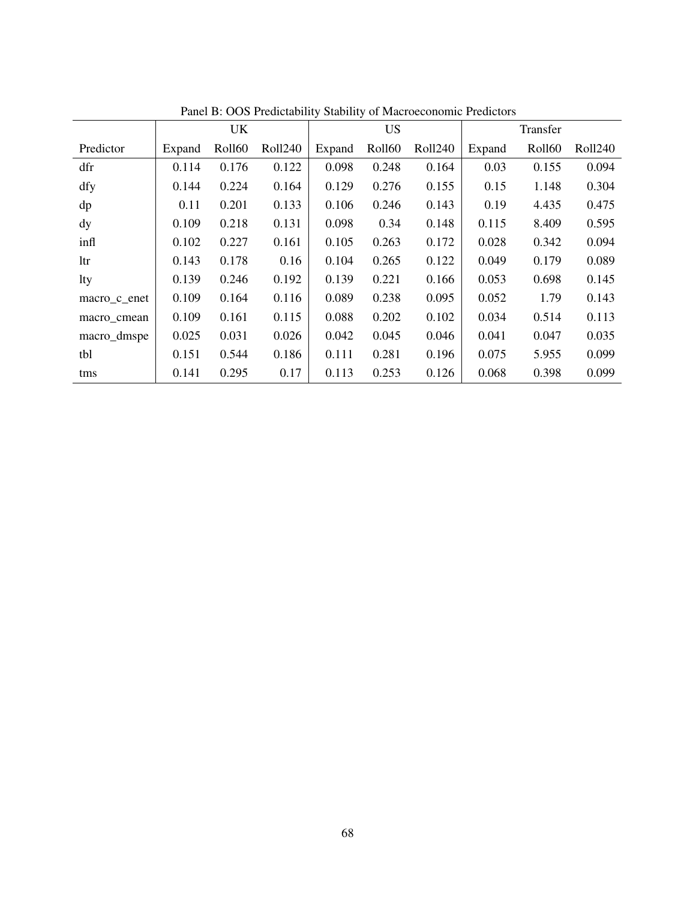Panel B: OOS Predictability Stability of Macroeconomic Predictors

| | UK | | | US | | | Transfer | | |
|---|---|---|---|---|---|---|---|---|---|
| Predictor | Expand | Roll60 | Roll240 | Expand | Roll60 | Roll240 | Expand | Roll60 | Roll240 |
| dfr | 0.114 | 0.176 | 0.122 | 0.098 | 0.248 | 0.164 | 0.03 | 0.155 | 0.094 |
| dfy | 0.144 | 0.224 | 0.164 | 0.129 | 0.276 | 0.155 | 0.15 | 1.148 | 0.304 |
| dp | 0.11 | 0.201 | 0.133 | 0.106 | 0.246 | 0.143 | 0.19 | 4.435 | 0.475 |
| dy | 0.109 | 0.218 | 0.131 | 0.098 | 0.34 | 0.148 | 0.115 | 8.409 | 0.595 |
| infl | 0.102 | 0.227 | 0.161 | 0.105 | 0.263 | 0.172 | 0.028 | 0.342 | 0.094 |
| ltr | 0.143 | 0.178 | 0.16 | 0.104 | 0.265 | 0.122 | 0.049 | 0.179 | 0.089 |
| lty | 0.139 | 0.246 | 0.192 | 0.139 | 0.221 | 0.166 | 0.053 | 0.698 | 0.145 |
| macro_c_enet | 0.109 | 0.164 | 0.116 | 0.089 | 0.238 | 0.095 | 0.052 | 1.79 | 0.143 |
| macro_cmean | 0.109 | 0.161 | 0.115 | 0.088 | 0.202 | 0.102 | 0.034 | 0.514 | 0.113 |
| macro_dmspe | 0.025 | 0.031 | 0.026 | 0.042 | 0.045 | 0.046 | 0.041 | 0.047 | 0.035 |
| tbl | 0.151 | 0.544 | 0.186 | 0.111 | 0.281 | 0.196 | 0.075 | 5.955 | 0.099 |
| tms | 0.141 | 0.295 | 0.17 | 0.113 | 0.253 | 0.126 | 0.068 | 0.398 | 0.099 |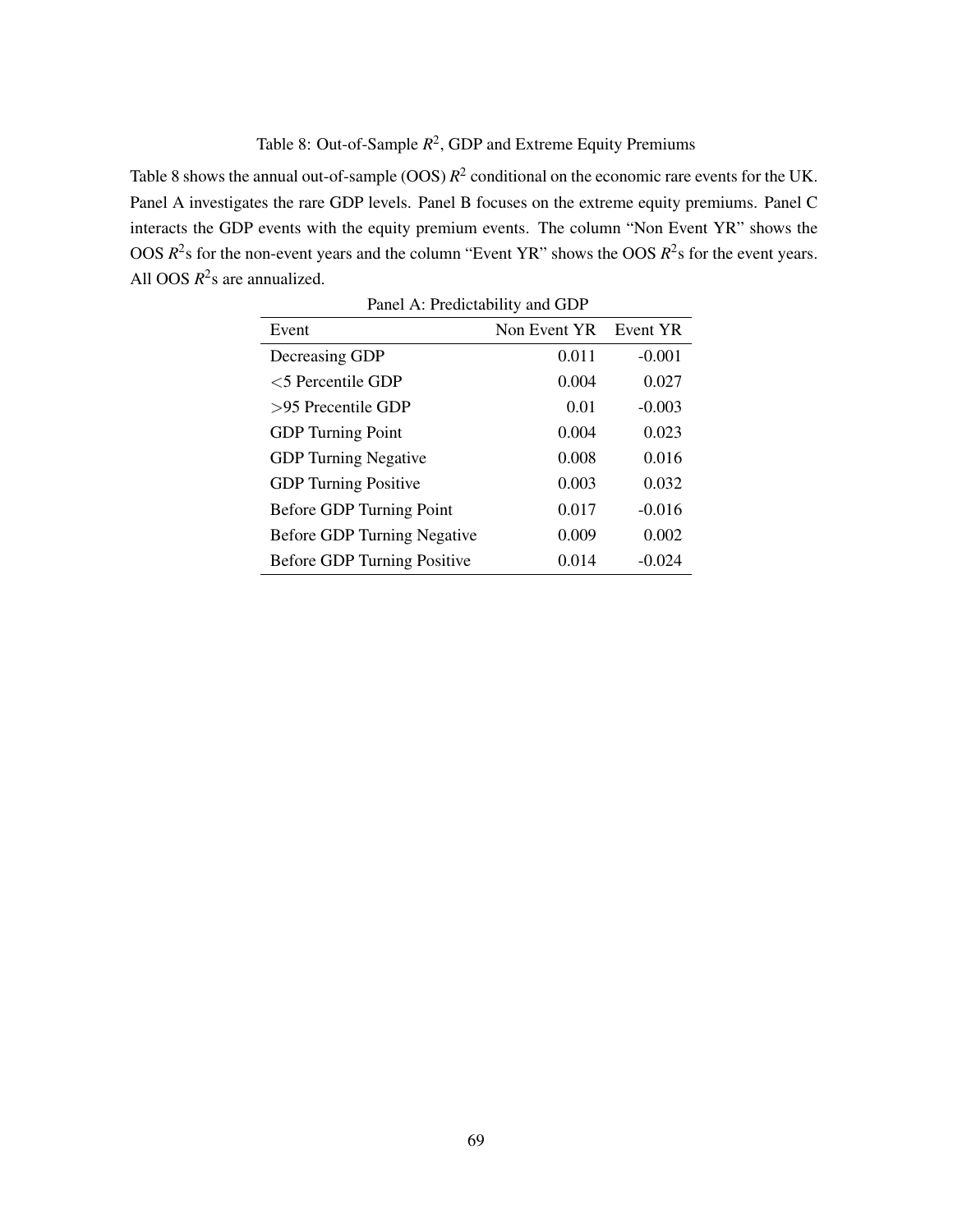Table 8: Out-of-Sample $R^2$, GDP and Extreme Equity Premiums

Table 8 shows the annual out-of-sample (OOS) $R^2$ conditional on the economic rare events for the UK. Panel A investigates the rare GDP levels. Panel B focuses on the extreme equity premiums. Panel C interacts the GDP events with the equity premium events. The column "Non Event YR" shows the OOS $R^2$s for the non-event years and the column "Event YR" shows the OOS $R^2$s for the event years. All OOS $R^2$s are annualized.

Panel A: Predictability and GDP

| Event | Non Event YR | Event YR |
|---|---|---|
| Decreasing GDP | 0.011 | -0.001 |
| <5 Percentile GDP | 0.004 | 0.027 |
| >95 Precentile GDP | 0.01 | -0.003 |
| GDP Turning Point | 0.004 | 0.023 |
| GDP Turning Negative | 0.008 | 0.016 |
| GDP Turning Positive | 0.003 | 0.032 |
| Before GDP Turning Point | 0.017 | -0.016 |
| Before GDP Turning Negative | 0.009 | 0.002 |
| Before GDP Turning Positive | 0.014 | -0.024 |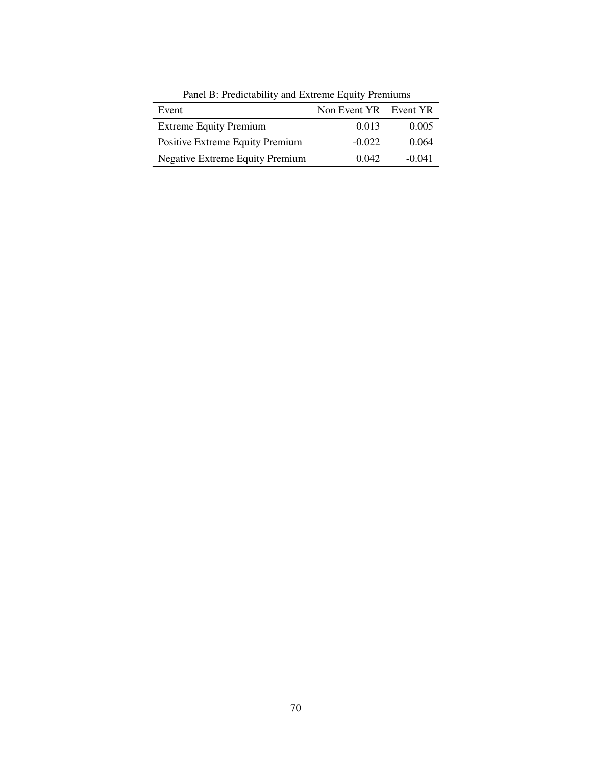Panel B: Predictability and Extreme Equity Premiums

| Event | Non Event YR | Event YR |
|---|---|---|
| Extreme Equity Premium | 0.013 | 0.005 |
| Positive Extreme Equity Premium | -0.022 | 0.064 |
| Negative Extreme Equity Premium | 0.042 | -0.041 |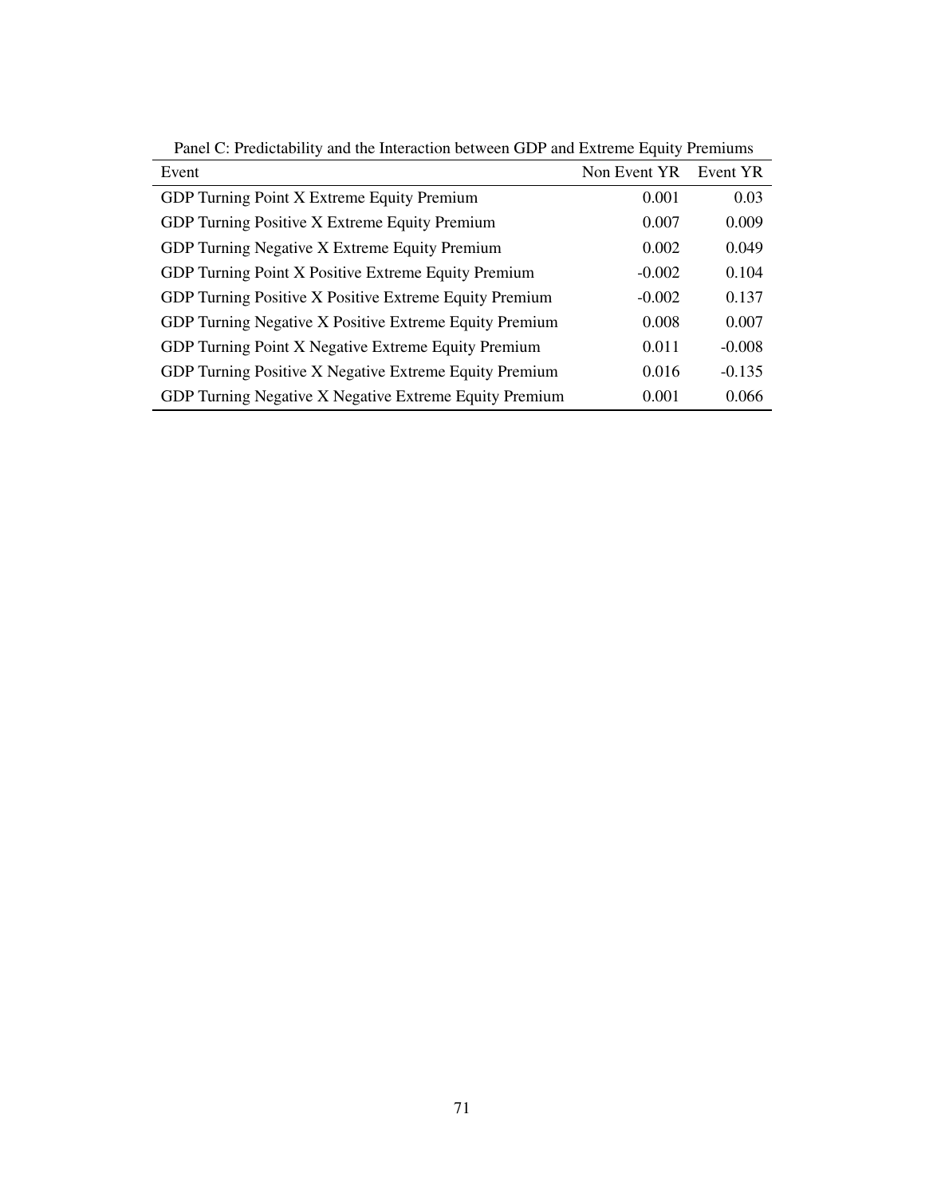Panel C: Predictability and the Interaction between GDP and Extreme Equity Premiums

| Event | Non Event YR | Event YR |
|---|---|---|
| GDP Turning Point X Extreme Equity Premium | 0.001 | 0.03 |
| GDP Turning Positive X Extreme Equity Premium | 0.007 | 0.009 |
| GDP Turning Negative X Extreme Equity Premium | 0.002 | 0.049 |
| GDP Turning Point X Positive Extreme Equity Premium | -0.002 | 0.104 |
| GDP Turning Positive X Positive Extreme Equity Premium | -0.002 | 0.137 |
| GDP Turning Negative X Positive Extreme Equity Premium | 0.008 | 0.007 |
| GDP Turning Point X Negative Extreme Equity Premium | 0.011 | -0.008 |
| GDP Turning Positive X Negative Extreme Equity Premium | 0.016 | -0.135 |
| GDP Turning Negative X Negative Extreme Equity Premium | 0.001 | 0.066 |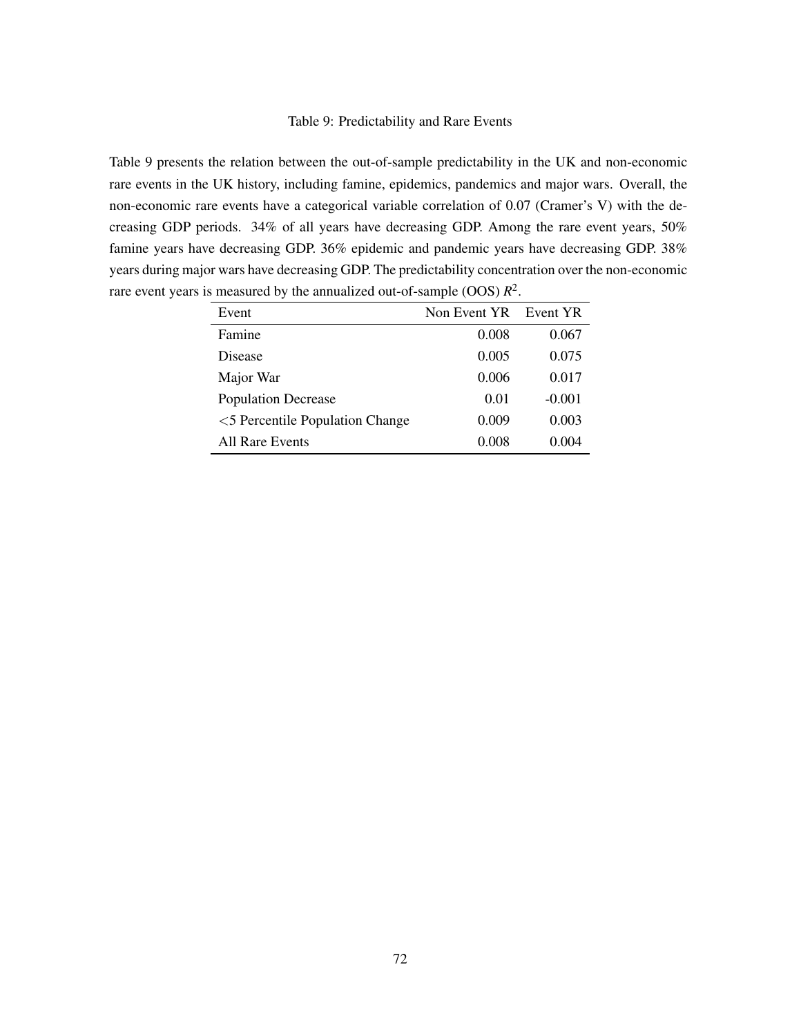Table 9: Predictability and Rare Events

Table 9 presents the relation between the out-of-sample predictability in the UK and non-economic rare events in the UK history, including famine, epidemics, pandemics and major wars. Overall, the non-economic rare events have a categorical variable correlation of 0.07 (Cramer's V) with the decreasing GDP periods. 34% of all years have decreasing GDP. Among the rare event years, 50% famine years have decreasing GDP. 36% epidemic and pandemic years have decreasing GDP. 38% years during major wars have decreasing GDP. The predictability concentration over the non-economic rare event years is measured by the annualized out-of-sample (OOS) $R^2$.

| Event | Non Event YR | Event YR |
|---|---|---|
| Famine | 0.008 | 0.067 |
| Disease | 0.005 | 0.075 |
| Major War | 0.006 | 0.017 |
| Population Decrease | 0.01 | -0.001 |
| <5 Percentile Population Change | 0.009 | 0.003 |
| All Rare Events | 0.008 | 0.004 |